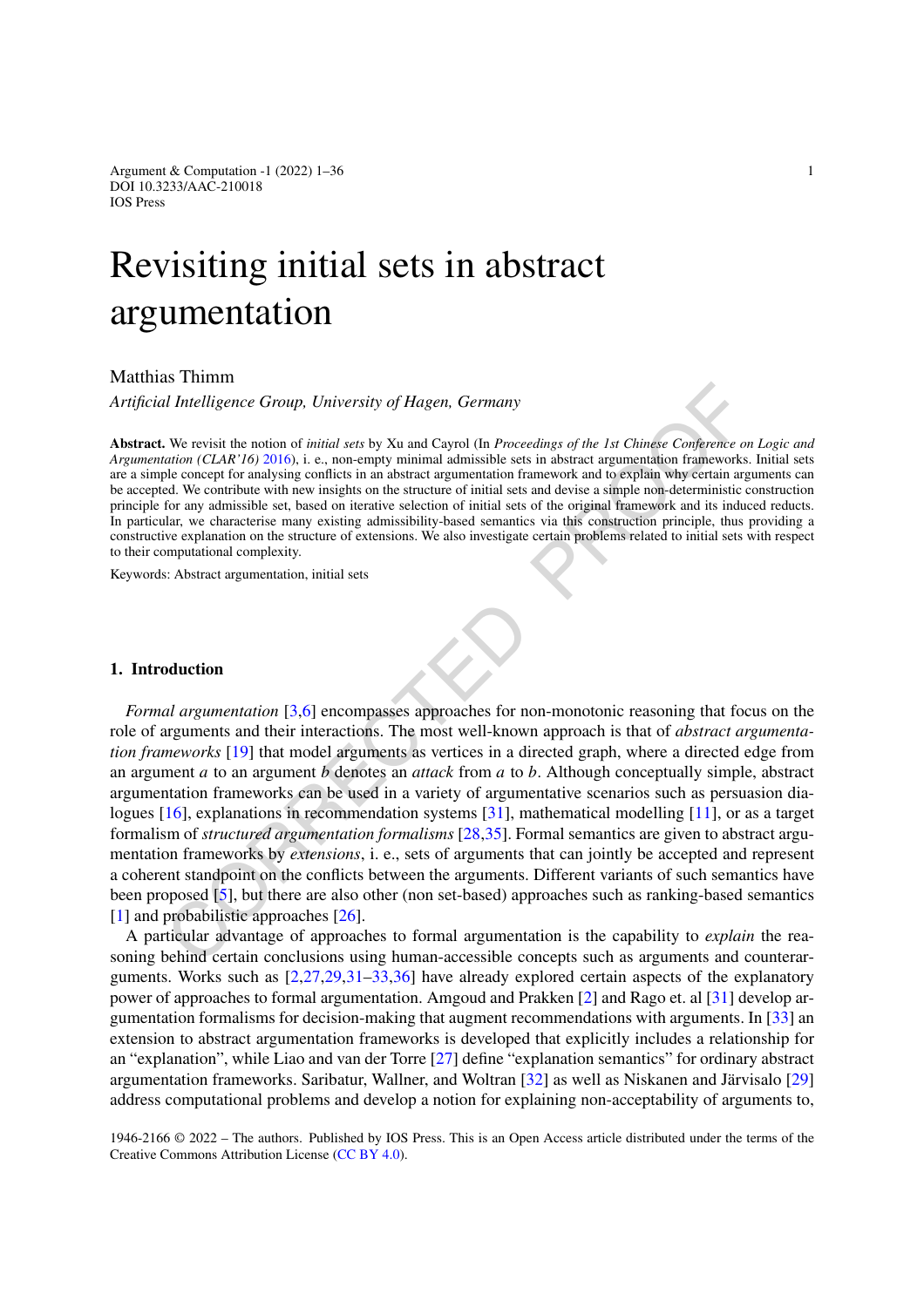# Revisiting initial sets in abstract argumentation

Matthias Thimm

*Artificial Intelligence Group, University of Hagen, Germany*

**Abstract.** We revisit the notion of *initial sets* by Xu and Cayrol (In *Proceedings of the 1st Chinese Conference on Logic and Argumentation (CLAR'16)* 2016), i. e., non-empty minimal admissible sets in abstract argumentation frameworks. Initial sets are a simple concept for analysing conflicts in an abstract argumentation framework and to explain why certain arguments can be accepted. We contribute with new insights on the structure of initial sets and devise a simple non-deterministic construction principle for any admissible set, based on iterative selection of initial sets of the original framework and its induced reducts. In particular, we characterise many existing admissibility-based semantics via this construction principle, thus providing a constructive explanation on the structure of extensions. We also investigate certain problems related to initial sets with respect to their computational complexity.

Keywords: Abstract argumentation, initial sets

## 1. Introduction

*Formal argumentation* [3,6] encompasses approaches for non-monotonic reasoning that focus on the role of arguments and their interactions. The most well-known approach is that of *abstract argumentation frameworks* [19] that model arguments as vertices in a directed graph, where a directed edge from an argument *a* to an argument *b* denotes an *attack* from *a* to *b*. Although conceptually simple, abstract argumentation frameworks can be used in a variety of argumentative scenarios such as persuasion dialogues [16], explanations in recommendation systems [31], mathematical modelling [11], or as a target formalism of *structured argumentation formalisms* [28,35]. Formal semantics are given to abstract argumentation frameworks by *extensions*, i. e., sets of arguments that can jointly be accepted and represent a coherent standpoint on the conflicts between the arguments. Different variants of such semantics have been proposed [5], but there are also other (non set-based) approaches such as ranking-based semantics [1] and probabilistic approaches [26].

A particular advantage of approaches to formal argumentation is the capability to *explain* the reasoning behind certain conclusions using human-accessible concepts such as arguments and counterarguments. Works such as [2,27,29,31–33,36] have already explored certain aspects of the explanatory power of approaches to formal argumentation. Amgoud and Prakken [2] and Rago et. al [31] develop argumentation formalisms for decision-making that augment recommendations with arguments. In [33] an extension to abstract argumentation frameworks is developed that explicitly includes a relationship for an "explanation", while Liao and van der Torre [27] define "explanation semantics" for ordinary abstract argumentation frameworks. Saribatur, Wallner, and Woltran [32] as well as Niskanen and Järvisalo [29] address computational problems and develop a notion for explaining non-acceptability of arguments to,

1946-2166 © 2022 – The authors. Published by IOS Press. This is an Open Access article distributed under the terms of the Creative Commons Attribution License (CC BY 4.0).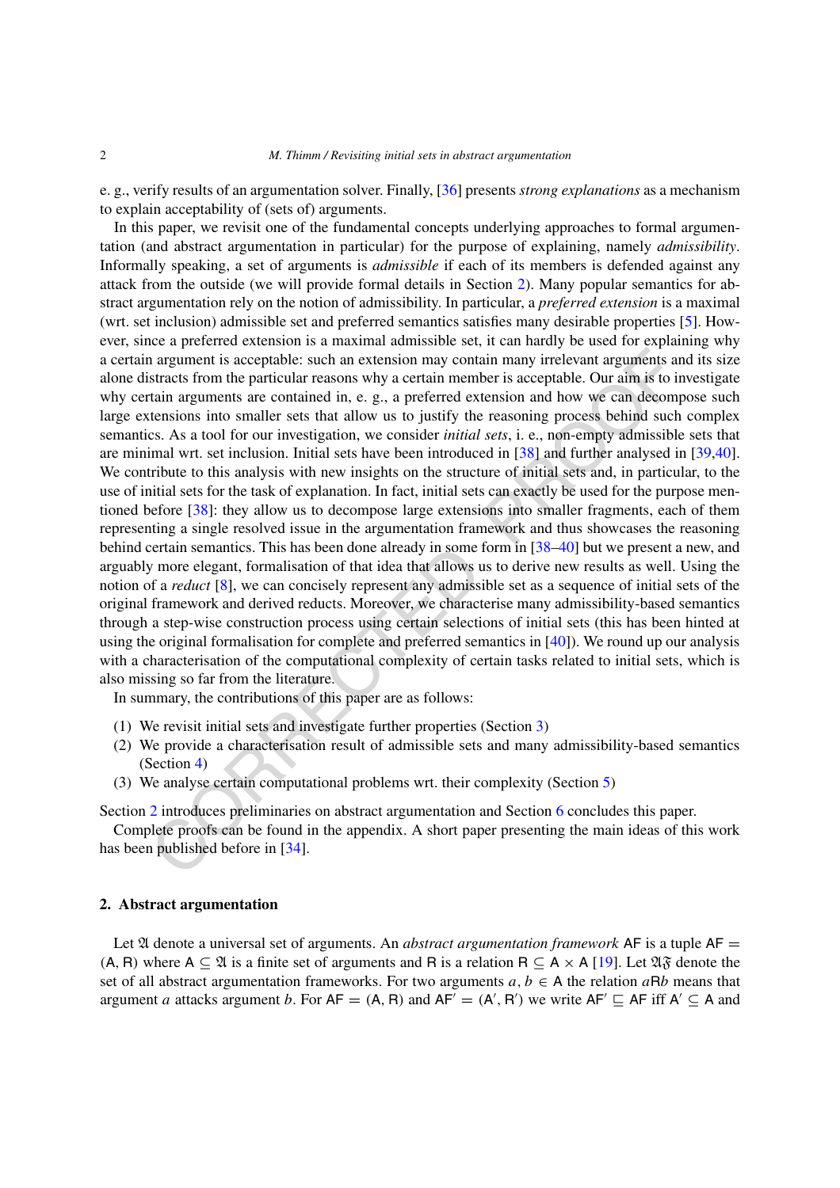e. g., verify results of an argumentation solver. Finally, [36] presents *strong explanations* as a mechanism to explain acceptability of (sets of) arguments.

In this paper, we revisit one of the fundamental concepts underlying approaches to formal argumentation (and abstract argumentation in particular) for the purpose of explaining, namely *admissibility*. Informally speaking, a set of arguments is *admissible* if each of its members is defended against any attack from the outside (we will provide formal details in Section 2). Many popular semantics for abstract argumentation rely on the notion of admissibility. In particular, a *preferred extension* is a maximal (wrt. set inclusion) admissible set and preferred semantics satisfies many desirable properties [5]. However, since a preferred extension is a maximal admissible set, it can hardly be used for explaining why a certain argument is acceptable: such an extension may contain many irrelevant arguments and its size alone distracts from the particular reasons why a certain member is acceptable. Our aim is to investigate why certain arguments are contained in, e. g., a preferred extension and how we can decompose such large extensions into smaller sets that allow us to justify the reasoning process behind such complex semantics. As a tool for our investigation, we consider *initial sets*, i. e., non-empty admissible sets that are minimal wrt. set inclusion. Initial sets have been introduced in [38] and further analysed in [39,40]. We contribute to this analysis with new insights on the structure of initial sets and, in particular, to the use of initial sets for the task of explanation. In fact, initial sets can exactly be used for the purpose mentioned before [38]: they allow us to decompose large extensions into smaller fragments, each of them representing a single resolved issue in the argumentation framework and thus showcases the reasoning behind certain semantics. This has been done already in some form in [38–40] but we present a new, and arguably more elegant, formalisation of that idea that allows us to derive new results as well. Using the notion of a *reduct* [8], we can concisely represent any admissible set as a sequence of initial sets of the original framework and derived reducts. Moreover, we characterise many admissibility-based semantics through a step-wise construction process using certain selections of initial sets (this has been hinted at using the original formalisation for complete and preferred semantics in [40]). We round up our analysis with a characterisation of the computational complexity of certain tasks related to initial sets, which is also missing so far from the literature.

In summary, the contributions of this paper are as follows:

(1) We revisit initial sets and investigate further properties (Section 3)
(2) We provide a characterisation result of admissible sets and many admissibility-based semantics (Section 4)
(3) We analyse certain computational problems wrt. their complexity (Section 5)

Section 2 introduces preliminaries on abstract argumentation and Section 6 concludes this paper.

Complete proofs can be found in the appendix. A short paper presenting the main ideas of this work has been published before in [34].

## 2. Abstract argumentation

Let $\mathfrak{A}$ denote a universal set of arguments. An *abstract argumentation framework* $\mathsf{AF}$ is a tuple $\mathsf{AF} = (\mathsf{A}, \mathsf{R})$ where $\mathsf{A} \subseteq \mathfrak{A}$ is a finite set of arguments and $\mathsf{R}$ is a relation $\mathsf{R} \subseteq \mathsf{A} \times \mathsf{A}$ [19]. Let $\mathfrak{AF}$ denote the set of all abstract argumentation frameworks. For two arguments $a, b \in \mathsf{A}$ the relation $a\mathsf{R}b$ means that argument $a$ attacks argument $b$. For $\mathsf{AF} = (\mathsf{A}, \mathsf{R})$ and $\mathsf{AF}' = (\mathsf{A}', \mathsf{R}')$ we write $\mathsf{AF}' \sqsubseteq \mathsf{AF}$ iff $\mathsf{A}' \subseteq \mathsf{A}$ and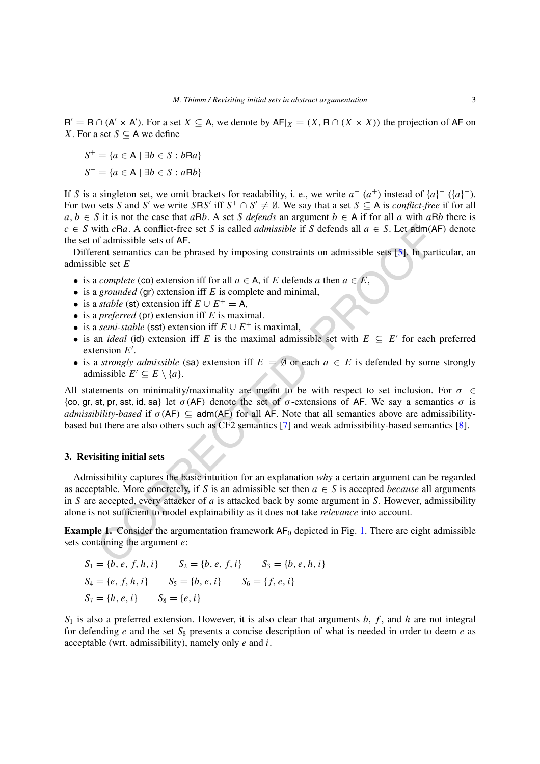$\mathsf{R}' = \mathsf{R} \cap (\mathsf{A}' \times \mathsf{A}')$. For a set $X \subseteq \mathsf{A}$, we denote by $\mathsf{AF}|_X = (X, \mathsf{R} \cap (X \times X))$ the projection of $\mathsf{AF}$ on $X$. For a set $S \subseteq \mathsf{A}$ we define

$$S^+ = \{a \in \mathsf{A} \mid \exists b \in S : b\mathsf{R}a\}$$

$$S^- = \{a \in \mathsf{A} \mid \exists b \in S : a\mathsf{R}b\}$$

If $S$ is a singleton set, we omit brackets for readability, i. e., we write $a^-$ ($a^+$) instead of $\{a\}^-$ ($\{a\}^+$). For two sets $S$ and $S'$ we write $S\mathsf{R}S'$ iff $S^+ \cap S' \neq \emptyset$. We say that a set $S \subseteq \mathsf{A}$ is *conflict-free* if for all $a, b \in S$ it is not the case that $a\mathsf{R}b$. A set $S$ *defends* an argument $b \in \mathsf{A}$ if for all $a$ with $a\mathsf{R}b$ there is $c \in S$ with $c\mathsf{R}a$. A conflict-free set $S$ is called *admissible* if $S$ defends all $a \in S$. Let $\mathsf{adm}(\mathsf{AF})$ denote the set of admissible sets of $\mathsf{AF}$.

Different semantics can be phrased by imposing constraints on admissible sets [5]. In particular, an admissible set $E$

- is a *complete* (co) extension iff for all $a \in \mathsf{A}$, if $E$ defends $a$ then $a \in E$,
- is a *grounded* (gr) extension iff $E$ is complete and minimal,
- is a *stable* (st) extension iff $E \cup E^+ = \mathsf{A}$,
- is a *preferred* (pr) extension iff $E$ is maximal.
- is a *semi-stable* (sst) extension iff $E \cup E^+$ is maximal,
- is an *ideal* (id) extension iff $E$ is the maximal admissible set with $E \subseteq E'$ for each preferred extension $E'$.
- is a *strongly admissible* (sa) extension iff $E = \emptyset$ or each $a \in E$ is defended by some strongly admissible $E' \subseteq E \setminus \{a\}$.

All statements on minimality/maximality are meant to be with respect to set inclusion. For $\sigma \in \{\mathsf{co}, \mathsf{gr}, \mathsf{st}, \mathsf{pr}, \mathsf{sst}, \mathsf{id}, \mathsf{sa}\}$ let $\sigma(\mathsf{AF})$ denote the set of $\sigma$-extensions of $\mathsf{AF}$. We say a semantics $\sigma$ is *admissibility-based* if $\sigma(\mathsf{AF}) \subseteq \mathsf{adm}(\mathsf{AF})$ for all $\mathsf{AF}$. Note that all semantics above are admissibility-based but there are also others such as CF2 semantics [7] and weak admissibility-based semantics [8].

## 3. Revisiting initial sets

Admissibility captures the basic intuition for an explanation *why* a certain argument can be regarded as acceptable. More concretely, if $S$ is an admissible set then $a \in S$ is accepted *because* all arguments in $S$ are accepted, every attacker of $a$ is attacked back by some argument in $S$. However, admissibility alone is not sufficient to model explainability as it does not take *relevance* into account.

**Example 1.** Consider the argumentation framework $\mathsf{AF}_0$ depicted in Fig. 1. There are eight admissible sets containing the argument $e$:

$$S_1 = \{b, e, f, h, i\} \qquad S_2 = \{b, e, f, i\} \qquad S_3 = \{b, e, h, i\}$$

$$S_4 = \{e, f, h, i\} \qquad S_5 = \{b, e, i\} \qquad S_6 = \{f, e, i\}$$

$$S_7 = \{h, e, i\} \qquad S_8 = \{e, i\}$$

$S_1$ is also a preferred extension. However, it is also clear that arguments $b$, $f$, and $h$ are not integral for defending $e$ and the set $S_8$ presents a concise description of what is needed in order to deem $e$ as acceptable (wrt. admissibility), namely only $e$ and $i$.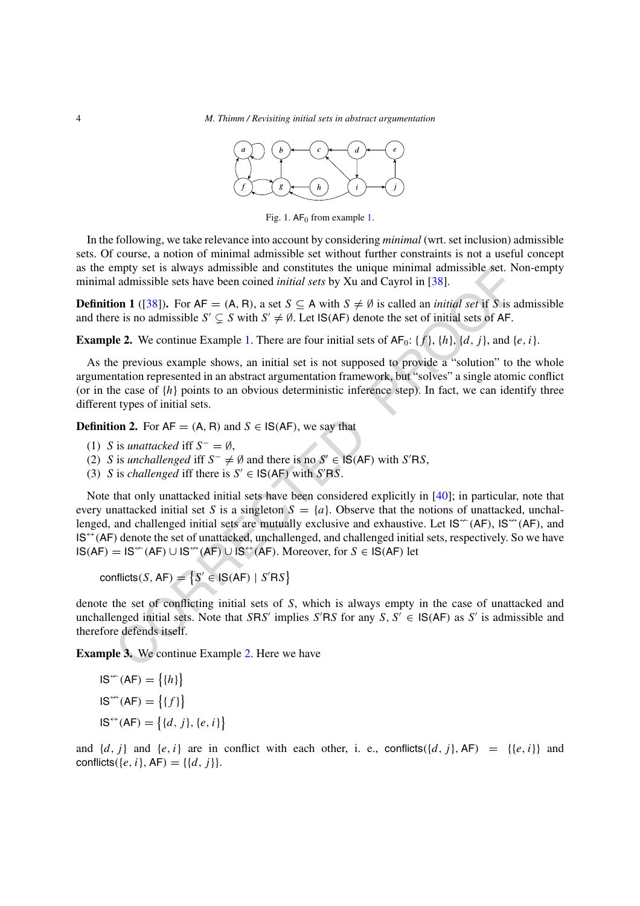Fig. 1. $\mathsf{AF}_0$ from example 1.

In the following, we take relevance into account by considering *minimal* (wrt. set inclusion) admissible sets. Of course, a notion of minimal admissible set without further constraints is not a useful concept as the empty set is always admissible and constitutes the unique minimal admissible set. Non-empty minimal admissible sets have been coined *initial sets* by Xu and Cayrol in [38].

**Definition 1** ([38])**.** For $\mathsf{AF} = (\mathsf{A}, \mathsf{R})$, a set $S \subseteq \mathsf{A}$ with $S \neq \emptyset$ is called an *initial set* if $S$ is admissible and there is no admissible $S' \subsetneq S$ with $S' \neq \emptyset$. Let $\mathsf{IS}(\mathsf{AF})$ denote the set of initial sets of $\mathsf{AF}$.

**Example 2.** We continue Example 1. There are four initial sets of $\mathsf{AF}_0$: $\{f\}$, $\{h\}$, $\{d, j\}$, and $\{e, i\}$.

As the previous example shows, an initial set is not supposed to provide a "solution" to the whole argumentation represented in an abstract argumentation framework, but "solves" a single atomic conflict (or in the case of $\{h\}$ points to an obvious deterministic inference step). In fact, we can identify three different types of initial sets.

**Definition 2.** For $\mathsf{AF} = (\mathsf{A}, \mathsf{R})$ and $S \in \mathsf{IS}(\mathsf{AF})$, we say that

(1) $S$ is *unattacked* iff $S^- = \emptyset$,
(2) $S$ is *unchallenged* iff $S^- \neq \emptyset$ and there is no $S' \in \mathsf{IS}(\mathsf{AF})$ with $S'\mathsf{R}S$,
(3) $S$ is *challenged* iff there is $S' \in \mathsf{IS}(\mathsf{AF})$ with $S'\mathsf{R}S$.

Note that only unattacked initial sets have been considered explicitly in [40]; in particular, note that every unattacked initial set $S$ is a singleton $S = \{a\}$. Observe that the notions of unattacked, unchallenged, and challenged initial sets are mutually exclusive and exhaustive. Let $\mathsf{IS}^{\not\leftarrow}(\mathsf{AF})$, $\mathsf{IS}^{\not\leftrightarrow}(\mathsf{AF})$, and $\mathsf{IS}^{\leftrightarrow}(\mathsf{AF})$ denote the set of unattacked, unchallenged, and challenged initial sets, respectively. So we have $\mathsf{IS}(\mathsf{AF}) = \mathsf{IS}^{\not\leftarrow}(\mathsf{AF}) \cup \mathsf{IS}^{\not\leftrightarrow}(\mathsf{AF}) \cup \mathsf{IS}^{\leftrightarrow}(\mathsf{AF})$. Moreover, for $S \in \mathsf{IS}(\mathsf{AF})$ let

$$\mathsf{conflicts}(S, \mathsf{AF}) = \{S' \in \mathsf{IS}(\mathsf{AF}) \mid S'\mathsf{R}S\}$$

denote the set of conflicting initial sets of $S$, which is always empty in the case of unattacked and unchallenged initial sets. Note that $S\mathsf{R}S'$ implies $S'\mathsf{R}S$ for any $S, S' \in \mathsf{IS}(\mathsf{AF})$ as $S'$ is admissible and therefore defends itself.

**Example 3.** We continue Example 2. Here we have

$$\mathsf{IS}^{\not\leftarrow}(\mathsf{AF}) = \{\{h\}\}$$

$$\mathsf{IS}^{\not\leftrightarrow}(\mathsf{AF}) = \{\{f\}\}$$

$$\mathsf{IS}^{\leftrightarrow}(\mathsf{AF}) = \{\{d, j\}, \{e, i\}\}$$

and $\{d, j\}$ and $\{e, i\}$ are in conflict with each other, i. e., $\mathsf{conflicts}(\{d, j\}, \mathsf{AF}) = \{\{e, i\}\}$ and $\mathsf{conflicts}(\{e, i\}, \mathsf{AF}) = \{\{d, j\}\}$.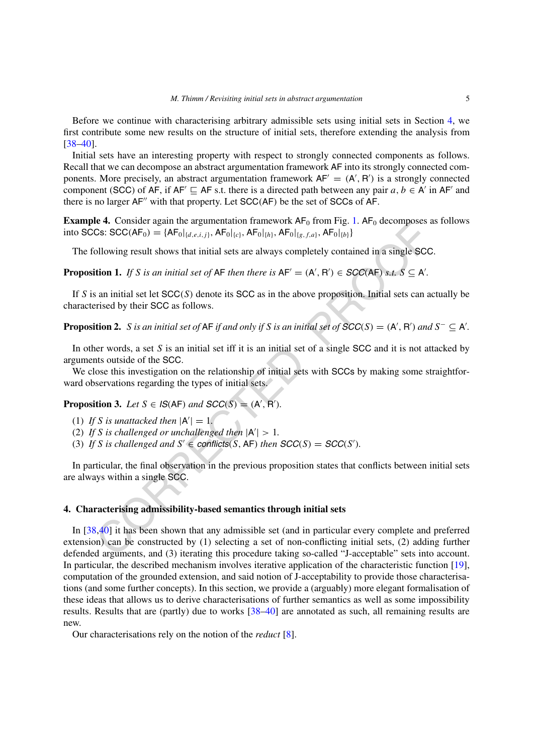Before we continue with characterising arbitrary admissible sets using initial sets in Section 4, we first contribute some new results on the structure of initial sets, therefore extending the analysis from [38–40].

Initial sets have an interesting property with respect to strongly connected components as follows. Recall that we can decompose an abstract argumentation framework AF into its strongly connected components. More precisely, an abstract argumentation framework $\mathsf{AF}' = (\mathsf{A}', \mathsf{R}')$ is a strongly connected component (SCC) of AF, if $\mathsf{AF}' \sqsubseteq \mathsf{AF}$ s.t. there is a directed path between any pair $a, b \in \mathsf{A}'$ in $\mathsf{AF}'$ and there is no larger $\mathsf{AF}''$ with that property. Let SCC(AF) be the set of SCCs of AF.

**Example 4.** Consider again the argumentation framework $\mathsf{AF}_0$ from Fig. 1. $\mathsf{AF}_0$ decomposes as follows into SCCs: $\mathsf{SCC}(\mathsf{AF}_0) = \{\mathsf{AF}_0|_{\{d,e,i,j\}}, \mathsf{AF}_0|_{\{c\}}, \mathsf{AF}_0|_{\{h\}}, \mathsf{AF}_0|_{\{g,f,a\}}, \mathsf{AF}_0|_{\{b\}}\}$

The following result shows that initial sets are always completely contained in a single SCC.

**Proposition 1.** *If $S$ is an initial set of* AF *then there is $\mathsf{AF}' = (\mathsf{A}', \mathsf{R}') \in \mathit{SCC}(\mathsf{AF})$ s.t. $S \subseteq \mathsf{A}'$.*

If $S$ is an initial set let $\mathsf{SCC}(S)$ denote its SCC as in the above proposition. Initial sets can actually be characterised by their SCC as follows.

**Proposition 2.** *$S$ is an initial set of* AF *if and only if $S$ is an initial set of $\mathit{SCC}(S) = (\mathsf{A}', \mathsf{R}')$ and $S^- \subseteq \mathsf{A}'$.*

In other words, a set $S$ is an initial set iff it is an initial set of a single SCC and it is not attacked by arguments outside of the SCC.

We close this investigation on the relationship of initial sets with SCCs by making some straightforward observations regarding the types of initial sets.

**Proposition 3.** *Let $S \in \mathit{IS}(\mathsf{AF})$ and $\mathit{SCC}(S) = (\mathsf{A}', \mathsf{R}')$.*

(1) *If $S$ is unattacked then $|\mathsf{A}'| = 1$.*
(2) *If $S$ is challenged or unchallenged then $|\mathsf{A}'| > 1$.*
(3) *If $S$ is challenged and $S' \in \mathit{conflicts}(S, \mathsf{AF})$ then $\mathit{SCC}(S) = \mathit{SCC}(S')$.*

In particular, the final observation in the previous proposition states that conflicts between initial sets are always within a single SCC.

## 4. Characterising admissibility-based semantics through initial sets

In [38,40] it has been shown that any admissible set (and in particular every complete and preferred extension) can be constructed by (1) selecting a set of non-conflicting initial sets, (2) adding further defended arguments, and (3) iterating this procedure taking so-called "J-acceptable" sets into account. In particular, the described mechanism involves iterative application of the characteristic function [19], computation of the grounded extension, and said notion of J-acceptability to provide those characterisations (and some further concepts). In this section, we provide a (arguably) more elegant formalisation of these ideas that allows us to derive characterisations of further semantics as well as some impossibility results. Results that are (partly) due to works [38–40] are annotated as such, all remaining results are new.

Our characterisations rely on the notion of the *reduct* [8].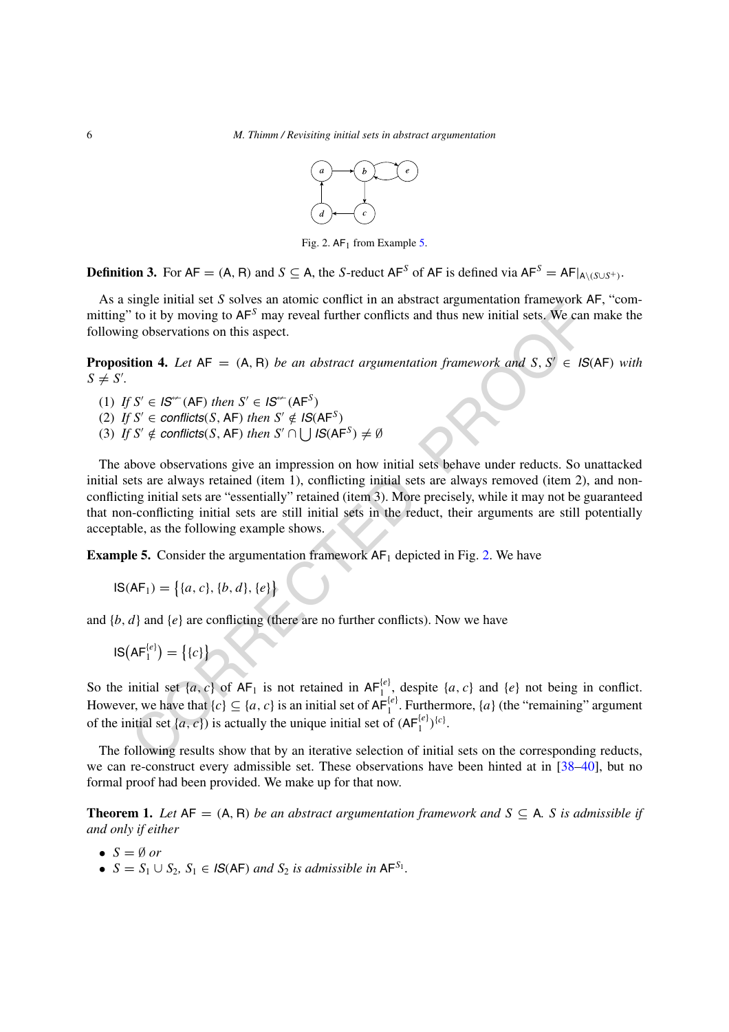Fig. 2. $\mathsf{AF}_1$ from Example 5.

**Definition 3.** For $\mathsf{AF} = (\mathsf{A}, \mathsf{R})$ and $S \subseteq \mathsf{A}$, the $S$-reduct $\mathsf{AF}^S$ of $\mathsf{AF}$ is defined via $\mathsf{AF}^S = \mathsf{AF}|_{\mathsf{A}\setminus(S\cup S^+)}$.

As a single initial set $S$ solves an atomic conflict in an abstract argumentation framework $\mathsf{AF}$, "committing" to it by moving to $\mathsf{AF}^S$ may reveal further conflicts and thus new initial sets. We can make the following observations on this aspect.

**Proposition 4.** *Let* $\mathsf{AF} = (\mathsf{A}, \mathsf{R})$ *be an abstract argumentation framework and* $S, S' \in \mathit{IS}(\mathsf{AF})$ *with* $S \neq S'$.

(1) *If* $S' \in \mathit{IS}^{\not\leftarrow}(\mathsf{AF})$ *then* $S' \in \mathit{IS}^{\not\leftarrow}(\mathsf{AF}^S)$
(2) *If* $S' \in \mathit{conflicts}(S, \mathsf{AF})$ *then* $S' \notin \mathit{IS}(\mathsf{AF}^S)$
(3) *If* $S' \notin \mathit{conflicts}(S, \mathsf{AF})$ *then* $S' \cap \bigcup \mathit{IS}(\mathsf{AF}^S) \neq \emptyset$

The above observations give an impression on how initial sets behave under reducts. So unattacked initial sets are always retained (item 1), conflicting initial sets are always removed (item 2), and non-conflicting initial sets are "essentially" retained (item 3). More precisely, while it may not be guaranteed that non-conflicting initial sets are still initial sets in the reduct, their arguments are still potentially acceptable, as the following example shows.

**Example 5.** Consider the argumentation framework $\mathsf{AF}_1$ depicted in Fig. 2. We have

$$\mathsf{IS}(\mathsf{AF}_1) = \big\{\{a, c\}, \{b, d\}, \{e\}\big\}$$

and $\{b, d\}$ and $\{e\}$ are conflicting (there are no further conflicts). Now we have

$$\mathsf{IS}\big(\mathsf{AF}_1^{\{e\}}\big) = \big\{\{c\}\big\}$$

So the initial set $\{a, c\}$ of $\mathsf{AF}_1$ is not retained in $\mathsf{AF}_1^{\{e\}}$, despite $\{a, c\}$ and $\{e\}$ not being in conflict. However, we have that $\{c\} \subseteq \{a, c\}$ is an initial set of $\mathsf{AF}_1^{\{e\}}$. Furthermore, $\{a\}$ (the "remaining" argument of the initial set $\{a, c\}$) is actually the unique initial set of $(\mathsf{AF}_1^{\{e\}})^{\{c\}}$.

The following results show that by an iterative selection of initial sets on the corresponding reducts, we can re-construct every admissible set. These observations have been hinted at in [38–40], but no formal proof had been provided. We make up for that now.

**Theorem 1.** *Let* $\mathsf{AF} = (\mathsf{A}, \mathsf{R})$ *be an abstract argumentation framework and* $S \subseteq \mathsf{A}$. *S is admissible if and only if either*

- $S = \emptyset$ *or*
- $S = S_1 \cup S_2$, $S_1 \in \mathit{IS}(\mathsf{AF})$ *and* $S_2$ *is admissible in* $\mathsf{AF}^{S_1}$.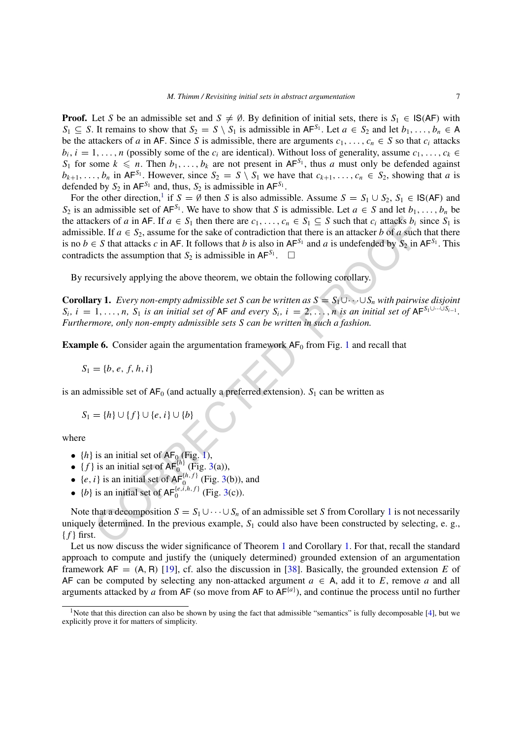**Proof.** Let $S$ be an admissible set and $S \neq \emptyset$. By definition of initial sets, there is $S_1 \in \mathsf{IS}(\mathsf{AF})$ with $S_1 \subseteq S$. It remains to show that $S_2 = S \setminus S_1$ is admissible in $\mathsf{AF}^{S_1}$. Let $a \in S_2$ and let $b_1, \ldots, b_n \in \mathsf{A}$ be the attackers of $a$ in $\mathsf{AF}$. Since $S$ is admissible, there are arguments $c_1, \ldots, c_n \in S$ so that $c_i$ attacks $b_i$, $i = 1, \ldots, n$ (possibly some of the $c_i$ are identical). Without loss of generality, assume $c_1, \ldots, c_k \in S_1$ for some $k \leqslant n$. Then $b_1, \ldots, b_k$ are not present in $\mathsf{AF}^{S_1}$, thus $a$ must only be defended against $b_{k+1}, \ldots, b_n$ in $\mathsf{AF}^{S_1}$. However, since $S_2 = S \setminus S_1$ we have that $c_{k+1}, \ldots, c_n \in S_2$, showing that $a$ is defended by $S_2$ in $\mathsf{AF}^{S_1}$ and, thus, $S_2$ is admissible in $\mathsf{AF}^{S_1}$.

For the other direction,[1] if $S = \emptyset$ then $S$ is also admissible. Assume $S = S_1 \cup S_2$, $S_1 \in \mathsf{IS}(\mathsf{AF})$ and $S_2$ is an admissible set of $\mathsf{AF}^{S_1}$. We have to show that $S$ is admissible. Let $a \in S$ and let $b_1, \ldots, b_n$ be the attackers of $a$ in $\mathsf{AF}$. If $a \in S_1$ then there are $c_1, \ldots, c_n \in S_1 \subseteq S$ such that $c_i$ attacks $b_i$ since $S_1$ is admissible. If $a \in S_2$, assume for the sake of contradiction that there is an attacker $b$ of $a$ such that there is no $b \in S$ that attacks $c$ in $\mathsf{AF}$. It follows that $b$ is also in $\mathsf{AF}^{S_1}$ and $a$ is undefended by $S_2$ in $\mathsf{AF}^{S_1}$. This contradicts the assumption that $S_2$ is admissible in $\mathsf{AF}^{S_1}$. $\square$

By recursively applying the above theorem, we obtain the following corollary.

**Corollary 1.** *Every non-empty admissible set $S$ can be written as $S = S_1 \cup \cdots \cup S_n$ with pairwise disjoint $S_i$, $i = 1, \ldots, n$, $S_1$ is an initial set of $\mathsf{AF}$ and every $S_i$, $i = 2, \ldots, n$ is an initial set of $\mathsf{AF}^{S_1 \cup \cdots \cup S_{i-1}}$. Furthermore, only non-empty admissible sets $S$ can be written in such a fashion.*

**Example 6.** Consider again the argumentation framework $\mathsf{AF}_0$ from Fig. 1 and recall that

$$S_1 = \{b, e, f, h, i\}$$

is an admissible set of $\mathsf{AF}_0$ (and actually a preferred extension). $S_1$ can be written as

$$S_1 = \{h\} \cup \{f\} \cup \{e, i\} \cup \{b\}$$

where

- $\{h\}$ is an initial set of $\mathsf{AF}_0$ (Fig. 1),
- $\{f\}$ is an initial set of $\mathsf{AF}_0^{\{h\}}$ (Fig. 3(a)),
- $\{e, i\}$ is an initial set of $\mathsf{AF}_0^{\{h,f\}}$ (Fig. 3(b)), and
- $\{b\}$ is an initial set of $\mathsf{AF}_0^{\{e,i,h,f\}}$ (Fig. 3(c)).

Note that a decomposition $S = S_1 \cup \cdots \cup S_n$ of an admissible set $S$ from Corollary 1 is not necessarily uniquely determined. In the previous example, $S_1$ could also have been constructed by selecting, e. g., $\{f\}$ first.

Let us now discuss the wider significance of Theorem 1 and Corollary 1. For that, recall the standard approach to compute and justify the (uniquely determined) grounded extension of an argumentation framework $\mathsf{AF} = (\mathsf{A}, \mathsf{R})$ [19], cf. also the discussion in [38]. Basically, the grounded extension $E$ of $\mathsf{AF}$ can be computed by selecting any non-attacked argument $a \in \mathsf{A}$, add it to $E$, remove $a$ and all arguments attacked by $a$ from $\mathsf{AF}$ (so move from $\mathsf{AF}$ to $\mathsf{AF}^{\{a\}}$), and continue the process until no further

[1] Note that this direction can also be shown by using the fact that admissible "semantics" is fully decomposable [4], but we explicitly prove it for matters of simplicity.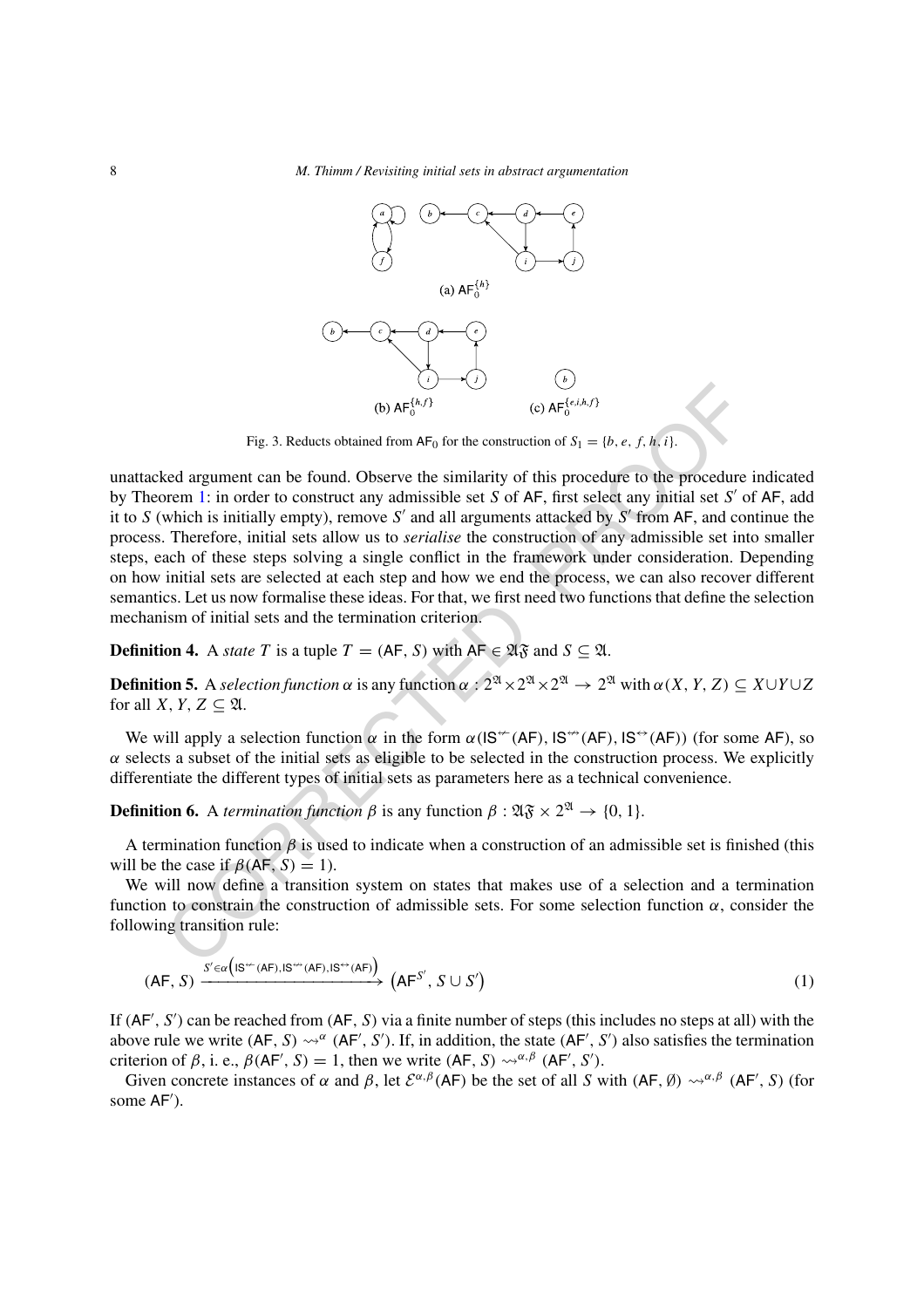(a) $\mathsf{AF}_0^{\{h\}}$

(b) $\mathsf{AF}_0^{\{h,f\}}$

(c) $\mathsf{AF}_0^{\{e,i,h,f\}}$

Fig. 3. Reducts obtained from $\mathsf{AF}_0$ for the construction of $S_1 = \{b, e, f, h, i\}$.

unattacked argument can be found. Observe the similarity of this procedure to the procedure indicated by Theorem 1: in order to construct any admissible set $S$ of $\mathsf{AF}$, first select any initial set $S'$ of $\mathsf{AF}$, add it to $S$ (which is initially empty), remove $S'$ and all arguments attacked by $S'$ from $\mathsf{AF}$, and continue the process. Therefore, initial sets allow us to *serialise* the construction of any admissible set into smaller steps, each of these steps solving a single conflict in the framework under consideration. Depending on how initial sets are selected at each step and how we end the process, we can also recover different semantics. Let us now formalise these ideas. For that, we first need two functions that define the selection mechanism of initial sets and the termination criterion.

**Definition 4.** A *state* $T$ is a tuple $T = (\mathsf{AF}, S)$ with $\mathsf{AF} \in \mathfrak{AF}$ and $S \subseteq \mathfrak{A}$.

**Definition 5.** A *selection function* $\alpha$ is any function $\alpha : 2^{\mathfrak{A}} \times 2^{\mathfrak{A}} \times 2^{\mathfrak{A}} \to 2^{\mathfrak{A}}$ with $\alpha(X, Y, Z) \subseteq X \cup Y \cup Z$ for all $X, Y, Z \subseteq \mathfrak{A}$.

We will apply a selection function $\alpha$ in the form $\alpha(\mathsf{IS}^{\not\leftarrow}(\mathsf{AF}), \mathsf{IS}^{\not\leftrightarrow}(\mathsf{AF}), \mathsf{IS}^{\leftrightarrow}(\mathsf{AF}))$ (for some $\mathsf{AF}$), so $\alpha$ selects a subset of the initial sets as eligible to be selected in the construction process. We explicitly differentiate the different types of initial sets as parameters here as a technical convenience.

**Definition 6.** A *termination function* $\beta$ is any function $\beta : \mathfrak{AF} \times 2^{\mathfrak{A}} \to \{0, 1\}$.

A termination function $\beta$ is used to indicate when a construction of an admissible set is finished (this will be the case if $\beta(\mathsf{AF}, S) = 1$).

We will now define a transition system on states that makes use of a selection and a termination function to constrain the construction of admissible sets. For some selection function $\alpha$, consider the following transition rule:

$$(\mathsf{AF}, S) \xrightarrow{S' \in \alpha\left(\mathsf{IS}^{\not\leftarrow}(\mathsf{AF}), \mathsf{IS}^{\not\leftrightarrow}(\mathsf{AF}), \mathsf{IS}^{\leftrightarrow}(\mathsf{AF})\right)} \left(\mathsf{AF}^{S'}, S \cup S'\right) \tag{1}$$

If $(\mathsf{AF}', S')$ can be reached from $(\mathsf{AF}, S)$ via a finite number of steps (this includes no steps at all) with the above rule we write $(\mathsf{AF}, S) \rightsquigarrow^{\alpha} (\mathsf{AF}', S')$. If, in addition, the state $(\mathsf{AF}', S')$ also satisfies the termination criterion of $\beta$, i. e., $\beta(\mathsf{AF}', S) = 1$, then we write $(\mathsf{AF}, S) \rightsquigarrow^{\alpha,\beta} (\mathsf{AF}', S')$.

Given concrete instances of $\alpha$ and $\beta$, let $\mathcal{E}^{\alpha,\beta}(\mathsf{AF})$ be the set of all $S$ with $(\mathsf{AF}, \emptyset) \rightsquigarrow^{\alpha,\beta} (\mathsf{AF}', S)$ (for some $\mathsf{AF}'$).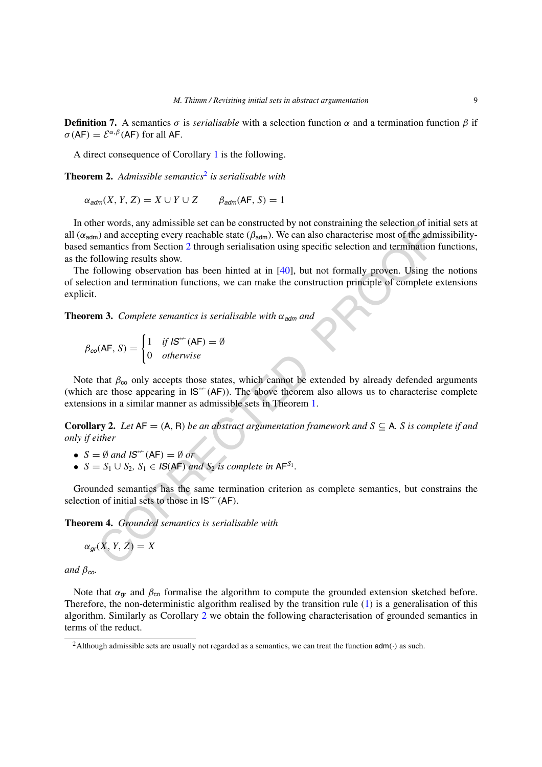**Definition 7.** A semantics $\sigma$ is *serialisable* with a selection function $\alpha$ and a termination function $\beta$ if $\sigma(\mathsf{AF}) = \mathcal{E}^{\alpha,\beta}(\mathsf{AF})$ for all $\mathsf{AF}$.

A direct consequence of Corollary 1 is the following.

**Theorem 2.** *Admissible semantics*[2] *is serialisable with*

$$\alpha_{adm}(X, Y, Z) = X \cup Y \cup Z \qquad \beta_{adm}(\mathsf{AF}, S) = 1$$

In other words, any admissible set can be constructed by not constraining the selection of initial sets at all ($\alpha_{\mathsf{adm}}$) and accepting every reachable state ($\beta_{\mathsf{adm}}$). We can also characterise most of the admissibility-based semantics from Section 2 through serialisation using specific selection and termination functions, as the following results show.

The following observation has been hinted at in [40], but not formally proven. Using the notions of selection and termination functions, we can make the construction principle of complete extensions explicit.

**Theorem 3.** *Complete semantics is serialisable with* $\alpha_{adm}$ *and*

$$\beta_{co}(\mathsf{AF}, S) = \begin{cases} 1 & \text{if } IS^{\not\leftrightarrow}(\mathsf{AF}) = \emptyset \\ 0 & \text{otherwise} \end{cases}$$

Note that $\beta_{\mathsf{co}}$ only accepts those states, which cannot be extended by already defended arguments (which are those appearing in $\mathsf{IS}^{\not\leftrightarrow}(\mathsf{AF})$). The above theorem also allows us to characterise complete extensions in a similar manner as admissible sets in Theorem 1.

**Corollary 2.** *Let* $\mathsf{AF} = (\mathsf{A}, \mathsf{R})$ *be an abstract argumentation framework and* $S \subseteq \mathsf{A}$. *S is complete if and only if either*

- $S = \emptyset$ *and* $IS^{\not\leftrightarrow}(\mathsf{AF}) = \emptyset$ *or*
- $S = S_1 \cup S_2$, $S_1 \in IS(\mathsf{AF})$ *and* $S_2$ *is complete in* $\mathsf{AF}^{S_1}$.

Grounded semantics has the same termination criterion as complete semantics, but constrains the selection of initial sets to those in $\mathsf{IS}^{\not\leftrightarrow}(\mathsf{AF})$.

**Theorem 4.** *Grounded semantics is serialisable with*

$$\alpha_{gr}(X, Y, Z) = X$$

*and* $\beta_{co}$.

Note that $\alpha_{\mathsf{gr}}$ and $\beta_{\mathsf{co}}$ formalise the algorithm to compute the grounded extension sketched before. Therefore, the non-deterministic algorithm realised by the transition rule (1) is a generalisation of this algorithm. Similarly as Corollary 2 we obtain the following characterisation of grounded semantics in terms of the reduct.

[2] Although admissible sets are usually not regarded as a semantics, we can treat the function $\mathsf{adm}(\cdot)$ as such.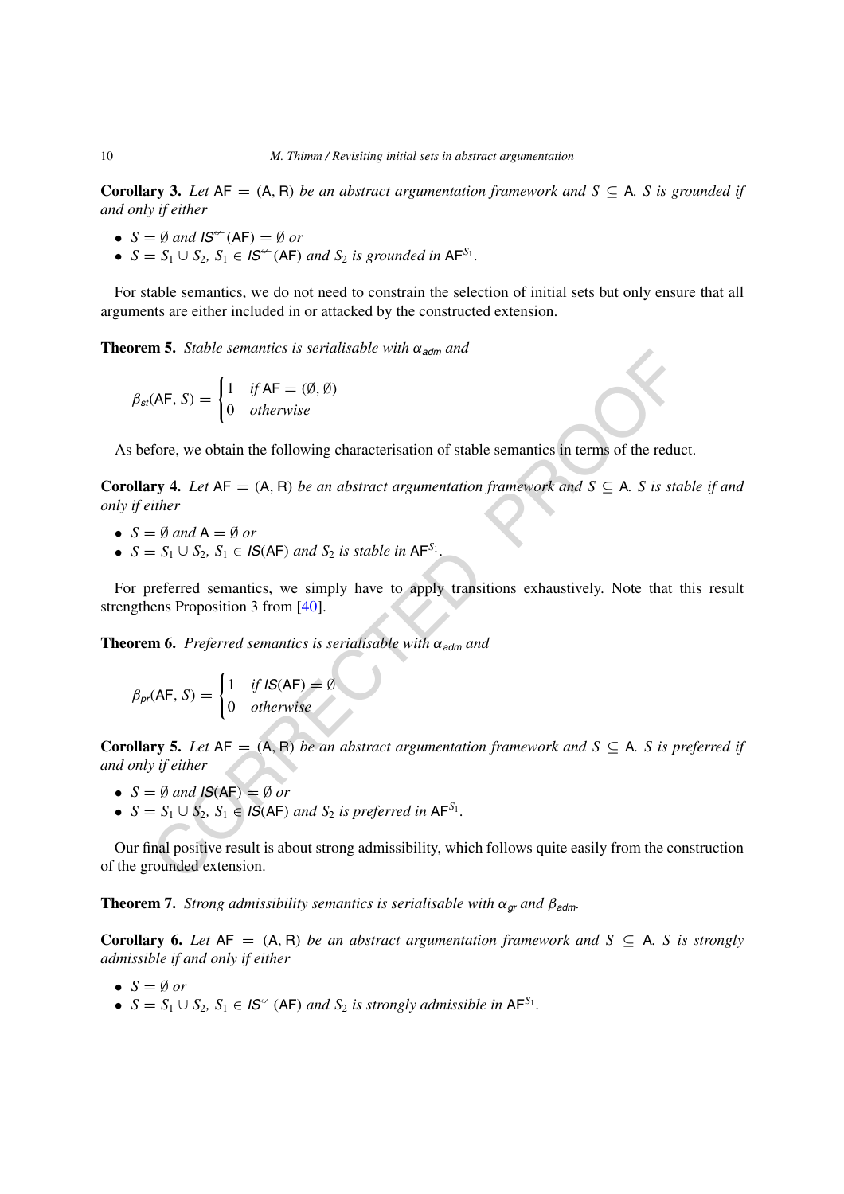**Corollary 3.** *Let* $\mathsf{AF} = (\mathsf{A}, \mathsf{R})$ *be an abstract argumentation framework and* $S \subseteq \mathsf{A}$*. S is grounded if and only if either*

- $S = \emptyset$ *and* $\mathit{IS}^{\not\leftrightarrow}(\mathsf{AF}) = \emptyset$ *or*
- $S = S_1 \cup S_2$*,* $S_1 \in \mathit{IS}^{\not\leftrightarrow}(\mathsf{AF})$ *and* $S_2$ *is grounded in* $\mathsf{AF}^{S_1}$*.*

For stable semantics, we do not need to constrain the selection of initial sets but only ensure that all arguments are either included in or attacked by the constructed extension.

**Theorem 5.** *Stable semantics is serialisable with* $\alpha_{adm}$ *and*

$$\beta_{st}(\mathsf{AF}, S) = \begin{cases} 1 & \text{if } \mathsf{AF} = (\emptyset, \emptyset) \\ 0 & \text{otherwise} \end{cases}$$

As before, we obtain the following characterisation of stable semantics in terms of the reduct.

**Corollary 4.** *Let* $\mathsf{AF} = (\mathsf{A}, \mathsf{R})$ *be an abstract argumentation framework and* $S \subseteq \mathsf{A}$*. S is stable if and only if either*

- $S = \emptyset$ *and* $\mathsf{A} = \emptyset$ *or*
- $S = S_1 \cup S_2$*,* $S_1 \in \mathit{IS}(\mathsf{AF})$ *and* $S_2$ *is stable in* $\mathsf{AF}^{S_1}$*.*

For preferred semantics, we simply have to apply transitions exhaustively. Note that this result strengthens Proposition 3 from [40].

**Theorem 6.** *Preferred semantics is serialisable with* $\alpha_{adm}$ *and*

$$\beta_{pr}(\mathsf{AF}, S) = \begin{cases} 1 & \text{if } \mathit{IS}(\mathsf{AF}) = \emptyset \\ 0 & \text{otherwise} \end{cases}$$

**Corollary 5.** *Let* $\mathsf{AF} = (\mathsf{A}, \mathsf{R})$ *be an abstract argumentation framework and* $S \subseteq \mathsf{A}$*. S is preferred if and only if either*

- $S = \emptyset$ *and* $\mathit{IS}(\mathsf{AF}) = \emptyset$ *or*
- $S = S_1 \cup S_2$*,* $S_1 \in \mathit{IS}(\mathsf{AF})$ *and* $S_2$ *is preferred in* $\mathsf{AF}^{S_1}$*.*

Our final positive result is about strong admissibility, which follows quite easily from the construction of the grounded extension.

**Theorem 7.** *Strong admissibility semantics is serialisable with* $\alpha_{gr}$ *and* $\beta_{adm}$*.*

**Corollary 6.** *Let* $\mathsf{AF} = (\mathsf{A}, \mathsf{R})$ *be an abstract argumentation framework and* $S \subseteq \mathsf{A}$*. S is strongly admissible if and only if either*

- $S = \emptyset$ *or*
- $S = S_1 \cup S_2$*,* $S_1 \in \mathit{IS}^{\not\leftrightarrow}(\mathsf{AF})$ *and* $S_2$ *is strongly admissible in* $\mathsf{AF}^{S_1}$*.*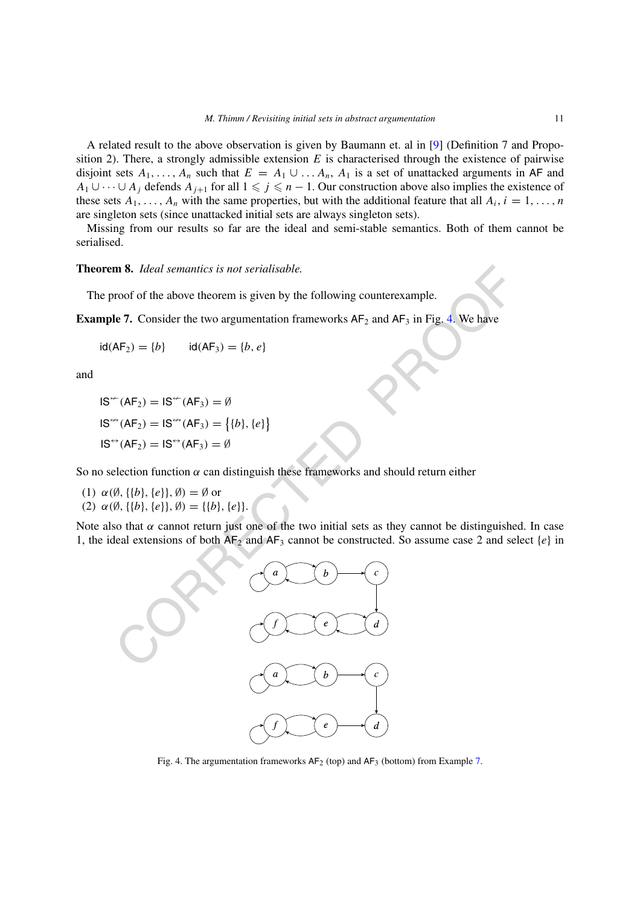A related result to the above observation is given by Baumann et. al in [9] (Definition 7 and Proposition 2). There, a strongly admissible extension $E$ is characterised through the existence of pairwise disjoint sets $A_1, \ldots, A_n$ such that $E = A_1 \cup \ldots A_n$, $A_1$ is a set of unattacked arguments in $\mathsf{AF}$ and $A_1 \cup \cdots \cup A_j$ defends $A_{j+1}$ for all $1 \leqslant j \leqslant n-1$. Our construction above also implies the existence of these sets $A_1, \ldots, A_n$ with the same properties, but with the additional feature that all $A_i$, $i = 1, \ldots, n$ are singleton sets (since unattacked initial sets are always singleton sets).

Missing from our results so far are the ideal and semi-stable semantics. Both of them cannot be serialised.

**Theorem 8.** *Ideal semantics is not serialisable.*

The proof of the above theorem is given by the following counterexample.

**Example 7.** Consider the two argumentation frameworks $\mathsf{AF}_2$ and $\mathsf{AF}_3$ in Fig. 4. We have

$$\mathsf{id}(\mathsf{AF}_2) = \{b\} \qquad \mathsf{id}(\mathsf{AF}_3) = \{b, e\}$$

and

$$\mathsf{IS}^{\not\leftarrow}(\mathsf{AF}_2) = \mathsf{IS}^{\not\leftarrow}(\mathsf{AF}_3) = \emptyset$$
$$\mathsf{IS}^{\not\leftrightarrow}(\mathsf{AF}_2) = \mathsf{IS}^{\not\leftrightarrow}(\mathsf{AF}_3) = \big\{\{b\}, \{e\}\big\}$$
$$\mathsf{IS}^{\leftrightarrow}(\mathsf{AF}_2) = \mathsf{IS}^{\leftrightarrow}(\mathsf{AF}_3) = \emptyset$$

So no selection function $\alpha$ can distinguish these frameworks and should return either

(1) $\alpha(\emptyset, \{\{b\}, \{e\}\}, \emptyset) = \emptyset$ or
(2) $\alpha(\emptyset, \{\{b\}, \{e\}\}, \emptyset) = \{\{b\}, \{e\}\}$.

Note also that $\alpha$ cannot return just one of the two initial sets as they cannot be distinguished. In case 1, the ideal extensions of both $\mathsf{AF}_2$ and $\mathsf{AF}_3$ cannot be constructed. So assume case 2 and select $\{e\}$ in

Fig. 4. The argumentation frameworks $\mathsf{AF}_2$ (top) and $\mathsf{AF}_3$ (bottom) from Example 7.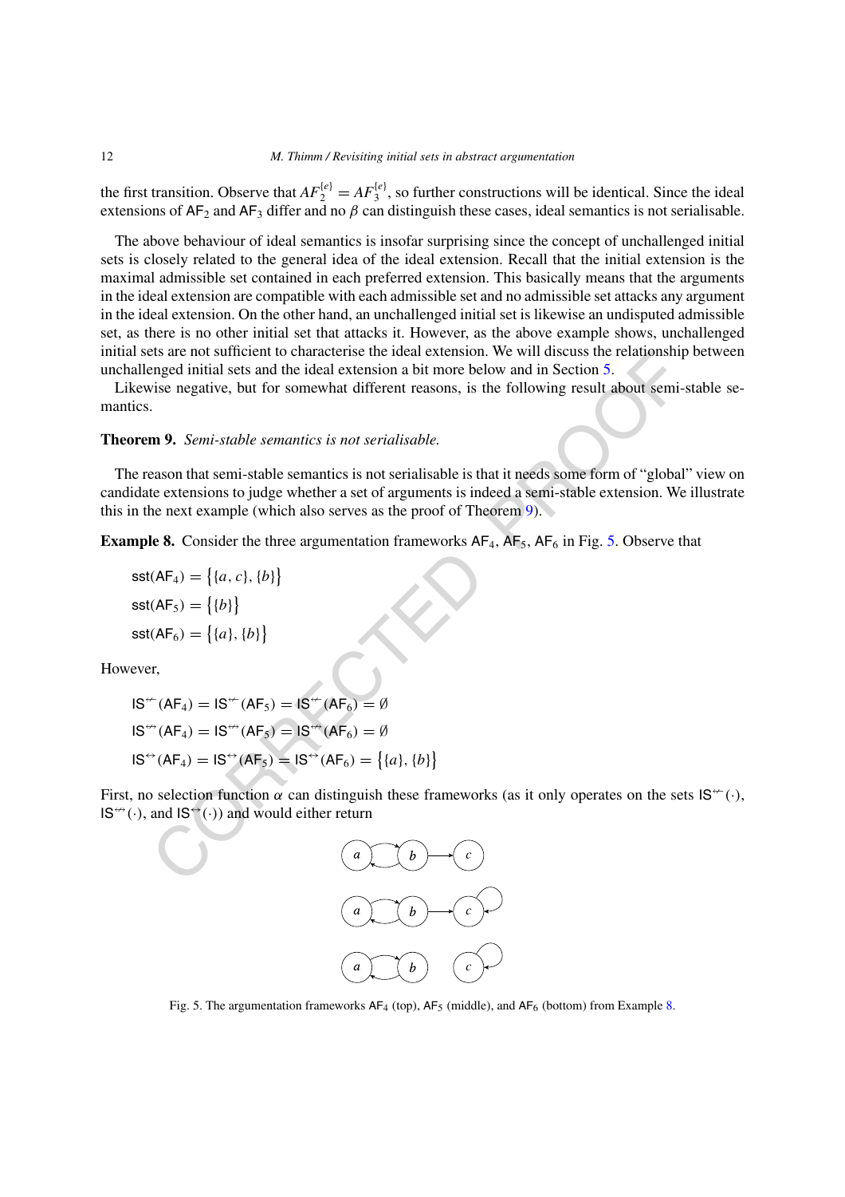the first transition. Observe that $AF_2^{\{e\}} = AF_3^{\{e\}}$, so further constructions will be identical. Since the ideal extensions of $\mathsf{AF}_2$ and $\mathsf{AF}_3$ differ and no $\beta$ can distinguish these cases, ideal semantics is not serialisable.

The above behaviour of ideal semantics is insofar surprising since the concept of unchallenged initial sets is closely related to the general idea of the ideal extension. Recall that the initial extension is the maximal admissible set contained in each preferred extension. This basically means that the arguments in the ideal extension are compatible with each admissible set and no admissible set attacks any argument in the ideal extension. On the other hand, an unchallenged initial set is likewise an undisputed admissible set, as there is no other initial set that attacks it. However, as the above example shows, unchallenged initial sets are not sufficient to characterise the ideal extension. We will discuss the relationship between unchallenged initial sets and the ideal extension a bit more below and in Section 5.

Likewise negative, but for somewhat different reasons, is the following result about semi-stable semantics.

**Theorem 9.** *Semi-stable semantics is not serialisable.*

The reason that semi-stable semantics is not serialisable is that it needs some form of "global" view on candidate extensions to judge whether a set of arguments is indeed a semi-stable extension. We illustrate this in the next example (which also serves as the proof of Theorem 9).

**Example 8.** Consider the three argumentation frameworks $\mathsf{AF}_4$, $\mathsf{AF}_5$, $\mathsf{AF}_6$ in Fig. 5. Observe that

$$\mathsf{sst}(\mathsf{AF}_4) = \{\{a, c\}, \{b\}\}$$
$$\mathsf{sst}(\mathsf{AF}_5) = \{\{b\}\}$$
$$\mathsf{sst}(\mathsf{AF}_6) = \{\{a\}, \{b\}\}$$

However,

$$\mathsf{IS}^{\not\leftarrow}(\mathsf{AF}_4) = \mathsf{IS}^{\not\leftarrow}(\mathsf{AF}_5) = \mathsf{IS}^{\not\leftarrow}(\mathsf{AF}_6) = \emptyset$$
$$\mathsf{IS}^{\not\leftrightarrow}(\mathsf{AF}_4) = \mathsf{IS}^{\not\leftrightarrow}(\mathsf{AF}_5) = \mathsf{IS}^{\not\leftrightarrow}(\mathsf{AF}_6) = \emptyset$$
$$\mathsf{IS}^{\leftrightarrow}(\mathsf{AF}_4) = \mathsf{IS}^{\leftrightarrow}(\mathsf{AF}_5) = \mathsf{IS}^{\leftrightarrow}(\mathsf{AF}_6) = \{\{a\}, \{b\}\}$$

First, no selection function $\alpha$ can distinguish these frameworks (as it only operates on the sets $\mathsf{IS}^{\not\leftarrow}(\cdot)$, $\mathsf{IS}^{\not\leftrightarrow}(\cdot)$, and $\mathsf{IS}^{\leftrightarrow}(\cdot)$) and would either return

Fig. 5. The argumentation frameworks $\mathsf{AF}_4$ (top), $\mathsf{AF}_5$ (middle), and $\mathsf{AF}_6$ (bottom) from Example 8.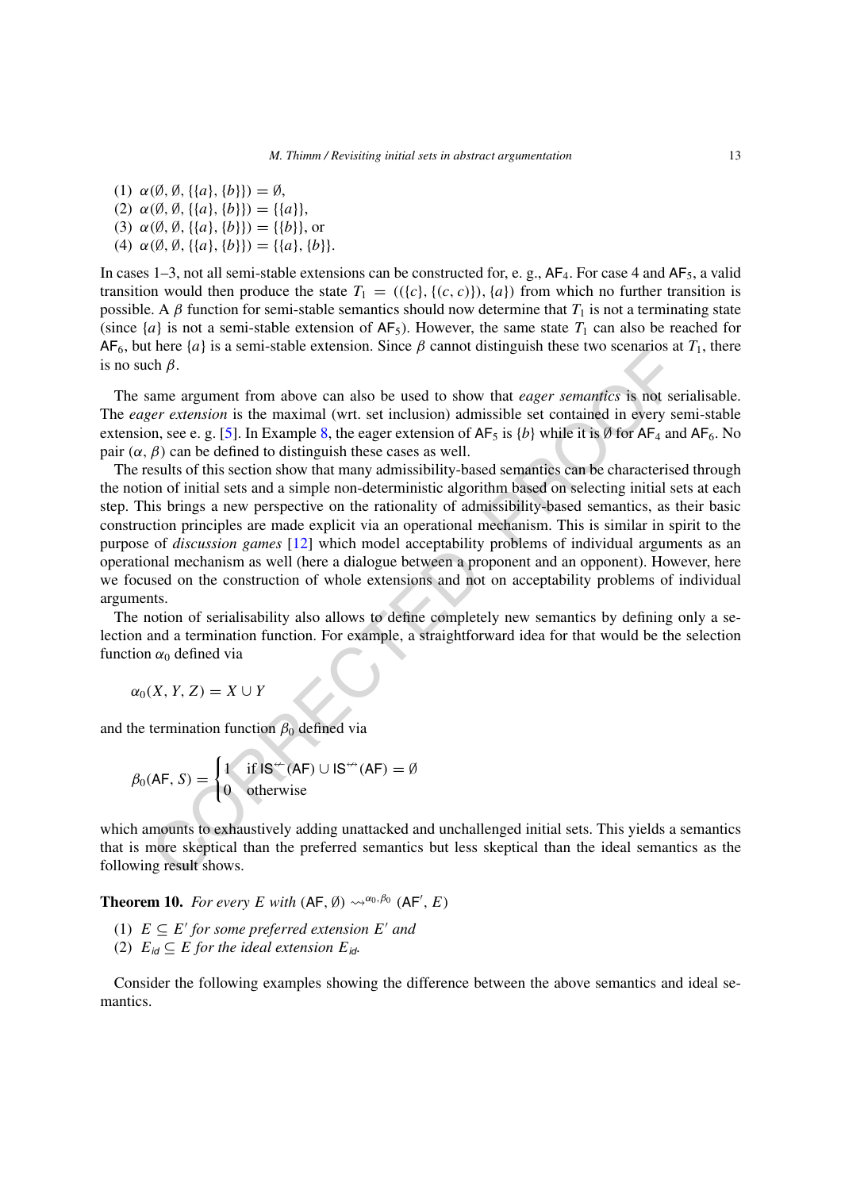(1) $\alpha(\emptyset, \emptyset, \{\{a\}, \{b\}\}) = \emptyset$,
(2) $\alpha(\emptyset, \emptyset, \{\{a\}, \{b\}\}) = \{\{a\}\}$,
(3) $\alpha(\emptyset, \emptyset, \{\{a\}, \{b\}\}) = \{\{b\}\}$, or
(4) $\alpha(\emptyset, \emptyset, \{\{a\}, \{b\}\}) = \{\{a\}, \{b\}\}$.

In cases 1–3, not all semi-stable extensions can be constructed for, e. g., $\mathsf{AF}_4$. For case 4 and $\mathsf{AF}_5$, a valid transition would then produce the state $T_1 = ((\{c\}, \{(c, c)\}), \{a\})$ from which no further transition is possible. A $\beta$ function for semi-stable semantics should now determine that $T_1$ is not a terminating state (since $\{a\}$ is not a semi-stable extension of $\mathsf{AF}_5$). However, the same state $T_1$ can also be reached for $\mathsf{AF}_6$, but here $\{a\}$ is a semi-stable extension. Since $\beta$ cannot distinguish these two scenarios at $T_1$, there is no such $\beta$.

The same argument from above can also be used to show that *eager semantics* is not serialisable. The *eager extension* is the maximal (wrt. set inclusion) admissible set contained in every semi-stable extension, see e. g. [5]. In Example 8, the eager extension of $\mathsf{AF}_5$ is $\{b\}$ while it is $\emptyset$ for $\mathsf{AF}_4$ and $\mathsf{AF}_6$. No pair $(\alpha, \beta)$ can be defined to distinguish these cases as well.

The results of this section show that many admissibility-based semantics can be characterised through the notion of initial sets and a simple non-deterministic algorithm based on selecting initial sets at each step. This brings a new perspective on the rationality of admissibility-based semantics, as their basic construction principles are made explicit via an operational mechanism. This is similar in spirit to the purpose of *discussion games* [12] which model acceptability problems of individual arguments as an operational mechanism as well (here a dialogue between a proponent and an opponent). However, here we focused on the construction of whole extensions and not on acceptability problems of individual arguments.

The notion of serialisability also allows to define completely new semantics by defining only a selection and a termination function. For example, a straightforward idea for that would be the selection function $\alpha_0$ defined via

$$\alpha_0(X, Y, Z) = X \cup Y$$

and the termination function $\beta_0$ defined via

$$\beta_0(\mathsf{AF}, S) = \begin{cases} 1 & \text{if } \mathsf{IS}^{\not\leftarrow}(\mathsf{AF}) \cup \mathsf{IS}^{\not\leftrightarrow}(\mathsf{AF}) = \emptyset \\ 0 & \text{otherwise} \end{cases}$$

which amounts to exhaustively adding unattacked and unchallenged initial sets. This yields a semantics that is more skeptical than the preferred semantics but less skeptical than the ideal semantics as the following result shows.

**Theorem 10.** *For every $E$ with $(\mathsf{AF}, \emptyset) \rightsquigarrow^{\alpha_0, \beta_0} (\mathsf{AF}', E)$*

(1) *$E \subseteq E'$ for some preferred extension $E'$ and*
(2) *$E_{id} \subseteq E$ for the ideal extension $E_{id}$.*

Consider the following examples showing the difference between the above semantics and ideal semantics.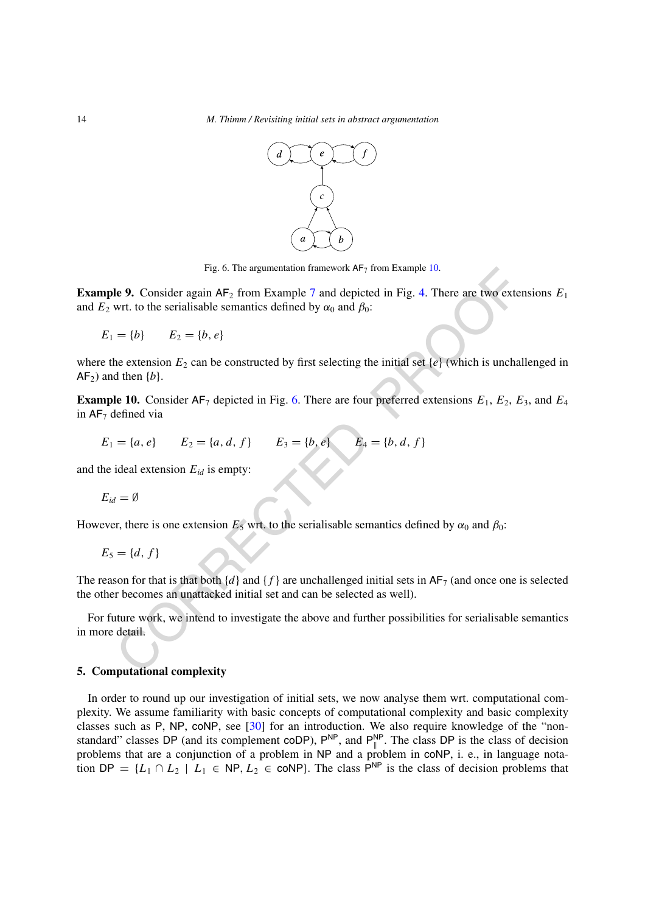Fig. 6. The argumentation framework $\mathsf{AF}_7$ from Example 10.

**Example 9.** Consider again $\mathsf{AF}_2$ from Example 7 and depicted in Fig. 4. There are two extensions $E_1$ and $E_2$ wrt. to the serialisable semantics defined by $\alpha_0$ and $\beta_0$:

$$E_1 = \{b\} \qquad E_2 = \{b, e\}$$

where the extension $E_2$ can be constructed by first selecting the initial set $\{e\}$ (which is unchallenged in $\mathsf{AF}_2$) and then $\{b\}$.

**Example 10.** Consider $\mathsf{AF}_7$ depicted in Fig. 6. There are four preferred extensions $E_1$, $E_2$, $E_3$, and $E_4$ in $\mathsf{AF}_7$ defined via

$$E_1 = \{a, e\} \qquad E_2 = \{a, d, f\} \qquad E_3 = \{b, e\} \qquad E_4 = \{b, d, f\}$$

and the ideal extension $E_{id}$ is empty:

$$E_{id} = \emptyset$$

However, there is one extension $E_5$ wrt. to the serialisable semantics defined by $\alpha_0$ and $\beta_0$:

$$E_5 = \{d, f\}$$

The reason for that is that both $\{d\}$ and $\{f\}$ are unchallenged initial sets in $\mathsf{AF}_7$ (and once one is selected the other becomes an unattacked initial set and can be selected as well).

For future work, we intend to investigate the above and further possibilities for serialisable semantics in more detail.

## 5. Computational complexity

In order to round up our investigation of initial sets, we now analyse them wrt. computational complexity. We assume familiarity with basic concepts of computational complexity and basic complexity classes such as P, NP, coNP, see [30] for an introduction. We also require knowledge of the "non-standard" classes DP (and its complement coDP), $\mathsf{P}^{\mathsf{NP}}$, and $\mathsf{P}^{\mathsf{NP}}_{\parallel}$. The class DP is the class of decision problems that are a conjunction of a problem in NP and a problem in coNP, i. e., in language notation $\mathsf{DP} = \{L_1 \cap L_2 \mid L_1 \in \mathsf{NP}, L_2 \in \mathsf{coNP}\}$. The class $\mathsf{P}^{\mathsf{NP}}$ is the class of decision problems that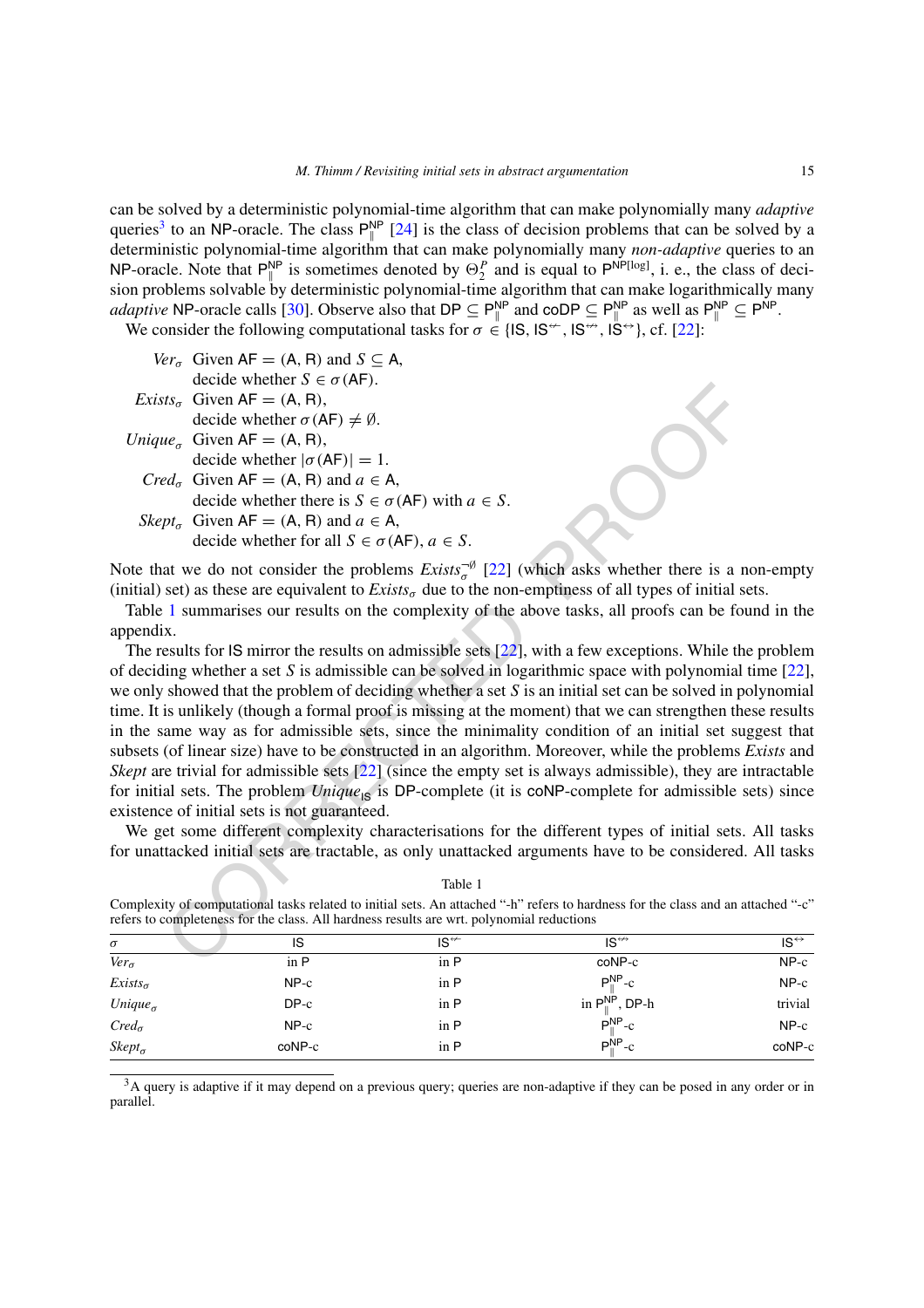can be solved by a deterministic polynomial-time algorithm that can make polynomially many *adaptive* queries[3] to an NP-oracle. The class $\mathsf{P}^{\mathsf{NP}}_{\parallel}$ [24] is the class of decision problems that can be solved by a deterministic polynomial-time algorithm that can make polynomially many *non-adaptive* queries to an NP-oracle. Note that $\mathsf{P}^{\mathsf{NP}}_{\parallel}$ is sometimes denoted by $\Theta^P_2$ and is equal to $\mathsf{P}^{\mathsf{NP}[\log]}$, i. e., the class of decision problems solvable by deterministic polynomial-time algorithm that can make logarithmically many *adaptive* NP-oracle calls [30]. Observe also that $\mathsf{DP} \subseteq \mathsf{P}^{\mathsf{NP}}_{\parallel}$ and $\mathsf{coDP} \subseteq \mathsf{P}^{\mathsf{NP}}_{\parallel}$ as well as $\mathsf{P}^{\mathsf{NP}}_{\parallel} \subseteq \mathsf{P}^{\mathsf{NP}}$.

We consider the following computational tasks for $\sigma \in \{\mathsf{IS}, \mathsf{IS}^{\not\leftarrow}, \mathsf{IS}^{\not\leftrightarrow}, \mathsf{IS}^{\leftrightarrow}\}$, cf. [22]:

- *Ver*$_\sigma$ Given $\mathsf{AF} = (\mathsf{A}, \mathsf{R})$ and $S \subseteq \mathsf{A}$, decide whether $S \in \sigma(\mathsf{AF})$.
- *Exists*$_\sigma$ Given $\mathsf{AF} = (\mathsf{A}, \mathsf{R})$, decide whether $\sigma(\mathsf{AF}) \neq \emptyset$.
- *Unique*$_\sigma$ Given $\mathsf{AF} = (\mathsf{A}, \mathsf{R})$, decide whether $|\sigma(\mathsf{AF})| = 1$.
- *Cred*$_\sigma$ Given $\mathsf{AF} = (\mathsf{A}, \mathsf{R})$ and $a \in \mathsf{A}$, decide whether there is $S \in \sigma(\mathsf{AF})$ with $a \in S$.
- *Skept*$_\sigma$ Given $\mathsf{AF} = (\mathsf{A}, \mathsf{R})$ and $a \in \mathsf{A}$, decide whether for all $S \in \sigma(\mathsf{AF})$, $a \in S$.

Note that we do not consider the problems $\mathit{Exists}^{\neg\emptyset}_\sigma$ [22] (which asks whether there is a non-empty (initial) set) as these are equivalent to *Exists*$_\sigma$ due to the non-emptiness of all types of initial sets.

Table 1 summarises our results on the complexity of the above tasks, all proofs can be found in the appendix.

The results for IS mirror the results on admissible sets [22], with a few exceptions. While the problem of deciding whether a set $S$ is admissible can be solved in logarithmic space with polynomial time [22], we only showed that the problem of deciding whether a set $S$ is an initial set can be solved in polynomial time. It is unlikely (though a formal proof is missing at the moment) that we can strengthen these results in the same way as for admissible sets, since the minimality condition of an initial set suggest that subsets (of linear size) have to be constructed in an algorithm. Moreover, while the problems *Exists* and *Skept* are trivial for admissible sets [22] (since the empty set is always admissible), they are intractable for initial sets. The problem *Unique*$_{\mathsf{IS}}$ is DP-complete (it is coNP-complete for admissible sets) since existence of initial sets is not guaranteed.

We get some different complexity characterisations for the different types of initial sets. All tasks for unattacked initial sets are tractable, as only unattacked arguments have to be considered. All tasks

Table 1

Complexity of computational tasks related to initial sets. An attached "-h" refers to hardness for the class and an attached "-c" refers to completeness for the class. All hardness results are wrt. polynomial reductions

| $\sigma$ | IS | $\mathsf{IS}^{\not\leftarrow}$ | $\mathsf{IS}^{\not\leftrightarrow}$ | $\mathsf{IS}^{\leftrightarrow}$ |
|---|---|---|---|---|
| *Ver*$_\sigma$ | in P | in P | coNP-c | NP-c |
| *Exists*$_\sigma$ | NP-c | in P | $\mathsf{P}^{\mathsf{NP}}_{\parallel}$-c | NP-c |
| *Unique*$_\sigma$ | DP-c | in P | in $\mathsf{P}^{\mathsf{NP}}_{\parallel}$, DP-h | trivial |
| *Cred*$_\sigma$ | NP-c | in P | $\mathsf{P}^{\mathsf{NP}}_{\parallel}$-c | NP-c |
| *Skept*$_\sigma$ | coNP-c | in P | $\mathsf{P}^{\mathsf{NP}}_{\parallel}$-c | coNP-c |

[3] A query is adaptive if it may depend on a previous query; queries are non-adaptive if they can be posed in any order or in parallel.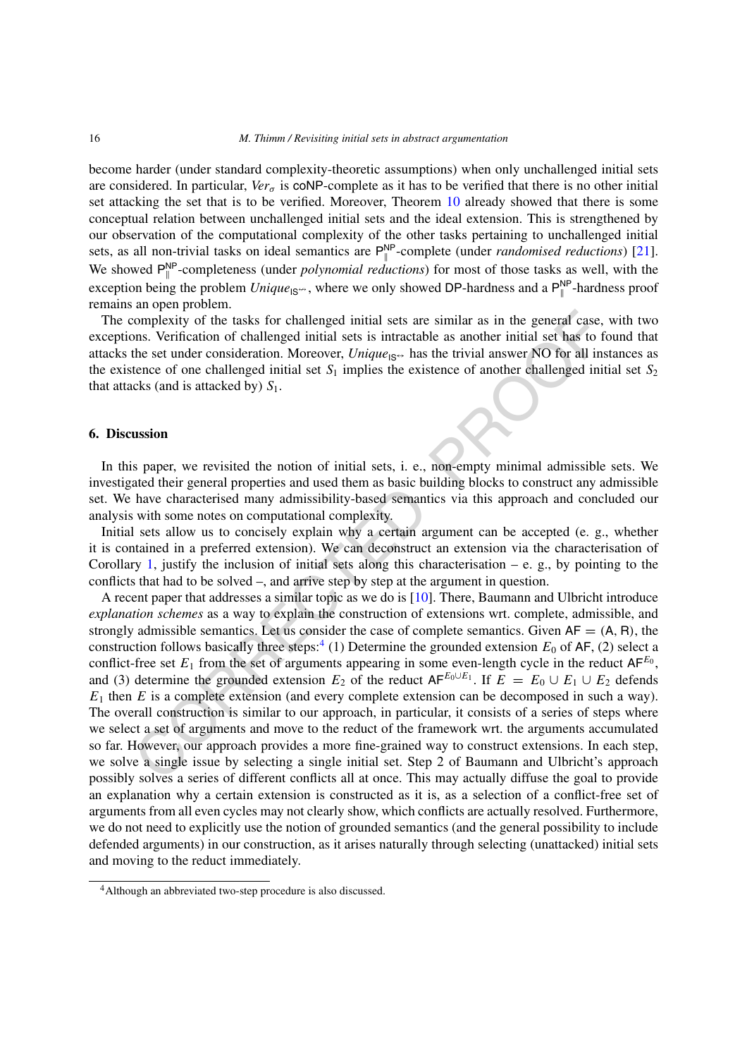become harder (under standard complexity-theoretic assumptions) when only unchallenged initial sets are considered. In particular, $\mathit{Ver}_\sigma$ is coNP-complete as it has to be verified that there is no other initial set attacking the set that is to be verified. Moreover, Theorem 10 already showed that there is some conceptual relation between unchallenged initial sets and the ideal extension. This is strengthened by our observation of the computational complexity of the other tasks pertaining to unchallenged initial sets, as all non-trivial tasks on ideal semantics are $\mathsf{P}_{\|}^{\mathsf{NP}}$-complete (under *randomised reductions*) [21]. We showed $\mathsf{P}_{\|}^{\mathsf{NP}}$-completeness (under *polynomial reductions*) for most of those tasks as well, with the exception being the problem $\mathit{Unique}_{\mathsf{IS}^{\not\leftrightarrow}}$, where we only showed DP-hardness and a $\mathsf{P}_{\|}^{\mathsf{NP}}$-hardness proof remains an open problem.

The complexity of the tasks for challenged initial sets are similar as in the general case, with two exceptions. Verification of challenged initial sets is intractable as another initial set has to found that attacks the set under consideration. Moreover, $\mathit{Unique}_{\mathsf{IS}^{\leftrightarrow}}$ has the trivial answer NO for all instances as the existence of one challenged initial set $S_1$ implies the existence of another challenged initial set $S_2$ that attacks (and is attacked by) $S_1$.

## 6. Discussion

In this paper, we revisited the notion of initial sets, i. e., non-empty minimal admissible sets. We investigated their general properties and used them as basic building blocks to construct any admissible set. We have characterised many admissibility-based semantics via this approach and concluded our analysis with some notes on computational complexity.

Initial sets allow us to concisely explain why a certain argument can be accepted (e. g., whether it is contained in a preferred extension). We can deconstruct an extension via the characterisation of Corollary 1, justify the inclusion of initial sets along this characterisation – e. g., by pointing to the conflicts that had to be solved –, and arrive step by step at the argument in question.

A recent paper that addresses a similar topic as we do is [10]. There, Baumann and Ulbricht introduce *explanation schemes* as a way to explain the construction of extensions wrt. complete, admissible, and strongly admissible semantics. Let us consider the case of complete semantics. Given $\mathsf{AF} = (\mathsf{A}, \mathsf{R})$, the construction follows basically three steps:[4] (1) Determine the grounded extension $E_0$ of $\mathsf{AF}$, (2) select a conflict-free set $E_1$ from the set of arguments appearing in some even-length cycle in the reduct $\mathsf{AF}^{E_0}$, and (3) determine the grounded extension $E_2$ of the reduct $\mathsf{AF}^{E_0 \cup E_1}$. If $E = E_0 \cup E_1 \cup E_2$ defends $E_1$ then $E$ is a complete extension (and every complete extension can be decomposed in such a way). The overall construction is similar to our approach, in particular, it consists of a series of steps where we select a set of arguments and move to the reduct of the framework wrt. the arguments accumulated so far. However, our approach provides a more fine-grained way to construct extensions. In each step, we solve a single issue by selecting a single initial set. Step 2 of Baumann and Ulbricht's approach possibly solves a series of different conflicts all at once. This may actually diffuse the goal to provide an explanation why a certain extension is constructed as it is, as a selection of a conflict-free set of arguments from all even cycles may not clearly show, which conflicts are actually resolved. Furthermore, we do not need to explicitly use the notion of grounded semantics (and the general possibility to include defended arguments) in our construction, as it arises naturally through selecting (unattacked) initial sets and moving to the reduct immediately.

[4] Although an abbreviated two-step procedure is also discussed.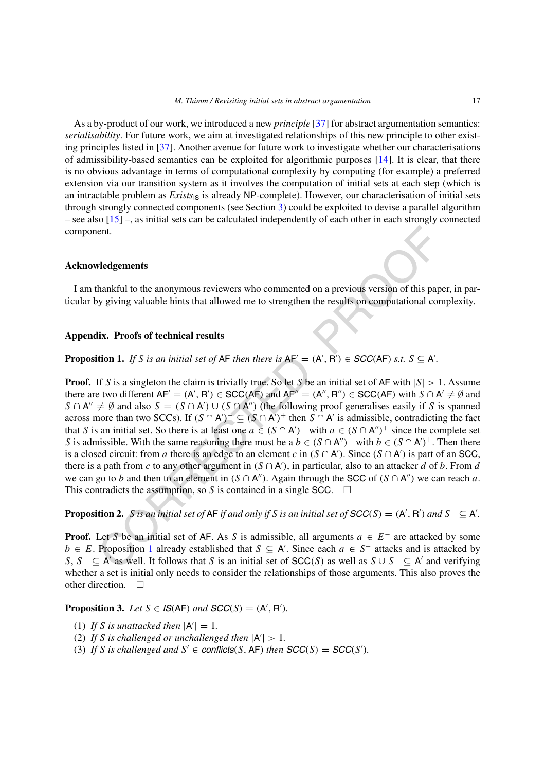As a by-product of our work, we introduced a new *principle* [37] for abstract argumentation semantics: *serialisability*. For future work, we aim at investigated relationships of this new principle to other existing principles listed in [37]. Another avenue for future work to investigate whether our characterisations of admissibility-based semantics can be exploited for algorithmic purposes [14]. It is clear, that there is no obvious advantage in terms of computational complexity by computing (for example) a preferred extension via our transition system as it involves the computation of initial sets at each step (which is an intractable problem as $\mathit{Exists}_{\mathsf{IS}}$ is already NP-complete). However, our characterisation of initial sets through strongly connected components (see Section 3) could be exploited to devise a parallel algorithm – see also [15] –, as initial sets can be calculated independently of each other in each strongly connected component.

## Acknowledgements

I am thankful to the anonymous reviewers who commented on a previous version of this paper, in particular by giving valuable hints that allowed me to strengthen the results on computational complexity.

## Appendix. Proofs of technical results

**Proposition 1.** *If $S$ is an initial set of* $\mathsf{AF}$ *then there is* $\mathsf{AF}' = (\mathsf{A}', \mathsf{R}') \in \mathit{SCC}(\mathsf{AF})$ *s.t.* $S \subseteq \mathsf{A}'$.

**Proof.** If $S$ is a singleton the claim is trivially true. So let $S$ be an initial set of $\mathsf{AF}$ with $|S| > 1$. Assume there are two different $\mathsf{AF}' = (\mathsf{A}', \mathsf{R}') \in \mathsf{SCC}(\mathsf{AF})$ and $\mathsf{AF}'' = (\mathsf{A}'', \mathsf{R}'') \in \mathsf{SCC}(\mathsf{AF})$ with $S \cap \mathsf{A}' \neq \emptyset$ and $S \cap \mathsf{A}'' \neq \emptyset$ and also $S = (S \cap \mathsf{A}') \cup (S \cap \mathsf{A}'')$ (the following proof generalises easily if $S$ is spanned across more than two SCCs). If $(S \cap \mathsf{A}')^- \subseteq (S \cap \mathsf{A}')^+$ then $S \cap \mathsf{A}'$ is admissible, contradicting the fact that $S$ is an initial set. So there is at least one $a \in (S \cap \mathsf{A}')^-$ with $a \in (S \cap \mathsf{A}'')^+$ since the complete set $S$ is admissible. With the same reasoning there must be a $b \in (S \cap \mathsf{A}'')^-$ with $b \in (S \cap \mathsf{A}')^+$. Then there is a closed circuit: from $a$ there is an edge to an element $c$ in $(S \cap \mathsf{A}')$. Since $(S \cap \mathsf{A}')$ is part of an $\mathsf{SCC}$, there is a path from $c$ to any other argument in $(S \cap \mathsf{A}')$, in particular, also to an attacker $d$ of $b$. From $d$ we can go to $b$ and then to an element in $(S \cap \mathsf{A}'')$. Again through the $\mathsf{SCC}$ of $(S \cap \mathsf{A}'')$ we can reach $a$. This contradicts the assumption, so $S$ is contained in a single $\mathsf{SCC}$. $\square$

**Proposition 2.** *$S$ is an initial set of* $\mathsf{AF}$ *if and only if $S$ is an initial set of* $\mathit{SCC}(S) = (\mathsf{A}', \mathsf{R}')$ *and* $S^- \subseteq \mathsf{A}'$.

**Proof.** Let $S$ be an initial set of $\mathsf{AF}$. As $S$ is admissible, all arguments $a \in E^-$ are attacked by some $b \in E$. Proposition 1 already established that $S \subseteq \mathsf{A}'$. Since each $a \in S^-$ attacks and is attacked by $S$, $S^- \subseteq \mathsf{A}'$ as well. It follows that $S$ is an initial set of $\mathsf{SCC}(S)$ as well as $S \cup S^- \subseteq \mathsf{A}'$ and verifying whether a set is initial only needs to consider the relationships of those arguments. This also proves the other direction. $\square$

**Proposition 3.** *Let $S \in \mathit{IS}(\mathsf{AF})$ and $\mathit{SCC}(S) = (\mathsf{A}', \mathsf{R}')$.*

1. *If $S$ is unattacked then $|\mathsf{A}'| = 1$.*
2. *If $S$ is challenged or unchallenged then $|\mathsf{A}'| > 1$.*
3. *If $S$ is challenged and $S' \in \mathsf{conflicts}(S, \mathsf{AF})$ then $\mathit{SCC}(S) = \mathit{SCC}(S')$.*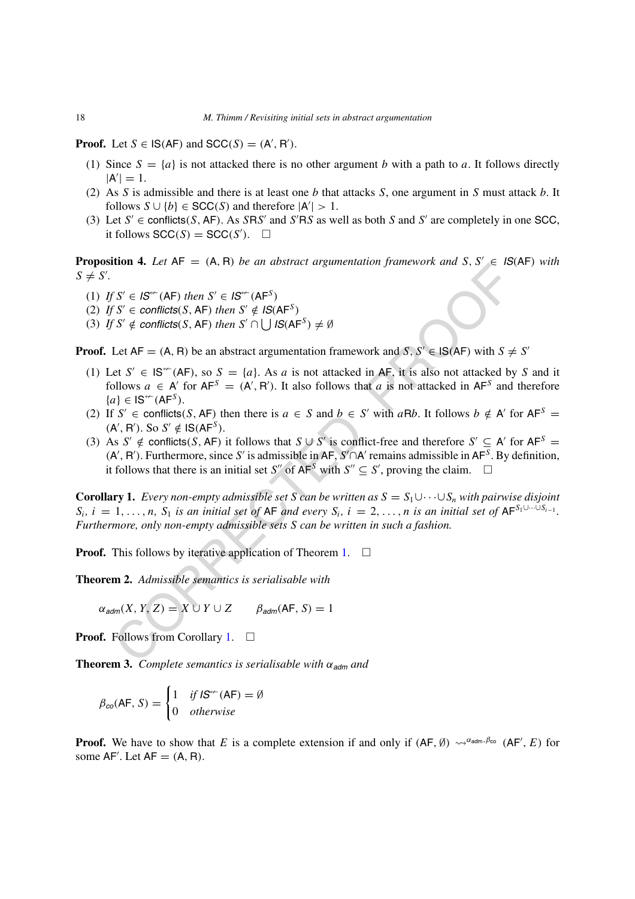**Proof.** Let $S \in \mathsf{IS}(\mathsf{AF})$ and $\mathsf{SCC}(S) = (\mathsf{A}', \mathsf{R}')$.

1. Since $S = \{a\}$ is not attacked there is no other argument $b$ with a path to $a$. It follows directly $|\mathsf{A}'| = 1$.
2. As $S$ is admissible and there is at least one $b$ that attacks $S$, one argument in $S$ must attack $b$. It follows $S \cup \{b\} \in \mathsf{SCC}(S)$ and therefore $|\mathsf{A}'| > 1$.
3. Let $S' \in \mathsf{conflicts}(S, \mathsf{AF})$. As $S\mathsf{R}S'$ and $S'\mathsf{R}S$ as well as both $S$ and $S'$ are completely in one $\mathsf{SCC}$, it follows $\mathsf{SCC}(S) = \mathsf{SCC}(S')$. $\square$

**Proposition 4.** *Let $\mathsf{AF} = (\mathsf{A}, \mathsf{R})$ be an abstract argumentation framework and $S, S' \in \mathit{IS}(\mathsf{AF})$ with $S \neq S'$.*

1. *If $S' \in \mathit{IS}^{\not\leftarrow}(\mathsf{AF})$ then $S' \in \mathit{IS}^{\not\leftarrow}(\mathsf{AF}^S)$*
2. *If $S' \in \mathit{conflicts}(S, \mathsf{AF})$ then $S' \notin \mathit{IS}(\mathsf{AF}^S)$*
3. *If $S' \notin \mathit{conflicts}(S, \mathsf{AF})$ then $S' \cap \bigcup \mathit{IS}(\mathsf{AF}^S) \neq \emptyset$*

**Proof.** Let $\mathsf{AF} = (\mathsf{A}, \mathsf{R})$ be an abstract argumentation framework and $S, S' \in \mathsf{IS}(\mathsf{AF})$ with $S \neq S'$

1. Let $S' \in \mathsf{IS}^{\not\leftarrow}(\mathsf{AF})$, so $S = \{a\}$. As $a$ is not attacked in $\mathsf{AF}$, it is also not attacked by $S$ and it follows $a \in \mathsf{A}'$ for $\mathsf{AF}^S = (\mathsf{A}', \mathsf{R}')$. It also follows that $a$ is not attacked in $\mathsf{AF}^S$ and therefore $\{a\} \in \mathsf{IS}^{\not\leftarrow}(\mathsf{AF}^S)$.
2. If $S' \in \mathsf{conflicts}(S, \mathsf{AF})$ then there is $a \in S$ and $b \in S'$ with $a\mathsf{R}b$. It follows $b \notin \mathsf{A}'$ for $\mathsf{AF}^S = (\mathsf{A}', \mathsf{R}')$. So $S' \notin \mathsf{IS}(\mathsf{AF}^S)$.
3. As $S' \notin \mathsf{conflicts}(S, \mathsf{AF})$ it follows that $S \cup S'$ is conflict-free and therefore $S' \subseteq \mathsf{A}'$ for $\mathsf{AF}^S = (\mathsf{A}', \mathsf{R}')$. Furthermore, since $S'$ is admissible in $\mathsf{AF}$, $S' \cap \mathsf{A}'$ remains admissible in $\mathsf{AF}^S$. By definition, it follows that there is an initial set $S''$ of $\mathsf{AF}^S$ with $S'' \subseteq S'$, proving the claim. $\square$

**Corollary 1.** *Every non-empty admissible set $S$ can be written as $S = S_1 \cup \cdots \cup S_n$ with pairwise disjoint $S_i$, $i = 1, \ldots, n$, $S_1$ is an initial set of $\mathsf{AF}$ and every $S_i$, $i = 2, \ldots, n$ is an initial set of $\mathsf{AF}^{S_1 \cup \cdots \cup S_{i-1}}$. Furthermore, only non-empty admissible sets $S$ can be written in such a fashion.*

**Proof.** This follows by iterative application of Theorem 1. $\square$

**Theorem 2.** *Admissible semantics is serialisable with*

$$\alpha_{adm}(X, Y, Z) = X \cup Y \cup Z \qquad \beta_{adm}(\mathsf{AF}, S) = 1$$

**Proof.** Follows from Corollary 1. $\square$

**Theorem 3.** *Complete semantics is serialisable with $\alpha_{adm}$ and*

$$\beta_{co}(\mathsf{AF}, S) = \begin{cases} 1 & \text{if } \mathit{IS}^{\not\leftarrow}(\mathsf{AF}) = \emptyset \\ 0 & \text{otherwise} \end{cases}$$

**Proof.** We have to show that $E$ is a complete extension if and only if $(\mathsf{AF}, \emptyset) \rightsquigarrow^{\alpha_{\mathsf{adm}}, \beta_{\mathsf{co}}} (\mathsf{AF}', E)$ for some $\mathsf{AF}'$. Let $\mathsf{AF} = (\mathsf{A}, \mathsf{R})$.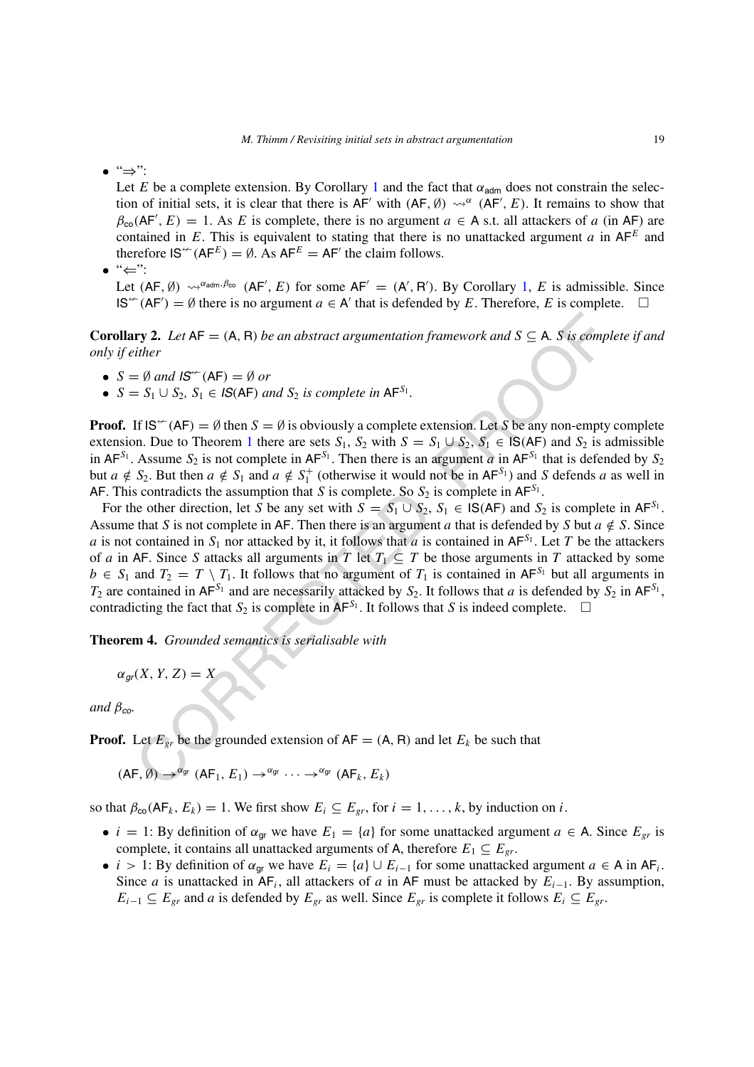- "⇒":
  Let $E$ be a complete extension. By Corollary 1 and the fact that $\alpha_{\mathsf{adm}}$ does not constrain the selection of initial sets, it is clear that there is $\mathsf{AF}'$ with $(\mathsf{AF}, \emptyset) \rightsquigarrow^{\alpha} (\mathsf{AF}', E)$. It remains to show that $\beta_{\mathsf{co}}(\mathsf{AF}', E) = 1$. As $E$ is complete, there is no argument $a \in \mathsf{A}$ s.t. all attackers of $a$ (in $\mathsf{AF}$) are contained in $E$. This is equivalent to stating that there is no unattacked argument $a$ in $\mathsf{AF}^E$ and therefore $\mathsf{IS}^{\not\leftarrow}(\mathsf{AF}^E) = \emptyset$. As $\mathsf{AF}^E = \mathsf{AF}'$ the claim follows.
- "⇐":
  Let $(\mathsf{AF}, \emptyset) \rightsquigarrow^{\alpha_{\mathsf{adm}}, \beta_{\mathsf{co}}} (\mathsf{AF}', E)$ for some $\mathsf{AF}' = (\mathsf{A}', \mathsf{R}')$. By Corollary 1, $E$ is admissible. Since $\mathsf{IS}^{\not\leftarrow}(\mathsf{AF}') = \emptyset$ there is no argument $a \in \mathsf{A}'$ that is defended by $E$. Therefore, $E$ is complete. □

**Corollary 2.** *Let $\mathsf{AF} = (\mathsf{A}, \mathsf{R})$ be an abstract argumentation framework and $S \subseteq \mathsf{A}$. $S$ is complete if and only if either*

- *$S = \emptyset$ and $\mathsf{IS}^{\not\leftarrow}(\mathsf{AF}) = \emptyset$ or*
- *$S = S_1 \cup S_2$, $S_1 \in \mathsf{IS}(\mathsf{AF})$ and $S_2$ is complete in $\mathsf{AF}^{S_1}$.*

**Proof.** If $\mathsf{IS}^{\not\leftarrow}(\mathsf{AF}) = \emptyset$ then $S = \emptyset$ is obviously a complete extension. Let $S$ be any non-empty complete extension. Due to Theorem 1 there are sets $S_1$, $S_2$ with $S = S_1 \cup S_2$, $S_1 \in \mathsf{IS}(\mathsf{AF})$ and $S_2$ is admissible in $\mathsf{AF}^{S_1}$. Assume $S_2$ is not complete in $\mathsf{AF}^{S_1}$. Then there is an argument $a$ in $\mathsf{AF}^{S_1}$ that is defended by $S_2$ but $a \notin S_2$. But then $a \notin S_1$ and $a \notin S_1^+$ (otherwise it would not be in $\mathsf{AF}^{S_1}$) and $S$ defends $a$ as well in $\mathsf{AF}$. This contradicts the assumption that $S$ is complete. So $S_2$ is complete in $\mathsf{AF}^{S_1}$.

For the other direction, let $S$ be any set with $S = S_1 \cup S_2$, $S_1 \in \mathsf{IS}(\mathsf{AF})$ and $S_2$ is complete in $\mathsf{AF}^{S_1}$. Assume that $S$ is not complete in $\mathsf{AF}$. Then there is an argument $a$ that is defended by $S$ but $a \notin S$. Since $a$ is not contained in $S_1$ nor attacked by it, it follows that $a$ is contained in $\mathsf{AF}^{S_1}$. Let $T$ be the attackers of $a$ in $\mathsf{AF}$. Since $S$ attacks all arguments in $T$ let $T_1 \subseteq T$ be those arguments in $T$ attacked by some $b \in S_1$ and $T_2 = T \setminus T_1$. It follows that no argument of $T_1$ is contained in $\mathsf{AF}^{S_1}$ but all arguments in $T_2$ are contained in $\mathsf{AF}^{S_1}$ and are necessarily attacked by $S_2$. It follows that $a$ is defended by $S_2$ in $\mathsf{AF}^{S_1}$, contradicting the fact that $S_2$ is complete in $\mathsf{AF}^{S_1}$. It follows that $S$ is indeed complete. □

**Theorem 4.** *Grounded semantics is serialisable with*

$$\alpha_{gr}(X, Y, Z) = X$$

*and $\beta_{co}$.*

**Proof.** Let $E_{gr}$ be the grounded extension of $\mathsf{AF} = (\mathsf{A}, \mathsf{R})$ and let $E_k$ be such that

$$(\mathsf{AF}, \emptyset) \rightarrow^{\alpha_{\mathsf{gr}}} (\mathsf{AF}_1, E_1) \rightarrow^{\alpha_{\mathsf{gr}}} \cdots \rightarrow^{\alpha_{\mathsf{gr}}} (\mathsf{AF}_k, E_k)$$

so that $\beta_{\mathsf{co}}(\mathsf{AF}_k, E_k) = 1$. We first show $E_i \subseteq E_{gr}$, for $i = 1, \ldots, k$, by induction on $i$.

- $i = 1$: By definition of $\alpha_{\mathsf{gr}}$ we have $E_1 = \{a\}$ for some unattacked argument $a \in \mathsf{A}$. Since $E_{gr}$ is complete, it contains all unattacked arguments of $\mathsf{A}$, therefore $E_1 \subseteq E_{gr}$.
- $i > 1$: By definition of $\alpha_{\mathsf{gr}}$ we have $E_i = \{a\} \cup E_{i-1}$ for some unattacked argument $a \in \mathsf{A}$ in $\mathsf{AF}_i$. Since $a$ is unattacked in $\mathsf{AF}_i$, all attackers of $a$ in $\mathsf{AF}$ must be attacked by $E_{i-1}$. By assumption, $E_{i-1} \subseteq E_{gr}$ and $a$ is defended by $E_{gr}$ as well. Since $E_{gr}$ is complete it follows $E_i \subseteq E_{gr}$.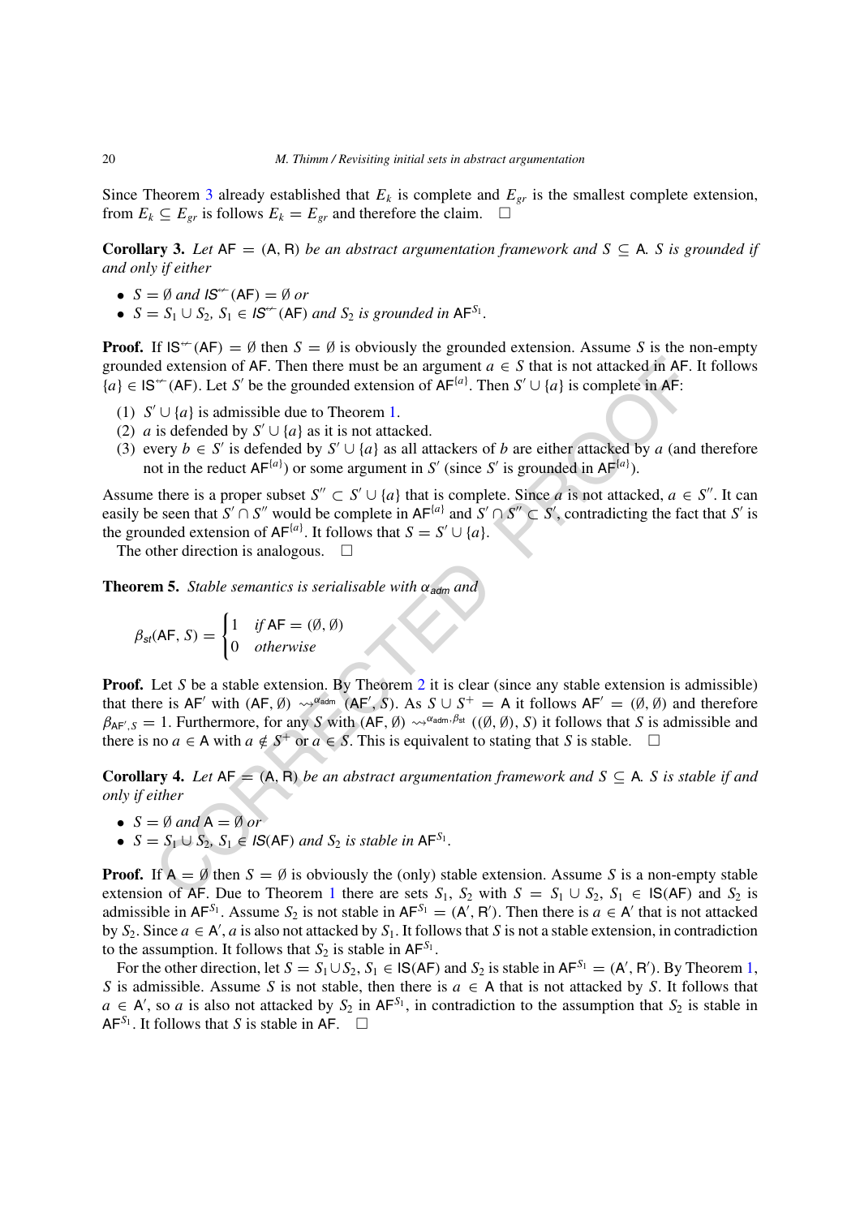Since Theorem 3 already established that $E_k$ is complete and $E_{gr}$ is the smallest complete extension, from $E_k \subseteq E_{gr}$ is follows $E_k = E_{gr}$ and therefore the claim. □

**Corollary 3.** *Let $\mathsf{AF} = (\mathsf{A}, \mathsf{R})$ be an abstract argumentation framework and $S \subseteq \mathsf{A}$. $S$ is grounded if and only if either*

- *$S = \emptyset$ and $\mathsf{IS}^{\not\leftarrow}(\mathsf{AF}) = \emptyset$ or*
- *$S = S_1 \cup S_2$, $S_1 \in \mathsf{IS}^{\not\leftarrow}(\mathsf{AF})$ and $S_2$ is grounded in $\mathsf{AF}^{S_1}$.*

**Proof.** If $\mathsf{IS}^{\not\leftarrow}(\mathsf{AF}) = \emptyset$ then $S = \emptyset$ is obviously the grounded extension. Assume $S$ is the non-empty grounded extension of $\mathsf{AF}$. Then there must be an argument $a \in S$ that is not attacked in $\mathsf{AF}$. It follows $\{a\} \in \mathsf{IS}^{\not\leftarrow}(\mathsf{AF})$. Let $S'$ be the grounded extension of $\mathsf{AF}^{\{a\}}$. Then $S' \cup \{a\}$ is complete in $\mathsf{AF}$:

(1) $S' \cup \{a\}$ is admissible due to Theorem 1.
(2) $a$ is defended by $S' \cup \{a\}$ as it is not attacked.
(3) every $b \in S'$ is defended by $S' \cup \{a\}$ as all attackers of $b$ are either attacked by $a$ (and therefore not in the reduct $\mathsf{AF}^{\{a\}}$) or some argument in $S'$ (since $S'$ is grounded in $\mathsf{AF}^{\{a\}}$).

Assume there is a proper subset $S'' \subset S' \cup \{a\}$ that is complete. Since $a$ is not attacked, $a \in S''$. It can easily be seen that $S' \cap S''$ would be complete in $\mathsf{AF}^{\{a\}}$ and $S' \cap S'' \subset S'$, contradicting the fact that $S'$ is the grounded extension of $\mathsf{AF}^{\{a\}}$. It follows that $S = S' \cup \{a\}$.

The other direction is analogous. □

**Theorem 5.** *Stable semantics is serialisable with $\alpha_{adm}$ and*

$$\beta_{st}(\mathsf{AF}, S) = \begin{cases} 1 & \text{if } \mathsf{AF} = (\emptyset, \emptyset) \\ 0 & \text{otherwise} \end{cases}$$

**Proof.** Let $S$ be a stable extension. By Theorem 2 it is clear (since any stable extension is admissible) that there is $\mathsf{AF}'$ with $(\mathsf{AF}, \emptyset) \rightsquigarrow^{\alpha_{adm}} (\mathsf{AF}', S)$. As $S \cup S^+ = \mathsf{A}$ it follows $\mathsf{AF}' = (\emptyset, \emptyset)$ and therefore $\beta_{\mathsf{AF}',S} = 1$. Furthermore, for any $S$ with $(\mathsf{AF}, \emptyset) \rightsquigarrow^{\alpha_{adm}, \beta_{st}} ((\emptyset, \emptyset), S)$ it follows that $S$ is admissible and there is no $a \in \mathsf{A}$ with $a \notin S^+$ or $a \in S$. This is equivalent to stating that $S$ is stable. □

**Corollary 4.** *Let $\mathsf{AF} = (\mathsf{A}, \mathsf{R})$ be an abstract argumentation framework and $S \subseteq \mathsf{A}$. $S$ is stable if and only if either*

- *$S = \emptyset$ and $\mathsf{A} = \emptyset$ or*
- *$S = S_1 \cup S_2$, $S_1 \in \mathsf{IS}(\mathsf{AF})$ and $S_2$ is stable in $\mathsf{AF}^{S_1}$.*

**Proof.** If $\mathsf{A} = \emptyset$ then $S = \emptyset$ is obviously the (only) stable extension. Assume $S$ is a non-empty stable extension of $\mathsf{AF}$. Due to Theorem 1 there are sets $S_1$, $S_2$ with $S = S_1 \cup S_2$, $S_1 \in \mathsf{IS}(\mathsf{AF})$ and $S_2$ is admissible in $\mathsf{AF}^{S_1}$. Assume $S_2$ is not stable in $\mathsf{AF}^{S_1} = (\mathsf{A}', \mathsf{R}')$. Then there is $a \in \mathsf{A}'$ that is not attacked by $S_2$. Since $a \in \mathsf{A}'$, $a$ is also not attacked by $S_1$. It follows that $S$ is not a stable extension, in contradiction to the assumption. It follows that $S_2$ is stable in $\mathsf{AF}^{S_1}$.

For the other direction, let $S = S_1 \cup S_2$, $S_1 \in \mathsf{IS}(\mathsf{AF})$ and $S_2$ is stable in $\mathsf{AF}^{S_1} = (\mathsf{A}', \mathsf{R}')$. By Theorem 1, $S$ is admissible. Assume $S$ is not stable, then there is $a \in \mathsf{A}$ that is not attacked by $S$. It follows that $a \in \mathsf{A}'$, so $a$ is also not attacked by $S_2$ in $\mathsf{AF}^{S_1}$, in contradiction to the assumption that $S_2$ is stable in $\mathsf{AF}^{S_1}$. It follows that $S$ is stable in $\mathsf{AF}$. □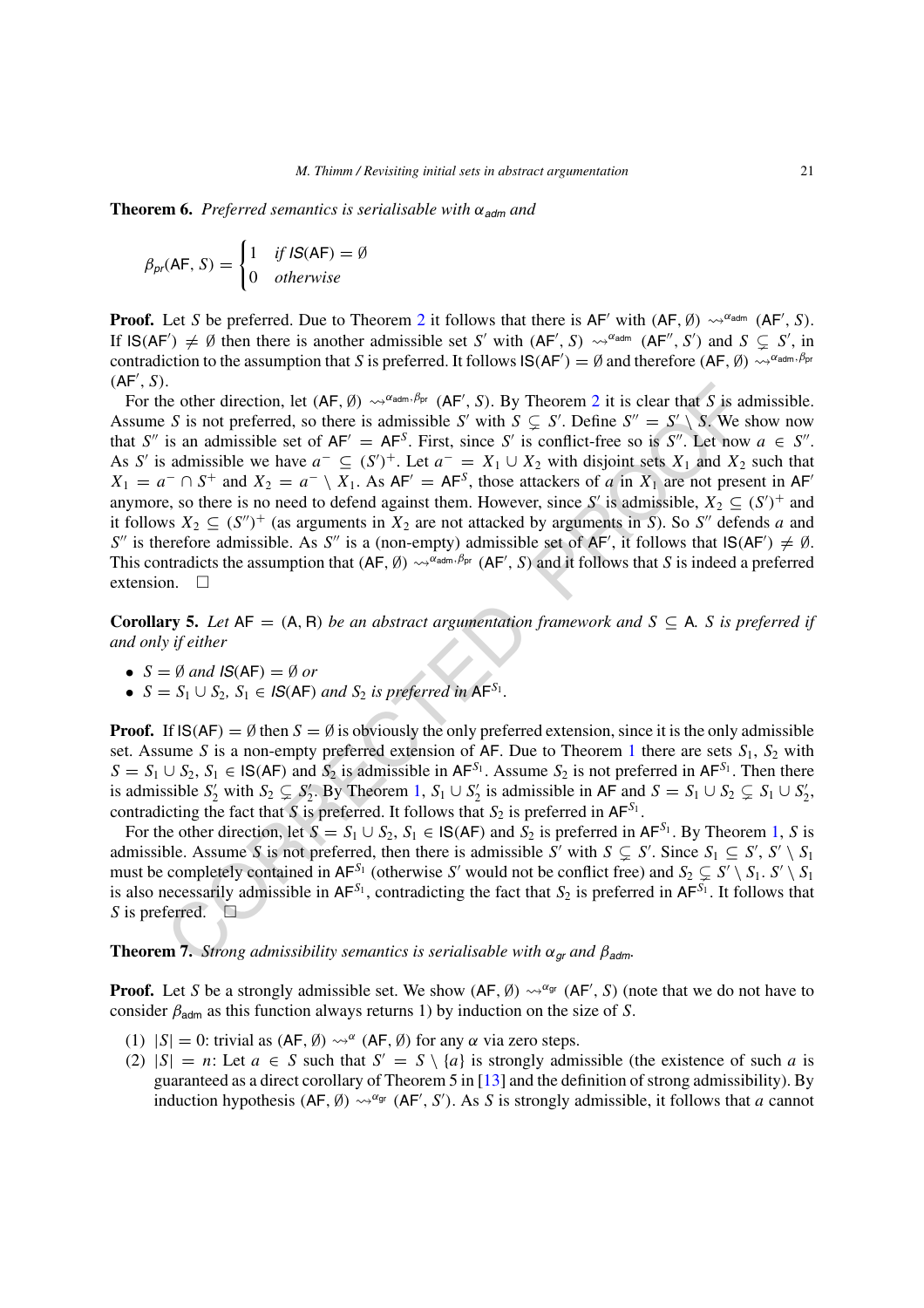**Theorem 6.** *Preferred semantics is serialisable with $\alpha_{adm}$ and*

$$\beta_{pr}(\mathsf{AF}, S) = \begin{cases} 1 & \text{if } \mathit{IS}(\mathsf{AF}) = \emptyset \\ 0 & \text{otherwise} \end{cases}$$

**Proof.** Let $S$ be preferred. Due to Theorem 2 it follows that there is $\mathsf{AF}'$ with $(\mathsf{AF}, \emptyset) \rightsquigarrow^{\alpha_{\mathsf{adm}}} (\mathsf{AF}', S)$. If $\mathsf{IS}(\mathsf{AF}') \neq \emptyset$ then there is another admissible set $S'$ with $(\mathsf{AF}', S) \rightsquigarrow^{\alpha_{\mathsf{adm}}} (\mathsf{AF}'', S')$ and $S \subsetneq S'$, in contradiction to the assumption that $S$ is preferred. It follows $\mathsf{IS}(\mathsf{AF}') = \emptyset$ and therefore $(\mathsf{AF}, \emptyset) \rightsquigarrow^{\alpha_{\mathsf{adm}}, \beta_{\mathsf{pr}}} (\mathsf{AF}', S)$.

For the other direction, let $(\mathsf{AF}, \emptyset) \rightsquigarrow^{\alpha_{\mathsf{adm}}, \beta_{\mathsf{pr}}} (\mathsf{AF}', S)$. By Theorem 2 it is clear that $S$ is admissible. Assume $S$ is not preferred, so there is admissible $S'$ with $S \subsetneq S'$. Define $S'' = S' \setminus S$. We show now that $S''$ is an admissible set of $\mathsf{AF}' = \mathsf{AF}^S$. First, since $S'$ is conflict-free so is $S''$. Let now $a \in S''$. As $S'$ is admissible we have $a^- \subseteq (S')^+$. Let $a^- = X_1 \cup X_2$ with disjoint sets $X_1$ and $X_2$ such that $X_1 = a^- \cap S^+$ and $X_2 = a^- \setminus X_1$. As $\mathsf{AF}' = \mathsf{AF}^S$, those attackers of $a$ in $X_1$ are not present in $\mathsf{AF}'$ anymore, so there is no need to defend against them. However, since $S'$ is admissible, $X_2 \subseteq (S')^+$ and it follows $X_2 \subseteq (S'')^+$ (as arguments in $X_2$ are not attacked by arguments in $S$). So $S''$ defends $a$ and $S''$ is therefore admissible. As $S''$ is a (non-empty) admissible set of $\mathsf{AF}'$, it follows that $\mathsf{IS}(\mathsf{AF}') \neq \emptyset$. This contradicts the assumption that $(\mathsf{AF}, \emptyset) \rightsquigarrow^{\alpha_{\mathsf{adm}}, \beta_{\mathsf{pr}}} (\mathsf{AF}', S)$ and it follows that $S$ is indeed a preferred extension. $\square$

**Corollary 5.** *Let $\mathsf{AF} = (\mathsf{A}, \mathsf{R})$ be an abstract argumentation framework and $S \subseteq \mathsf{A}$. $S$ is preferred if and only if either*

- $S = \emptyset$ *and* $\mathit{IS}(\mathsf{AF}) = \emptyset$ *or*
- $S = S_1 \cup S_2$, $S_1 \in \mathit{IS}(\mathsf{AF})$ *and* $S_2$ *is preferred in* $\mathsf{AF}^{S_1}$.

**Proof.** If $\mathsf{IS}(\mathsf{AF}) = \emptyset$ then $S = \emptyset$ is obviously the only preferred extension, since it is the only admissible set. Assume $S$ is a non-empty preferred extension of $\mathsf{AF}$. Due to Theorem 1 there are sets $S_1$, $S_2$ with $S = S_1 \cup S_2$, $S_1 \in \mathsf{IS}(\mathsf{AF})$ and $S_2$ is admissible in $\mathsf{AF}^{S_1}$. Assume $S_2$ is not preferred in $\mathsf{AF}^{S_1}$. Then there is admissible $S_2'$ with $S_2 \subsetneq S_2'$. By Theorem 1, $S_1 \cup S_2'$ is admissible in $\mathsf{AF}$ and $S = S_1 \cup S_2 \subsetneq S_1 \cup S_2'$, contradicting the fact that $S$ is preferred. It follows that $S_2$ is preferred in $\mathsf{AF}^{S_1}$.

For the other direction, let $S = S_1 \cup S_2$, $S_1 \in \mathsf{IS}(\mathsf{AF})$ and $S_2$ is preferred in $\mathsf{AF}^{S_1}$. By Theorem 1, $S$ is admissible. Assume $S$ is not preferred, then there is admissible $S'$ with $S \subsetneq S'$. Since $S_1 \subseteq S'$, $S' \setminus S_1$ must be completely contained in $\mathsf{AF}^{S_1}$ (otherwise $S'$ would not be conflict free) and $S_2 \subsetneq S' \setminus S_1$. $S' \setminus S_1$ is also necessarily admissible in $\mathsf{AF}^{S_1}$, contradicting the fact that $S_2$ is preferred in $\mathsf{AF}^{S_1}$. It follows that $S$ is preferred. $\square$

**Theorem 7.** *Strong admissibility semantics is serialisable with $\alpha_{gr}$ and $\beta_{adm}$.*

**Proof.** Let $S$ be a strongly admissible set. We show $(\mathsf{AF}, \emptyset) \rightsquigarrow^{\alpha_{\mathsf{gr}}} (\mathsf{AF}', S)$ (note that we do not have to consider $\beta_{\mathsf{adm}}$ as this function always returns 1) by induction on the size of $S$.

(1) $|S| = 0$: trivial as $(\mathsf{AF}, \emptyset) \rightsquigarrow^{\alpha} (\mathsf{AF}, \emptyset)$ for any $\alpha$ via zero steps.

(2) $|S| = n$: Let $a \in S$ such that $S' = S \setminus \{a\}$ is strongly admissible (the existence of such $a$ is guaranteed as a direct corollary of Theorem 5 in [13] and the definition of strong admissibility). By induction hypothesis $(\mathsf{AF}, \emptyset) \rightsquigarrow^{\alpha_{\mathsf{gr}}} (\mathsf{AF}', S')$. As $S$ is strongly admissible, it follows that $a$ cannot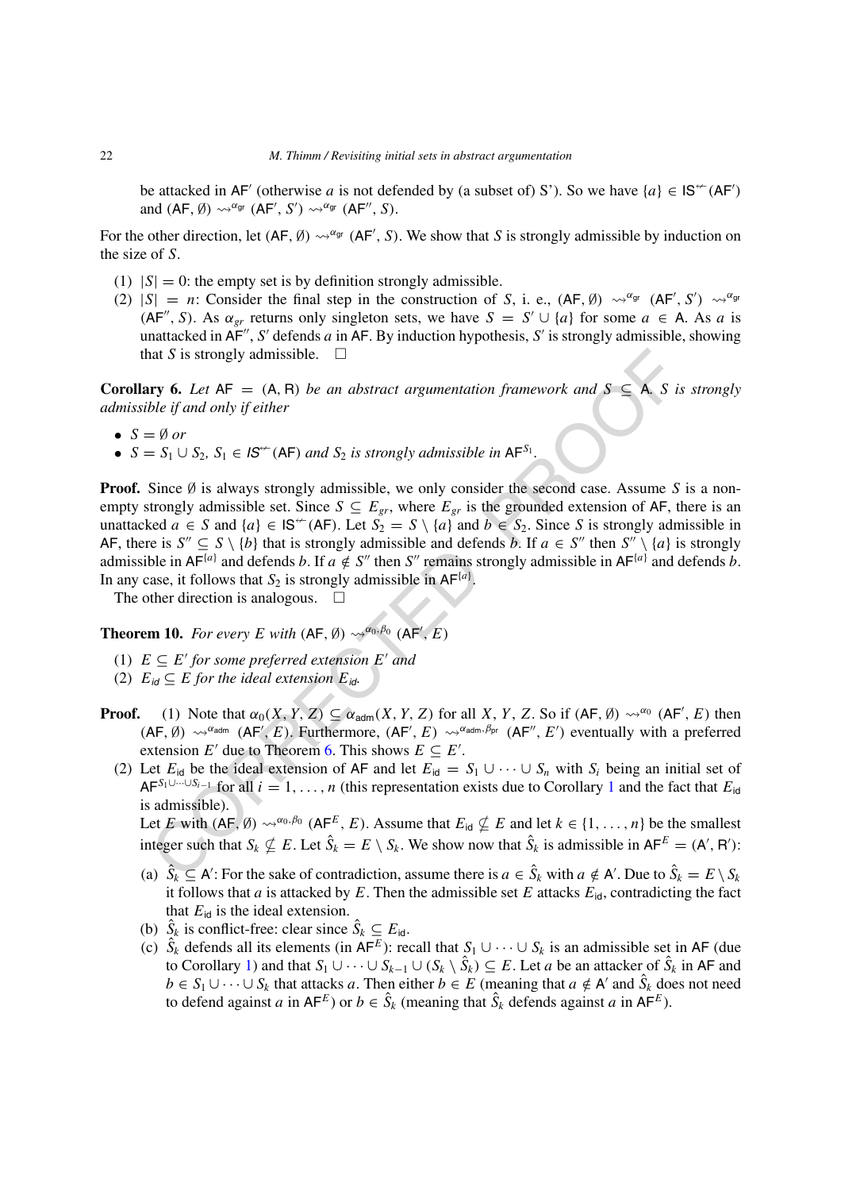be attacked in $\mathsf{AF}'$ (otherwise $a$ is not defended by (a subset of) S'). So we have $\{a\} \in \mathsf{IS}^{\not\leftrightarrow}(\mathsf{AF}')$ and $(\mathsf{AF}, \emptyset) \rightsquigarrow^{\alpha_{\mathsf{gr}}} (\mathsf{AF}', S') \rightsquigarrow^{\alpha_{\mathsf{gr}}} (\mathsf{AF}'', S)$.

For the other direction, let $(\mathsf{AF}, \emptyset) \rightsquigarrow^{\alpha_{\mathsf{gr}}} (\mathsf{AF}', S)$. We show that $S$ is strongly admissible by induction on the size of $S$.

(1) $|S| = 0$: the empty set is by definition strongly admissible.
(2) $|S| = n$: Consider the final step in the construction of $S$, i. e., $(\mathsf{AF}, \emptyset) \rightsquigarrow^{\alpha_{\mathsf{gr}}} (\mathsf{AF}', S') \rightsquigarrow^{\alpha_{\mathsf{gr}}} (\mathsf{AF}'', S)$. As $\alpha_{gr}$ returns only singleton sets, we have $S = S' \cup \{a\}$ for some $a \in \mathsf{A}$. As $a$ is unattacked in $\mathsf{AF}''$, $S'$ defends $a$ in $\mathsf{AF}$. By induction hypothesis, $S'$ is strongly admissible, showing that $S$ is strongly admissible. $\square$

**Corollary 6.** *Let $\mathsf{AF} = (\mathsf{A}, \mathsf{R})$ be an abstract argumentation framework and $S \subseteq \mathsf{A}$. $S$ is strongly admissible if and only if either*

- $S = \emptyset$ *or*
- $S = S_1 \cup S_2$, $S_1 \in \mathsf{IS}^{\not\leftrightarrow}(\mathsf{AF})$ *and $S_2$ is strongly admissible in* $\mathsf{AF}^{S_1}$.

**Proof.** Since $\emptyset$ is always strongly admissible, we only consider the second case. Assume $S$ is a non-empty strongly admissible set. Since $S \subseteq E_{gr}$, where $E_{gr}$ is the grounded extension of $\mathsf{AF}$, there is an unattacked $a \in S$ and $\{a\} \in \mathsf{IS}^{\not\leftrightarrow}(\mathsf{AF})$. Let $S_2 = S \setminus \{a\}$ and $b \in S_2$. Since $S$ is strongly admissible in $\mathsf{AF}$, there is $S'' \subseteq S \setminus \{b\}$ that is strongly admissible and defends $b$. If $a \in S''$ then $S'' \setminus \{a\}$ is strongly admissible in $\mathsf{AF}^{\{a\}}$ and defends $b$. If $a \notin S''$ then $S''$ remains strongly admissible in $\mathsf{AF}^{\{a\}}$ and defends $b$. In any case, it follows that $S_2$ is strongly admissible in $\mathsf{AF}^{\{a\}}$.

The other direction is analogous. $\square$

**Theorem 10.** *For every $E$ with $(\mathsf{AF}, \emptyset) \rightsquigarrow^{\alpha_0, \beta_0} (\mathsf{AF}', E)$*

(1) *$E \subseteq E'$ for some preferred extension $E'$ and*
(2) *$E_{\mathsf{id}} \subseteq E$ for the ideal extension $E_{\mathsf{id}}$.*

**Proof.**
(1) Note that $\alpha_0(X, Y, Z) \subseteq \alpha_{\mathsf{adm}}(X, Y, Z)$ for all $X, Y, Z$. So if $(\mathsf{AF}, \emptyset) \rightsquigarrow^{\alpha_0} (\mathsf{AF}', E)$ then $(\mathsf{AF}, \emptyset) \rightsquigarrow^{\alpha_{\mathsf{adm}}} (\mathsf{AF}', E)$. Furthermore, $(\mathsf{AF}', E) \rightsquigarrow^{\alpha_{\mathsf{adm}}, \beta_{\mathsf{pr}}} (\mathsf{AF}'', E')$ eventually with a preferred extension $E'$ due to Theorem 6. This shows $E \subseteq E'$.
(2) Let $E_{\mathsf{id}}$ be the ideal extension of $\mathsf{AF}$ and let $E_{\mathsf{id}} = S_1 \cup \cdots \cup S_n$ with $S_i$ being an initial set of $\mathsf{AF}^{S_1 \cup \cdots \cup S_{i-1}}$ for all $i = 1, \ldots, n$ (this representation exists due to Corollary 1 and the fact that $E_{\mathsf{id}}$ is admissible).
Let $E$ with $(\mathsf{AF}, \emptyset) \rightsquigarrow^{\alpha_0, \beta_0} (\mathsf{AF}^E, E)$. Assume that $E_{\mathsf{id}} \nsubseteq E$ and let $k \in \{1, \ldots, n\}$ be the smallest integer such that $S_k \nsubseteq E$. Let $\hat{S}_k = E \setminus S_k$. We show now that $\hat{S}_k$ is admissible in $\mathsf{AF}^E = (\mathsf{A}', \mathsf{R}')$:
   (a) $\hat{S}_k \subseteq \mathsf{A}'$: For the sake of contradiction, assume there is $a \in \hat{S}_k$ with $a \notin \mathsf{A}'$. Due to $\hat{S}_k = E \setminus S_k$ it follows that $a$ is attacked by $E$. Then the admissible set $E$ attacks $E_{\mathsf{id}}$, contradicting the fact that $E_{\mathsf{id}}$ is the ideal extension.
   (b) $\hat{S}_k$ is conflict-free: clear since $\hat{S}_k \subseteq E_{\mathsf{id}}$.
   (c) $\hat{S}_k$ defends all its elements (in $\mathsf{AF}^E$): recall that $S_1 \cup \cdots \cup S_k$ is an admissible set in $\mathsf{AF}$ (due to Corollary 1) and that $S_1 \cup \cdots \cup S_{k-1} \cup (S_k \setminus \hat{S}_k) \subseteq E$. Let $a$ be an attacker of $\hat{S}_k$ in $\mathsf{AF}$ and $b \in S_1 \cup \cdots \cup S_k$ that attacks $a$. Then either $b \in E$ (meaning that $a \notin \mathsf{A}'$ and $\hat{S}_k$ does not need to defend against $a$ in $\mathsf{AF}^E$) or $b \in \hat{S}_k$ (meaning that $\hat{S}_k$ defends against $a$ in $\mathsf{AF}^E$).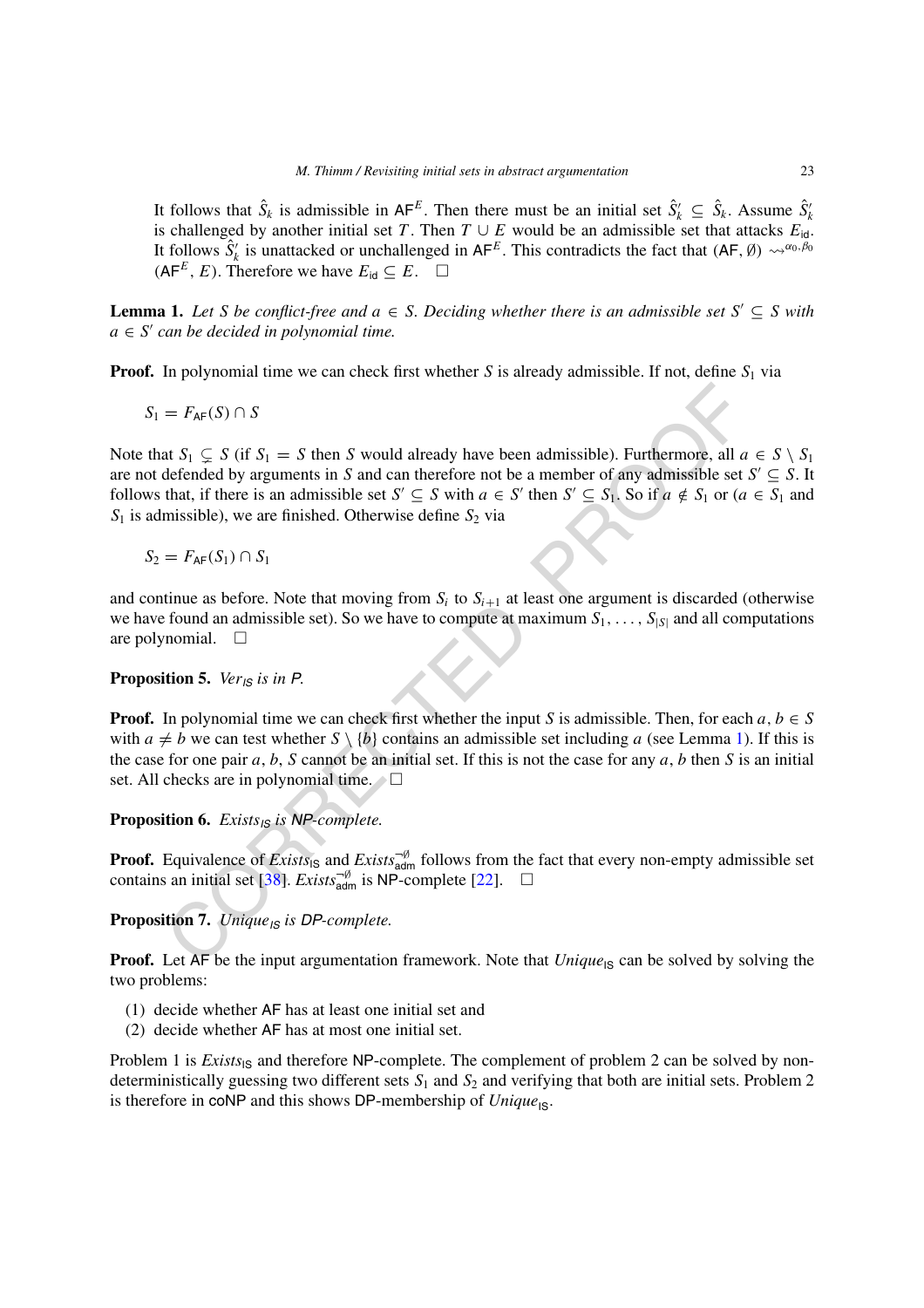It follows that $\hat{S}_k$ is admissible in $\mathsf{AF}^E$. Then there must be an initial set $\hat{S}'_k \subseteq \hat{S}_k$. Assume $\hat{S}'_k$ is challenged by another initial set $T$. Then $T \cup E$ would be an admissible set that attacks $E_{\mathsf{id}}$. It follows $\hat{S}'_k$ is unattacked or unchallenged in $\mathsf{AF}^E$. This contradicts the fact that $(\mathsf{AF}, \emptyset) \rightsquigarrow^{\alpha_0,\beta_0} (\mathsf{AF}^E, E)$. Therefore we have $E_{\mathsf{id}} \subseteq E$. $\square$

**Lemma 1.** *Let $S$ be conflict-free and $a \in S$. Deciding whether there is an admissible set $S' \subseteq S$ with $a \in S'$ can be decided in polynomial time.*

**Proof.** In polynomial time we can check first whether $S$ is already admissible. If not, define $S_1$ via

$$S_1 = F_{\mathsf{AF}}(S) \cap S$$

Note that $S_1 \subsetneq S$ (if $S_1 = S$ then $S$ would already have been admissible). Furthermore, all $a \in S \setminus S_1$ are not defended by arguments in $S$ and can therefore not be a member of any admissible set $S' \subseteq S$. It follows that, if there is an admissible set $S' \subseteq S$ with $a \in S'$ then $S' \subseteq S_1$. So if $a \notin S_1$ or ($a \in S_1$ and $S_1$ is admissible), we are finished. Otherwise define $S_2$ via

$$S_2 = F_{\mathsf{AF}}(S_1) \cap S_1$$

and continue as before. Note that moving from $S_i$ to $S_{i+1}$ at least one argument is discarded (otherwise we have found an admissible set). So we have to compute at maximum $S_1, \ldots, S_{|S|}$ and all computations are polynomial. $\square$

**Proposition 5.** *$Ver_{IS}$ is in P.*

**Proof.** In polynomial time we can check first whether the input $S$ is admissible. Then, for each $a, b \in S$ with $a \neq b$ we can test whether $S \setminus \{b\}$ contains an admissible set including $a$ (see Lemma 1). If this is the case for one pair $a, b$, $S$ cannot be an initial set. If this is not the case for any $a, b$ then $S$ is an initial set. All checks are in polynomial time. $\square$

**Proposition 6.** *$Exists_{IS}$ is NP-complete.*

**Proof.** Equivalence of $Exists_{\mathsf{IS}}$ and $Exists^{\neg\emptyset}_{\mathsf{adm}}$ follows from the fact that every non-empty admissible set contains an initial set [38]. $Exists^{\neg\emptyset}_{\mathsf{adm}}$ is NP-complete [22]. $\square$

**Proposition 7.** *$Unique_{IS}$ is DP-complete.*

**Proof.** Let AF be the input argumentation framework. Note that $Unique_{\mathsf{IS}}$ can be solved by solving the two problems:

(1) decide whether AF has at least one initial set and
(2) decide whether AF has at most one initial set.

Problem 1 is $Exists_{\mathsf{IS}}$ and therefore NP-complete. The complement of problem 2 can be solved by non-deterministically guessing two different sets $S_1$ and $S_2$ and verifying that both are initial sets. Problem 2 is therefore in coNP and this shows DP-membership of $Unique_{\mathsf{IS}}$.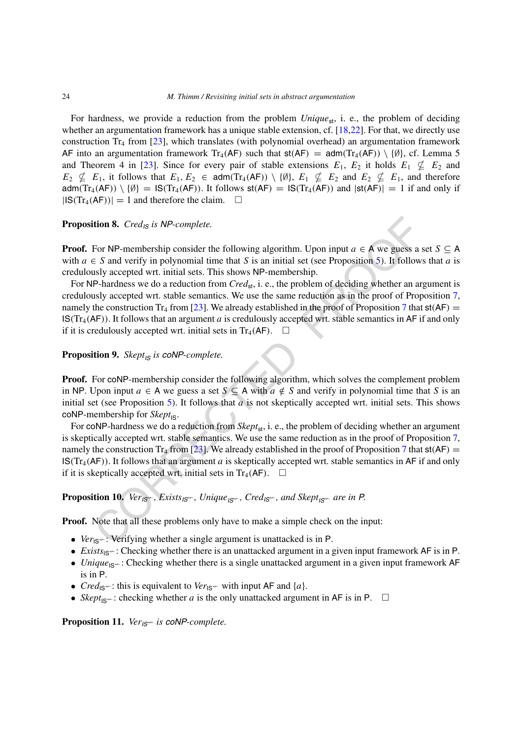For hardness, we provide a reduction from the problem $\mathit{Unique}_{\mathsf{st}}$, i. e., the problem of deciding whether an argumentation framework has a unique stable extension, cf. [18,22]. For that, we directly use construction $\mathrm{Tr}_4$ from [23], which translates (with polynomial overhead) an argumentation framework $\mathsf{AF}$ into an argumentation framework $\mathrm{Tr}_4(\mathsf{AF})$ such that $\mathsf{st}(\mathsf{AF}) = \mathsf{adm}(\mathrm{Tr}_4(\mathsf{AF})) \setminus \{\emptyset\}$, cf. Lemma 5 and Theorem 4 in [23]. Since for every pair of stable extensions $E_1$, $E_2$ it holds $E_1 \not\subseteq E_2$ and $E_2 \not\subseteq E_1$, it follows that $E_1, E_2 \in \mathsf{adm}(\mathrm{Tr}_4(\mathsf{AF})) \setminus \{\emptyset\}$, $E_1 \not\subseteq E_2$ and $E_2 \not\subseteq E_1$, and therefore $\mathsf{adm}(\mathrm{Tr}_4(\mathsf{AF})) \setminus \{\emptyset\} = \mathsf{IS}(\mathrm{Tr}_4(\mathsf{AF}))$. It follows $\mathsf{st}(\mathsf{AF}) = \mathsf{IS}(\mathrm{Tr}_4(\mathsf{AF}))$ and $|\mathsf{st}(\mathsf{AF})| = 1$ if and only if $|\mathsf{IS}(\mathrm{Tr}_4(\mathsf{AF}))| = 1$ and therefore the claim. □

**Proposition 8.** *$\mathit{Cred}_{\mathsf{IS}}$ is NP-complete.*

**Proof.** For NP-membership consider the following algorithm. Upon input $a \in \mathsf{A}$ we guess a set $S \subseteq \mathsf{A}$ with $a \in S$ and verify in polynomial time that $S$ is an initial set (see Proposition 5). It follows that $a$ is credulously accepted wrt. initial sets. This shows NP-membership.

For NP-hardness we do a reduction from $\mathit{Cred}_{\mathsf{st}}$, i. e., the problem of deciding whether an argument is credulously accepted wrt. stable semantics. We use the same reduction as in the proof of Proposition 7, namely the construction $\mathrm{Tr}_4$ from [23]. We already established in the proof of Proposition 7 that $\mathsf{st}(\mathsf{AF}) = \mathsf{IS}(\mathrm{Tr}_4(\mathsf{AF}))$. It follows that an argument $a$ is credulously accepted wrt. stable semantics in $\mathsf{AF}$ if and only if it is credulously accepted wrt. initial sets in $\mathrm{Tr}_4(\mathsf{AF})$. □

**Proposition 9.** *$\mathit{Skept}_{\mathsf{IS}}$ is coNP-complete.*

**Proof.** For coNP-membership consider the following algorithm, which solves the complement problem in NP. Upon input $a \in \mathsf{A}$ we guess a set $S \subseteq \mathsf{A}$ with $a \notin S$ and verify in polynomial time that $S$ is an initial set (see Proposition 5). It follows that $a$ is not skeptically accepted wrt. initial sets. This shows coNP-membership for $\mathit{Skept}_{\mathsf{IS}}$.

For coNP-hardness we do a reduction from $\mathit{Skept}_{\mathsf{st}}$, i. e., the problem of deciding whether an argument is skeptically accepted wrt. stable semantics. We use the same reduction as in the proof of Proposition 7, namely the construction $\mathrm{Tr}_4$ from [23]. We already established in the proof of Proposition 7 that $\mathsf{st}(\mathsf{AF}) = \mathsf{IS}(\mathrm{Tr}_4(\mathsf{AF}))$. It follows that an argument $a$ is skeptically accepted wrt. stable semantics in $\mathsf{AF}$ if and only if it is skeptically accepted wrt. initial sets in $\mathrm{Tr}_4(\mathsf{AF})$. □

**Proposition 10.** *$\mathit{Ver}_{\mathsf{IS}^{\not\leftarrow}}$, $\mathit{Exists}_{\mathsf{IS}^{\not\leftarrow}}$, $\mathit{Unique}_{\mathsf{IS}^{\not\leftarrow}}$, $\mathit{Cred}_{\mathsf{IS}^{\not\leftarrow}}$, and $\mathit{Skept}_{\mathsf{IS}^{\not\leftarrow}}$ are in P.*

**Proof.** Note that all these problems only have to make a simple check on the input:

- $\mathit{Ver}_{\mathsf{IS}^{\not\leftarrow}}$: Verifying whether a single argument is unattacked is in P.
- $\mathit{Exists}_{\mathsf{IS}^{\not\leftarrow}}$: Checking whether there is an unattacked argument in a given input framework $\mathsf{AF}$ is in P.
- $\mathit{Unique}_{\mathsf{IS}^{\not\leftarrow}}$: Checking whether there is a single unattacked argument in a given input framework $\mathsf{AF}$ is in P.
- $\mathit{Cred}_{\mathsf{IS}^{\not\leftarrow}}$: this is equivalent to $\mathit{Ver}_{\mathsf{IS}^{\not\leftarrow}}$ with input $\mathsf{AF}$ and $\{a\}$.
- $\mathit{Skept}_{\mathsf{IS}^{\not\leftarrow}}$: checking whether $a$ is the only unattacked argument in $\mathsf{AF}$ is in P. □

**Proposition 11.** *$\mathit{Ver}_{\mathsf{IS}^{\leftrightarrow}}$ is coNP-complete.*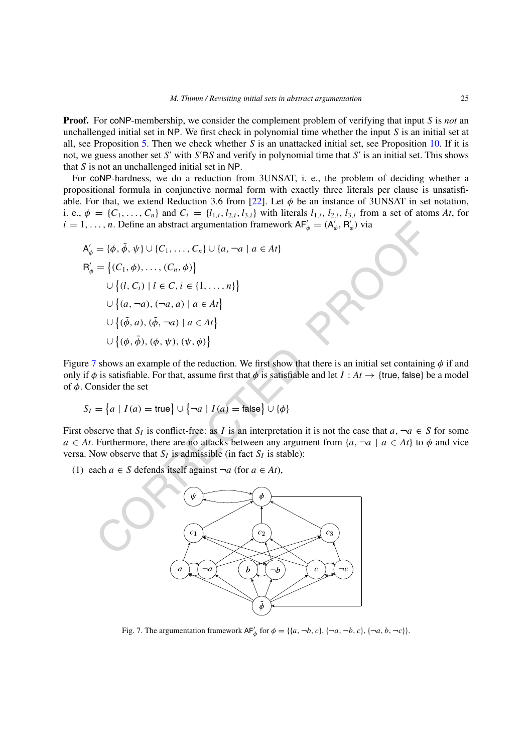**Proof.** For coNP-membership, we consider the complement problem of verifying that input $S$ is *not* an unchallenged initial set in NP. We first check in polynomial time whether the input $S$ is an initial set at all, see Proposition 5. Then we check whether $S$ is an unattacked initial set, see Proposition 10. If it is not, we guess another set $S'$ with $S'\mathsf{R}S$ and verify in polynomial time that $S'$ is an initial set. This shows that $S$ is not an unchallenged initial set in NP.

For coNP-hardness, we do a reduction from 3UNSAT, i. e., the problem of deciding whether a propositional formula in conjunctive normal form with exactly three literals per clause is unsatisfiable. For that, we extend Reduction 3.6 from [22]. Let $\phi$ be an instance of 3UNSAT in set notation, i. e., $\phi = \{C_1, \ldots, C_n\}$ and $C_i = \{l_{1,i}, l_{2,i}, l_{3,i}\}$ with literals $l_{1,i}, l_{2,i}, l_{3,i}$ from a set of atoms $At$, for $i = 1, \ldots, n$. Define an abstract argumentation framework $\mathsf{AF}'_\phi = (\mathsf{A}'_\phi, \mathsf{R}'_\phi)$ via

$$
\begin{aligned}
\mathsf{A}'_\phi &= \{\phi, \tilde{\phi}, \psi\} \cup \{C_1, \ldots, C_n\} \cup \{a, \neg a \mid a \in At\} \\
\mathsf{R}'_\phi &= \{(C_1, \phi), \ldots, (C_n, \phi)\} \\
&\quad \cup \{(l, C_i) \mid l \in C, i \in \{1, \ldots, n\}\} \\
&\quad \cup \{(a, \neg a), (\neg a, a) \mid a \in At\} \\
&\quad \cup \{(\tilde{\phi}, a), (\tilde{\phi}, \neg a) \mid a \in At\} \\
&\quad \cup \{(\phi, \tilde{\phi}), (\phi, \psi), (\psi, \phi)\}
\end{aligned}
$$

Figure 7 shows an example of the reduction. We first show that there is an initial set containing $\phi$ if and only if $\phi$ is satisfiable. For that, assume first that $\phi$ is satisfiable and let $I : At \to \{\mathsf{true}, \mathsf{false}\}$ be a model of $\phi$. Consider the set

$$
S_I = \{a \mid I(a) = \mathsf{true}\} \cup \{\neg a \mid I(a) = \mathsf{false}\} \cup \{\phi\}
$$

First observe that $S_I$ is conflict-free: as $I$ is an interpretation it is not the case that $a, \neg a \in S$ for some $a \in At$. Furthermore, there are no attacks between any argument from $\{a, \neg a \mid a \in At\}$ to $\phi$ and vice versa. Now observe that $S_I$ is admissible (in fact $S_I$ is stable):

(1) each $a \in S$ defends itself against $\neg a$ (for $a \in At$),

Fig. 7. The argumentation framework $\mathsf{AF}'_\phi$ for $\phi = \{\{a, \neg b, c\}, \{\neg a, \neg b, c\}, \{\neg a, b, \neg c\}\}$.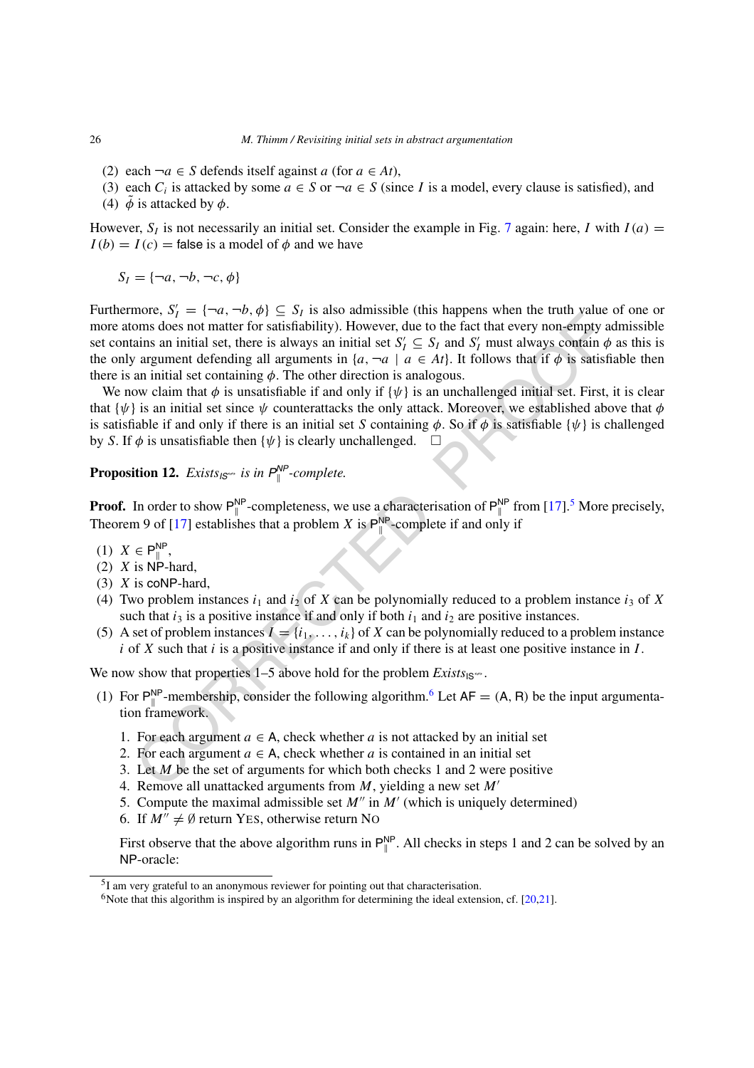(2) each $\neg a \in S$ defends itself against $a$ (for $a \in At$),
(3) each $C_i$ is attacked by some $a \in S$ or $\neg a \in S$ (since $I$ is a model, every clause is satisfied), and
(4) $\tilde{\phi}$ is attacked by $\phi$.

However, $S_I$ is not necessarily an initial set. Consider the example in Fig. 7 again: here, $I$ with $I(a) = I(b) = I(c) = \mathsf{false}$ is a model of $\phi$ and we have

$$S_I = \{\neg a, \neg b, \neg c, \phi\}$$

Furthermore, $S_I' = \{\neg a, \neg b, \phi\} \subseteq S_I$ is also admissible (this happens when the truth value of one or more atoms does not matter for satisfiability). However, due to the fact that every non-empty admissible set contains an initial set, there is always an initial set $S_I' \subseteq S_I$ and $S_I'$ must always contain $\phi$ as this is the only argument defending all arguments in $\{a, \neg a \mid a \in At\}$. It follows that if $\phi$ is satisfiable then there is an initial set containing $\phi$. The other direction is analogous.

We now claim that $\phi$ is unsatisfiable if and only if $\{\psi\}$ is an unchallenged initial set. First, it is clear that $\{\psi\}$ is an initial set since $\psi$ counterattacks the only attack. Moreover, we established above that $\phi$ is satisfiable if and only if there is an initial set $S$ containing $\phi$. So if $\phi$ is satisfiable $\{\psi\}$ is challenged by $S$. If $\phi$ is unsatisfiable then $\{\psi\}$ is clearly unchallenged. $\square$

**Proposition 12.** *$Exists_{\mathsf{IS}^{\leftrightsquigarrow}}$ is in $\mathsf{P}^{\mathsf{NP}}_{\|}$-complete.*

**Proof.** In order to show $\mathsf{P}^{\mathsf{NP}}_{\|}$-completeness, we use a characterisation of $\mathsf{P}^{\mathsf{NP}}_{\|}$ from [17].[5] More precisely, Theorem 9 of [17] establishes that a problem $X$ is $\mathsf{P}^{\mathsf{NP}}_{\|}$-complete if and only if

(1) $X \in \mathsf{P}^{\mathsf{NP}}_{\|}$,
(2) $X$ is $\mathsf{NP}$-hard,
(3) $X$ is $\mathsf{coNP}$-hard,
(4) Two problem instances $i_1$ and $i_2$ of $X$ can be polynomially reduced to a problem instance $i_3$ of $X$ such that $i_3$ is a positive instance if and only if both $i_1$ and $i_2$ are positive instances.
(5) A set of problem instances $I = \{i_1, \ldots, i_k\}$ of $X$ can be polynomially reduced to a problem instance $i$ of $X$ such that $i$ is a positive instance if and only if there is at least one positive instance in $I$.

We now show that properties 1–5 above hold for the problem $Exists_{\mathsf{IS}^{\leftrightsquigarrow}}$.

(1) For $\mathsf{P}^{\mathsf{NP}}_{\|}$-membership, consider the following algorithm.[6] Let $\mathsf{AF} = (\mathsf{A}, \mathsf{R})$ be the input argumentation framework.

 1. For each argument $a \in \mathsf{A}$, check whether $a$ is not attacked by an initial set
 2. For each argument $a \in \mathsf{A}$, check whether $a$ is contained in an initial set
 3. Let $M$ be the set of arguments for which both checks 1 and 2 were positive
 4. Remove all unattacked arguments from $M$, yielding a new set $M'$
 5. Compute the maximal admissible set $M''$ in $M'$ (which is uniquely determined)
 6. If $M'' \neq \emptyset$ return YES, otherwise return NO

 First observe that the above algorithm runs in $\mathsf{P}^{\mathsf{NP}}_{\|}$. All checks in steps 1 and 2 can be solved by an $\mathsf{NP}$-oracle:

---

[5] I am very grateful to an anonymous reviewer for pointing out that characterisation.

[6] Note that this algorithm is inspired by an algorithm for determining the ideal extension, cf. [20,21].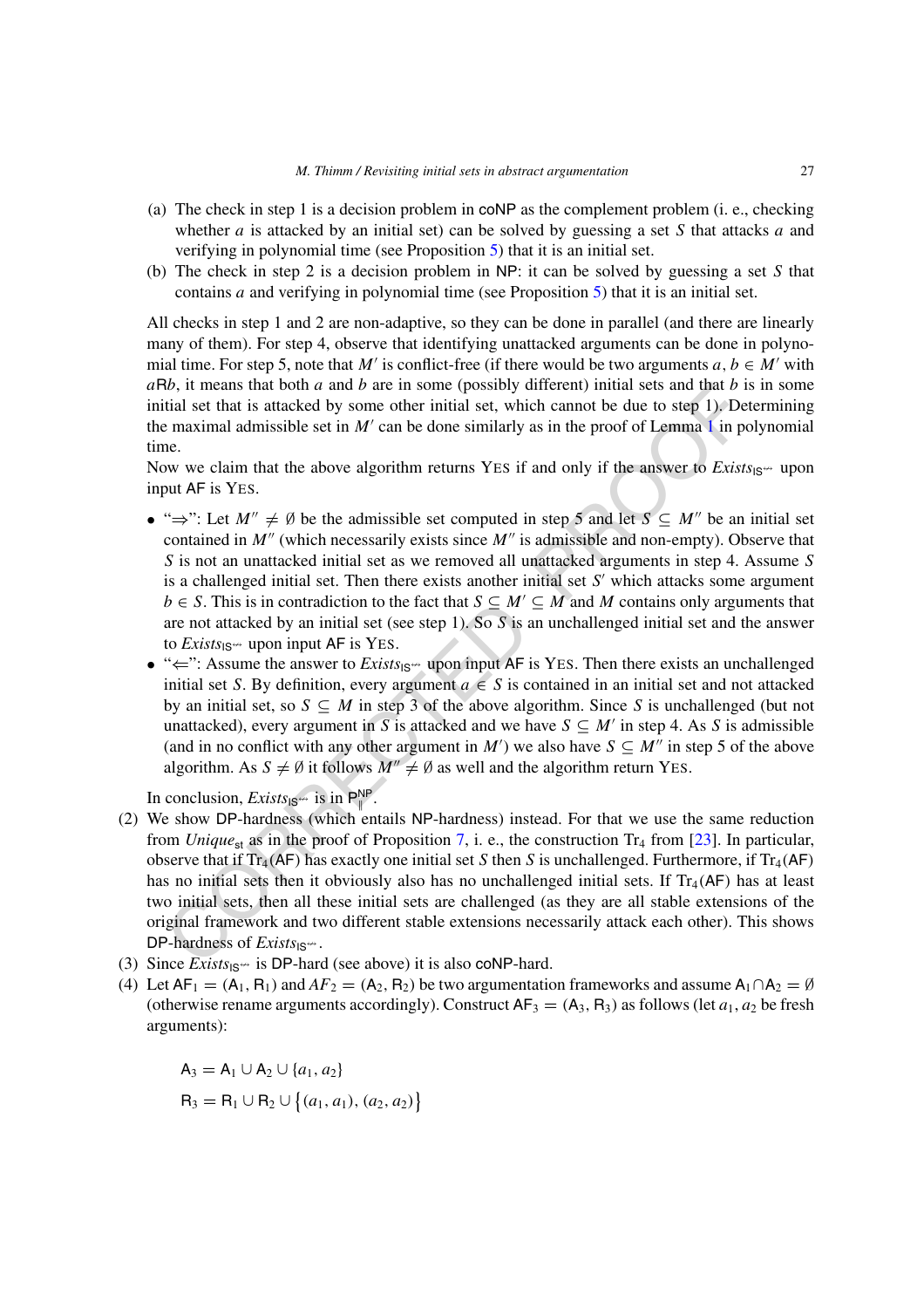(a) The check in step 1 is a decision problem in coNP as the complement problem (i. e., checking whether $a$ is attacked by an initial set) can be solved by guessing a set $S$ that attacks $a$ and verifying in polynomial time (see Proposition 5) that it is an initial set.

(b) The check in step 2 is a decision problem in NP: it can be solved by guessing a set $S$ that contains $a$ and verifying in polynomial time (see Proposition 5) that it is an initial set.

All checks in step 1 and 2 are non-adaptive, so they can be done in parallel (and there are linearly many of them). For step 4, observe that identifying unattacked arguments can be done in polynomial time. For step 5, note that $M'$ is conflict-free (if there would be two arguments $a, b \in M'$ with $a\mathsf{R}b$, it means that both $a$ and $b$ are in some (possibly different) initial sets and that $b$ is in some initial set that is attacked by some other initial set, which cannot be due to step 1). Determining the maximal admissible set in $M'$ can be done similarly as in the proof of Lemma 1 in polynomial time.

Now we claim that the above algorithm returns YES if and only if the answer to $\mathit{Exists}_{\mathsf{IS}^{\leftrightsquigarrow}}$ upon input AF is YES.

- "⇒": Let $M'' \neq \emptyset$ be the admissible set computed in step 5 and let $S \subseteq M''$ be an initial set contained in $M''$ (which necessarily exists since $M''$ is admissible and non-empty). Observe that $S$ is not an unattacked initial set as we removed all unattacked arguments in step 4. Assume $S$ is a challenged initial set. Then there exists another initial set $S'$ which attacks some argument $b \in S$. This is in contradiction to the fact that $S \subseteq M' \subseteq M$ and $M$ contains only arguments that are not attacked by an initial set (see step 1). So $S$ is an unchallenged initial set and the answer to $\mathit{Exists}_{\mathsf{IS}^{\leftrightsquigarrow}}$ upon input AF is YES.
- "⇐": Assume the answer to $\mathit{Exists}_{\mathsf{IS}^{\leftrightsquigarrow}}$ upon input AF is YES. Then there exists an unchallenged initial set $S$. By definition, every argument $a \in S$ is contained in an initial set and not attacked by an initial set, so $S \subseteq M$ in step 3 of the above algorithm. Since $S$ is unchallenged (but not unattacked), every argument in $S$ is attacked and we have $S \subseteq M'$ in step 4. As $S$ is admissible (and in no conflict with any other argument in $M'$) we also have $S \subseteq M''$ in step 5 of the above algorithm. As $S \neq \emptyset$ it follows $M'' \neq \emptyset$ as well and the algorithm return YES.

In conclusion, $\mathit{Exists}_{\mathsf{IS}^{\leftrightsquigarrow}}$ is in $\mathsf{P}^{\mathsf{NP}}_{\parallel}$.

(2) We show DP-hardness (which entails NP-hardness) instead. For that we use the same reduction from $\mathit{Unique}_{\mathsf{st}}$ as in the proof of Proposition 7, i. e., the construction $\mathrm{Tr}_4$ from [23]. In particular, observe that if $\mathrm{Tr}_4(\mathsf{AF})$ has exactly one initial set $S$ then $S$ is unchallenged. Furthermore, if $\mathrm{Tr}_4(\mathsf{AF})$ has no initial sets then it obviously also has no unchallenged initial sets. If $\mathrm{Tr}_4(\mathsf{AF})$ has at least two initial sets, then all these initial sets are challenged (as they are all stable extensions of the original framework and two different stable extensions necessarily attack each other). This shows DP-hardness of $\mathit{Exists}_{\mathsf{IS}^{\leftrightsquigarrow}}$.

(3) Since $\mathit{Exists}_{\mathsf{IS}^{\leftrightsquigarrow}}$ is DP-hard (see above) it is also coNP-hard.

(4) Let $\mathsf{AF}_1 = (\mathsf{A}_1, \mathsf{R}_1)$ and $AF_2 = (\mathsf{A}_2, \mathsf{R}_2)$ be two argumentation frameworks and assume $\mathsf{A}_1 \cap \mathsf{A}_2 = \emptyset$ (otherwise rename arguments accordingly). Construct $\mathsf{AF}_3 = (\mathsf{A}_3, \mathsf{R}_3)$ as follows (let $a_1, a_2$ be fresh arguments):

$$\mathsf{A}_3 = \mathsf{A}_1 \cup \mathsf{A}_2 \cup \{a_1, a_2\}$$
$$\mathsf{R}_3 = \mathsf{R}_1 \cup \mathsf{R}_2 \cup \{(a_1, a_1), (a_2, a_2)\}$$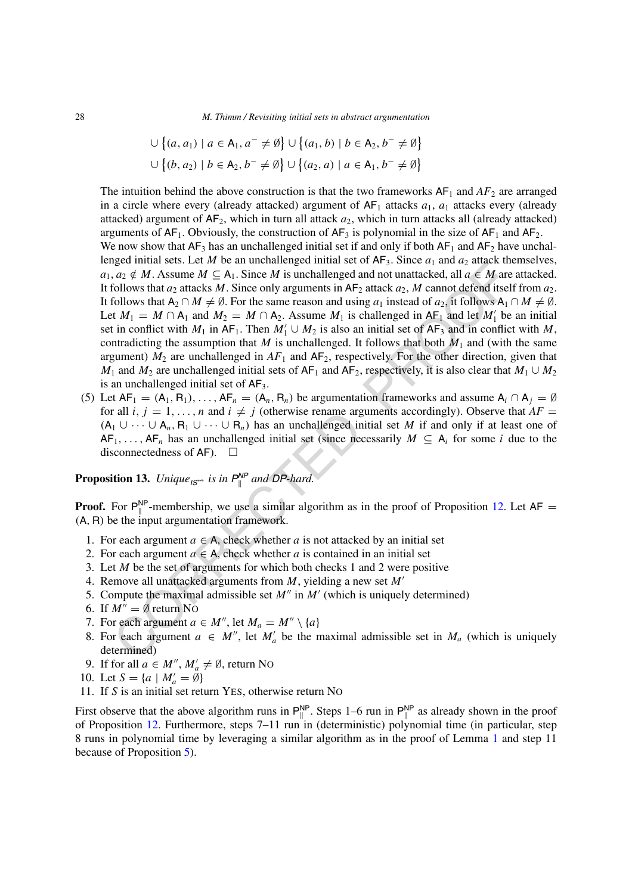$$\cup \left\{(a, a_1) \mid a \in \mathsf{A}_1, a^- \neq \emptyset\right\} \cup \left\{(a_1, b) \mid b \in \mathsf{A}_2, b^- \neq \emptyset\right\}$$
$$\cup \left\{(b, a_2) \mid b \in \mathsf{A}_2, b^- \neq \emptyset\right\} \cup \left\{(a_2, a) \mid a \in \mathsf{A}_1, b^- \neq \emptyset\right\}$$

The intuition behind the above construction is that the two frameworks $\mathsf{AF}_1$ and $AF_2$ are arranged in a circle where every (already attacked) argument of $\mathsf{AF}_1$ attacks $a_1$, $a_1$ attacks every (already attacked) argument of $\mathsf{AF}_2$, which in turn all attack $a_2$, which in turn attacks all (already attacked) arguments of $\mathsf{AF}_1$. Obviously, the construction of $\mathsf{AF}_3$ is polynomial in the size of $\mathsf{AF}_1$ and $\mathsf{AF}_2$.
We now show that $\mathsf{AF}_3$ has an unchallenged initial set if and only if both $\mathsf{AF}_1$ and $\mathsf{AF}_2$ have unchallenged initial sets. Let $M$ be an unchallenged initial set of $\mathsf{AF}_3$. Since $a_1$ and $a_2$ attack themselves, $a_1, a_2 \notin M$. Assume $M \subseteq \mathsf{A}_1$. Since $M$ is unchallenged and not unattacked, all $a \in M$ are attacked. It follows that $a_2$ attacks $M$. Since only arguments in $\mathsf{AF}_2$ attack $a_2$, $M$ cannot defend itself from $a_2$. It follows that $\mathsf{A}_2 \cap M \neq \emptyset$. For the same reason and using $a_1$ instead of $a_2$, it follows $\mathsf{A}_1 \cap M \neq \emptyset$. Let $M_1 = M \cap \mathsf{A}_1$ and $M_2 = M \cap \mathsf{A}_2$. Assume $M_1$ is challenged in $\mathsf{AF}_1$ and let $M_1'$ be an initial set in conflict with $M_1$ in $\mathsf{AF}_1$. Then $M_1' \cup M_2$ is also an initial set of $\mathsf{AF}_3$ and in conflict with $M$, contradicting the assumption that $M$ is unchallenged. It follows that both $M_1$ and (with the same argument) $M_2$ are unchallenged in $AF_1$ and $\mathsf{AF}_2$, respectively. For the other direction, given that $M_1$ and $M_2$ are unchallenged initial sets of $\mathsf{AF}_1$ and $\mathsf{AF}_2$, respectively, it is also clear that $M_1 \cup M_2$ is an unchallenged initial set of $\mathsf{AF}_3$.

(5) Let $\mathsf{AF}_1 = (\mathsf{A}_1, \mathsf{R}_1), \ldots, \mathsf{AF}_n = (\mathsf{A}_n, \mathsf{R}_n)$ be argumentation frameworks and assume $\mathsf{A}_i \cap \mathsf{A}_j = \emptyset$ for all $i, j = 1, \ldots, n$ and $i \neq j$ (otherwise rename arguments accordingly). Observe that $AF = (\mathsf{A}_1 \cup \cdots \cup \mathsf{A}_n, \mathsf{R}_1 \cup \cdots \cup \mathsf{R}_n)$ has an unchallenged initial set $M$ if and only if at least one of $\mathsf{AF}_1, \ldots, \mathsf{AF}_n$ has an unchallenged initial set (since necessarily $M \subseteq \mathsf{A}_i$ for some $i$ due to the disconnectedness of $\mathsf{AF}$). $\square$

**Proposition 13.** *Unique*$_{IS^{\leftrightarrow}}$ *is in* $\mathsf{P}^{\mathsf{NP}}_{\|}$ *and* $\mathsf{DP}$*-hard.*

**Proof.** For $\mathsf{P}^{\mathsf{NP}}_{\|}$-membership, we use a similar algorithm as in the proof of Proposition 12. Let $\mathsf{AF} = (\mathsf{A}, \mathsf{R})$ be the input argumentation framework.

1. For each argument $a \in \mathsf{A}$, check whether $a$ is not attacked by an initial set
2. For each argument $a \in \mathsf{A}$, check whether $a$ is contained in an initial set
3. Let $M$ be the set of arguments for which both checks 1 and 2 were positive
4. Remove all unattacked arguments from $M$, yielding a new set $M'$
5. Compute the maximal admissible set $M''$ in $M'$ (which is uniquely determined)
6. If $M'' = \emptyset$ return No
7. For each argument $a \in M''$, let $M_a = M'' \setminus \{a\}$
8. For each argument $a \in M''$, let $M_a'$ be the maximal admissible set in $M_a$ (which is uniquely determined)
9. If for all $a \in M''$, $M_a' \neq \emptyset$, return No
10. Let $S = \{a \mid M_a' = \emptyset\}$
11. If $S$ is an initial set return Yes, otherwise return No

First observe that the above algorithm runs in $\mathsf{P}^{\mathsf{NP}}_{\|}$. Steps 1–6 run in $\mathsf{P}^{\mathsf{NP}}_{\|}$ as already shown in the proof of Proposition 12. Furthermore, steps 7–11 run in (deterministic) polynomial time (in particular, step 8 runs in polynomial time by leveraging a similar algorithm as in the proof of Lemma 1 and step 11 because of Proposition 5).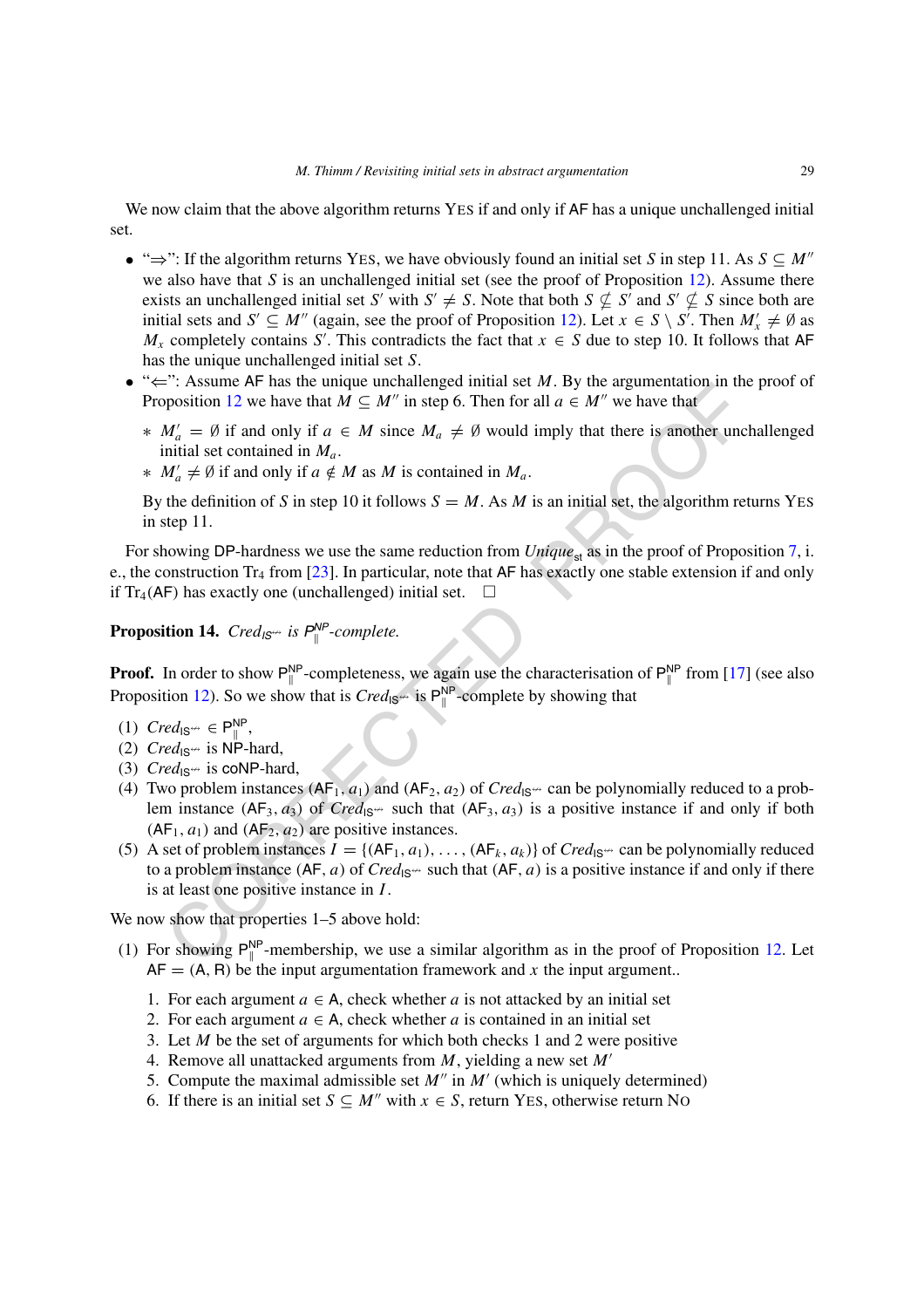We now claim that the above algorithm returns YES if and only if AF has a unique unchallenged initial set.

- "⇒": If the algorithm returns YES, we have obviously found an initial set $S$ in step 11. As $S \subseteq M''$ we also have that $S$ is an unchallenged initial set (see the proof of Proposition 12). Assume there exists an unchallenged initial set $S'$ with $S' \neq S$. Note that both $S \not\subseteq S'$ and $S' \not\subseteq S$ since both are initial sets and $S' \subseteq M''$ (again, see the proof of Proposition 12). Let $x \in S \setminus S'$. Then $M'_x \neq \emptyset$ as $M_x$ completely contains $S'$. This contradicts the fact that $x \in S$ due to step 10. It follows that AF has the unique unchallenged initial set $S$.
- "⇐": Assume AF has the unique unchallenged initial set $M$. By the argumentation in the proof of Proposition 12 we have that $M \subseteq M''$ in step 6. Then for all $a \in M''$ we have that
  - ∗ $M'_a = \emptyset$ if and only if $a \in M$ since $M_a \neq \emptyset$ would imply that there is another unchallenged initial set contained in $M_a$.
  - ∗ $M'_a \neq \emptyset$ if and only if $a \notin M$ as $M$ is contained in $M_a$.

  By the definition of $S$ in step 10 it follows $S = M$. As $M$ is an initial set, the algorithm returns YES in step 11.

For showing DP-hardness we use the same reduction from $Unique_{\mathsf{st}}$ as in the proof of Proposition 7, i. e., the construction $\mathrm{Tr}_4$ from [23]. In particular, note that AF has exactly one stable extension if and only if $\mathrm{Tr}_4(\mathsf{AF})$ has exactly one (unchallenged) initial set. □

**Proposition 14.** *$Cred_{\mathsf{IS}^{\leftrightsquigarrow}}$ is $\mathsf{P}^{\mathsf{NP}}_{\parallel}$-complete.*

**Proof.** In order to show $\mathsf{P}^{\mathsf{NP}}_{\parallel}$-completeness, we again use the characterisation of $\mathsf{P}^{\mathsf{NP}}_{\parallel}$ from [17] (see also Proposition 12). So we show that is $Cred_{\mathsf{IS}^{\leftrightsquigarrow}}$ is $\mathsf{P}^{\mathsf{NP}}_{\parallel}$-complete by showing that

(1) $Cred_{\mathsf{IS}^{\leftrightsquigarrow}} \in \mathsf{P}^{\mathsf{NP}}_{\parallel}$,
(2) $Cred_{\mathsf{IS}^{\leftrightsquigarrow}}$ is NP-hard,
(3) $Cred_{\mathsf{IS}^{\leftrightsquigarrow}}$ is coNP-hard,
(4) Two problem instances $(\mathsf{AF}_1, a_1)$ and $(\mathsf{AF}_2, a_2)$ of $Cred_{\mathsf{IS}^{\leftrightsquigarrow}}$ can be polynomially reduced to a problem instance $(\mathsf{AF}_3, a_3)$ of $Cred_{\mathsf{IS}^{\leftrightsquigarrow}}$ such that $(\mathsf{AF}_3, a_3)$ is a positive instance if and only if both $(\mathsf{AF}_1, a_1)$ and $(\mathsf{AF}_2, a_2)$ are positive instances.
(5) A set of problem instances $I = \{(\mathsf{AF}_1, a_1), \ldots, (\mathsf{AF}_k, a_k)\}$ of $Cred_{\mathsf{IS}^{\leftrightsquigarrow}}$ can be polynomially reduced to a problem instance $(\mathsf{AF}, a)$ of $Cred_{\mathsf{IS}^{\leftrightsquigarrow}}$ such that $(\mathsf{AF}, a)$ is a positive instance if and only if there is at least one positive instance in $I$.

We now show that properties 1–5 above hold:

(1) For showing $\mathsf{P}^{\mathsf{NP}}_{\parallel}$-membership, we use a similar algorithm as in the proof of Proposition 12. Let $\mathsf{AF} = (\mathsf{A}, \mathsf{R})$ be the input argumentation framework and $x$ the input argument..
   1. For each argument $a \in \mathsf{A}$, check whether $a$ is not attacked by an initial set
   2. For each argument $a \in \mathsf{A}$, check whether $a$ is contained in an initial set
   3. Let $M$ be the set of arguments for which both checks 1 and 2 were positive
   4. Remove all unattacked arguments from $M$, yielding a new set $M'$
   5. Compute the maximal admissible set $M''$ in $M'$ (which is uniquely determined)
   6. If there is an initial set $S \subseteq M''$ with $x \in S$, return YES, otherwise return NO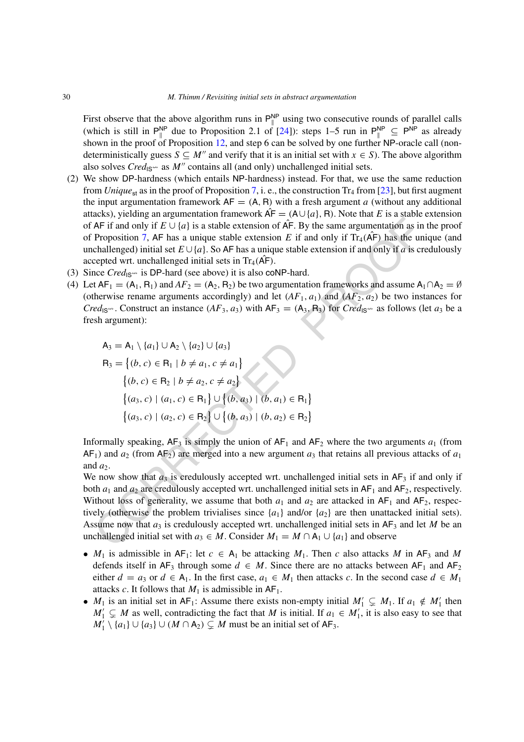First observe that the above algorithm runs in $\mathsf{P}^{\mathsf{NP}}_{\|}$ using two consecutive rounds of parallel calls (which is still in $\mathsf{P}^{\mathsf{NP}}_{\|}$ due to Proposition 2.1 of [24]): steps 1–5 run in $\mathsf{P}^{\mathsf{NP}}_{\|} \subseteq \mathsf{P}^{\mathsf{NP}}$ as already shown in the proof of Proposition 12, and step 6 can be solved by one further $\mathsf{NP}$-oracle call (non-deterministically guess $S \subseteq M''$ and verify that it is an initial set with $x \in S$). The above algorithm also solves $\mathit{Cred}_{\mathsf{IS}^{\nleftrightarrow}}$ as $M''$ contains all (and only) unchallenged initial sets.

(2) We show $\mathsf{DP}$-hardness (which entails $\mathsf{NP}$-hardness) instead. For that, we use the same reduction from $\mathit{Unique}_{\mathsf{st}}$ as in the proof of Proposition 7, i. e., the construction $\mathrm{Tr}_4$ from [23], but first augment the input argumentation framework $\mathsf{AF} = (\mathsf{A}, \mathsf{R})$ with a fresh argument $a$ (without any additional attacks), yielding an argumentation framework $\hat{\mathsf{AF}} = (\mathsf{A} \cup \{a\}, \mathsf{R})$. Note that $E$ is a stable extension of $\mathsf{AF}$ if and only if $E \cup \{a\}$ is a stable extension of $\hat{\mathsf{AF}}$. By the same argumentation as in the proof of Proposition 7, $\mathsf{AF}$ has a unique stable extension $E$ if and only if $\mathrm{Tr}_4(\hat{\mathsf{AF}})$ has the unique (and unchallenged) initial set $E \cup \{a\}$. So $\mathsf{AF}$ has a unique stable extension if and only if $a$ is credulously accepted wrt. unchallenged initial sets in $\mathrm{Tr}_4(\hat{\mathsf{AF}})$.

(3) Since $\mathit{Cred}_{\mathsf{IS}^{\nleftrightarrow}}$ is $\mathsf{DP}$-hard (see above) it is also $\mathsf{coNP}$-hard.

(4) Let $\mathsf{AF}_1 = (\mathsf{A}_1, \mathsf{R}_1)$ and $AF_2 = (\mathsf{A}_2, \mathsf{R}_2)$ be two argumentation frameworks and assume $\mathsf{A}_1 \cap \mathsf{A}_2 = \emptyset$ (otherwise rename arguments accordingly) and let $(AF_1, a_1)$ and $(AF_2, a_2)$ be two instances for $\mathit{Cred}_{\mathsf{IS}^{\nleftrightarrow}}$. Construct an instance $(AF_3, a_3)$ with $\mathsf{AF}_3 = (\mathsf{A}_3, \mathsf{R}_3)$ for $\mathit{Cred}_{\mathsf{IS}^{\nleftrightarrow}}$ as follows (let $a_3$ be a fresh argument):

$$
\begin{aligned}
\mathsf{A}_3 &= \mathsf{A}_1 \setminus \{a_1\} \cup \mathsf{A}_2 \setminus \{a_2\} \cup \{a_3\} \\
\mathsf{R}_3 &= \big\{(b, c) \in \mathsf{R}_1 \mid b \neq a_1, c \neq a_1\big\} \\
&\quad \big\{(b, c) \in \mathsf{R}_2 \mid b \neq a_2, c \neq a_2\big\} \\
&\quad \big\{(a_3, c) \mid (a_1, c) \in \mathsf{R}_1\big\} \cup \big\{(b, a_3) \mid (b, a_1) \in \mathsf{R}_1\big\} \\
&\quad \big\{(a_3, c) \mid (a_2, c) \in \mathsf{R}_2\big\} \cup \big\{(b, a_3) \mid (b, a_2) \in \mathsf{R}_2\big\}
\end{aligned}
$$

Informally speaking, $\mathsf{AF}_3$ is simply the union of $\mathsf{AF}_1$ and $\mathsf{AF}_2$ where the two arguments $a_1$ (from $\mathsf{AF}_1$) and $a_2$ (from $\mathsf{AF}_2$) are merged into a new argument $a_3$ that retains all previous attacks of $a_1$ and $a_2$.

We now show that $a_3$ is credulously accepted wrt. unchallenged initial sets in $\mathsf{AF}_3$ if and only if both $a_1$ and $a_2$ are credulously accepted wrt. unchallenged initial sets in $\mathsf{AF}_1$ and $\mathsf{AF}_2$, respectively. Without loss of generality, we assume that both $a_1$ and $a_2$ are attacked in $\mathsf{AF}_1$ and $\mathsf{AF}_2$, respectively (otherwise the problem trivialises since $\{a_1\}$ and/or $\{a_2\}$ are then unattacked initial sets). Assume now that $a_3$ is credulously accepted wrt. unchallenged initial sets in $\mathsf{AF}_3$ and let $M$ be an unchallenged initial set with $a_3 \in M$. Consider $M_1 = M \cap \mathsf{A}_1 \cup \{a_1\}$ and observe

- $M_1$ is admissible in $\mathsf{AF}_1$: let $c \in \mathsf{A}_1$ be attacking $M_1$. Then $c$ also attacks $M$ in $\mathsf{AF}_3$ and $M$ defends itself in $\mathsf{AF}_3$ through some $d \in M$. Since there are no attacks between $\mathsf{AF}_1$ and $\mathsf{AF}_2$ either $d = a_3$ or $d \in \mathsf{A}_1$. In the first case, $a_1 \in M_1$ then attacks $c$. In the second case $d \in M_1$ attacks $c$. It follows that $M_1$ is admissible in $\mathsf{AF}_1$.
- $M_1$ is an initial set in $\mathsf{AF}_1$: Assume there exists non-empty initial $M_1' \subsetneq M_1$. If $a_1 \notin M_1'$ then $M_1' \subsetneq M$ as well, contradicting the fact that $M$ is initial. If $a_1 \in M_1'$, it is also easy to see that $M_1' \setminus \{a_1\} \cup \{a_3\} \cup (M \cap \mathsf{A}_2) \subsetneq M$ must be an initial set of $\mathsf{AF}_3$.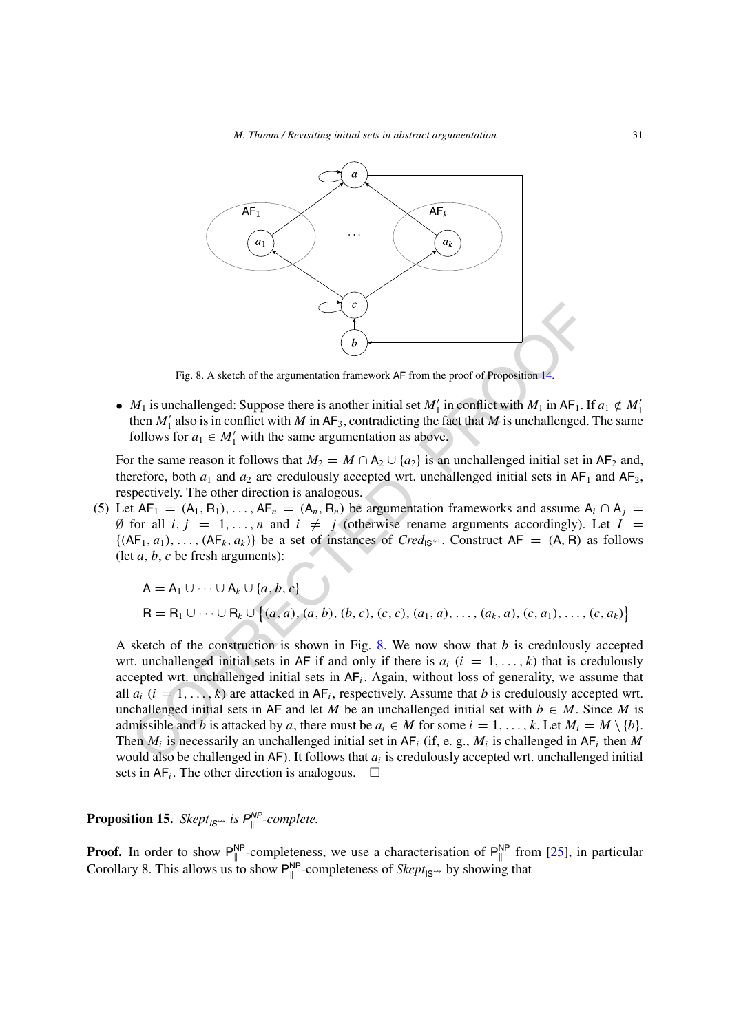Fig. 8. A sketch of the argumentation framework $\mathsf{AF}$ from the proof of Proposition 14.

- $M_1$ is unchallenged: Suppose there is another initial set $M_1'$ in conflict with $M_1$ in $\mathsf{AF}_1$. If $a_1 \notin M_1'$ then $M_1'$ also is in conflict with $M$ in $\mathsf{AF}_3$, contradicting the fact that $M$ is unchallenged. The same follows for $a_1 \in M_1'$ with the same argumentation as above.

For the same reason it follows that $M_2 = M \cap \mathsf{A}_2 \cup \{a_2\}$ is an unchallenged initial set in $\mathsf{AF}_2$ and, therefore, both $a_1$ and $a_2$ are credulously accepted wrt. unchallenged initial sets in $\mathsf{AF}_1$ and $\mathsf{AF}_2$, respectively. The other direction is analogous.

(5) Let $\mathsf{AF}_1 = (\mathsf{A}_1, \mathsf{R}_1), \ldots, \mathsf{AF}_n = (\mathsf{A}_n, \mathsf{R}_n)$ be argumentation frameworks and assume $\mathsf{A}_i \cap \mathsf{A}_j = \emptyset$ for all $i, j = 1, \ldots, n$ and $i \neq j$ (otherwise rename arguments accordingly). Let $I = \{(\mathsf{AF}_1, a_1), \ldots, (\mathsf{AF}_k, a_k)\}$ be a set of instances of $\mathit{Cred}_{\mathsf{IS}^{\not\leftrightarrow}}$. Construct $\mathsf{AF} = (\mathsf{A}, \mathsf{R})$ as follows (let $a, b, c$ be fresh arguments):

$$\mathsf{A} = \mathsf{A}_1 \cup \cdots \cup \mathsf{A}_k \cup \{a, b, c\}$$

$$\mathsf{R} = \mathsf{R}_1 \cup \cdots \cup \mathsf{R}_k \cup \{(a, a), (a, b), (b, c), (c, c), (a_1, a), \ldots, (a_k, a), (c, a_1), \ldots, (c, a_k)\}$$

A sketch of the construction is shown in Fig. 8. We now show that $b$ is credulously accepted wrt. unchallenged initial sets in $\mathsf{AF}$ if and only if there is $a_i$ ($i = 1, \ldots, k$) that is credulously accepted wrt. unchallenged initial sets in $\mathsf{AF}_i$. Again, without loss of generality, we assume that all $a_i$ ($i = 1, \ldots, k$) are attacked in $\mathsf{AF}_i$, respectively. Assume that $b$ is credulously accepted wrt. unchallenged initial sets in $\mathsf{AF}$ and let $M$ be an unchallenged initial set with $b \in M$. Since $M$ is admissible and $b$ is attacked by $a$, there must be $a_i \in M$ for some $i = 1, \ldots, k$. Let $M_i = M \setminus \{b\}$. Then $M_i$ is necessarily an unchallenged initial set in $\mathsf{AF}_i$ (if, e. g., $M_i$ is challenged in $\mathsf{AF}_i$ then $M$ would also be challenged in $\mathsf{AF}$). It follows that $a_i$ is credulously accepted wrt. unchallenged initial sets in $\mathsf{AF}_i$. The other direction is analogous. $\square$

**Proposition 15.** *$\mathit{Skept}_{\mathsf{IS}^{\not\leftrightarrow}}$ is $\mathsf{P}_{\|}^{\mathsf{NP}}$-complete.*

**Proof.** In order to show $\mathsf{P}_{\|}^{\mathsf{NP}}$-completeness, we use a characterisation of $\mathsf{P}_{\|}^{\mathsf{NP}}$ from [25], in particular Corollary 8. This allows us to show $\mathsf{P}_{\|}^{\mathsf{NP}}$-completeness of $\mathit{Skept}_{\mathsf{IS}^{\not\leftrightarrow}}$ by showing that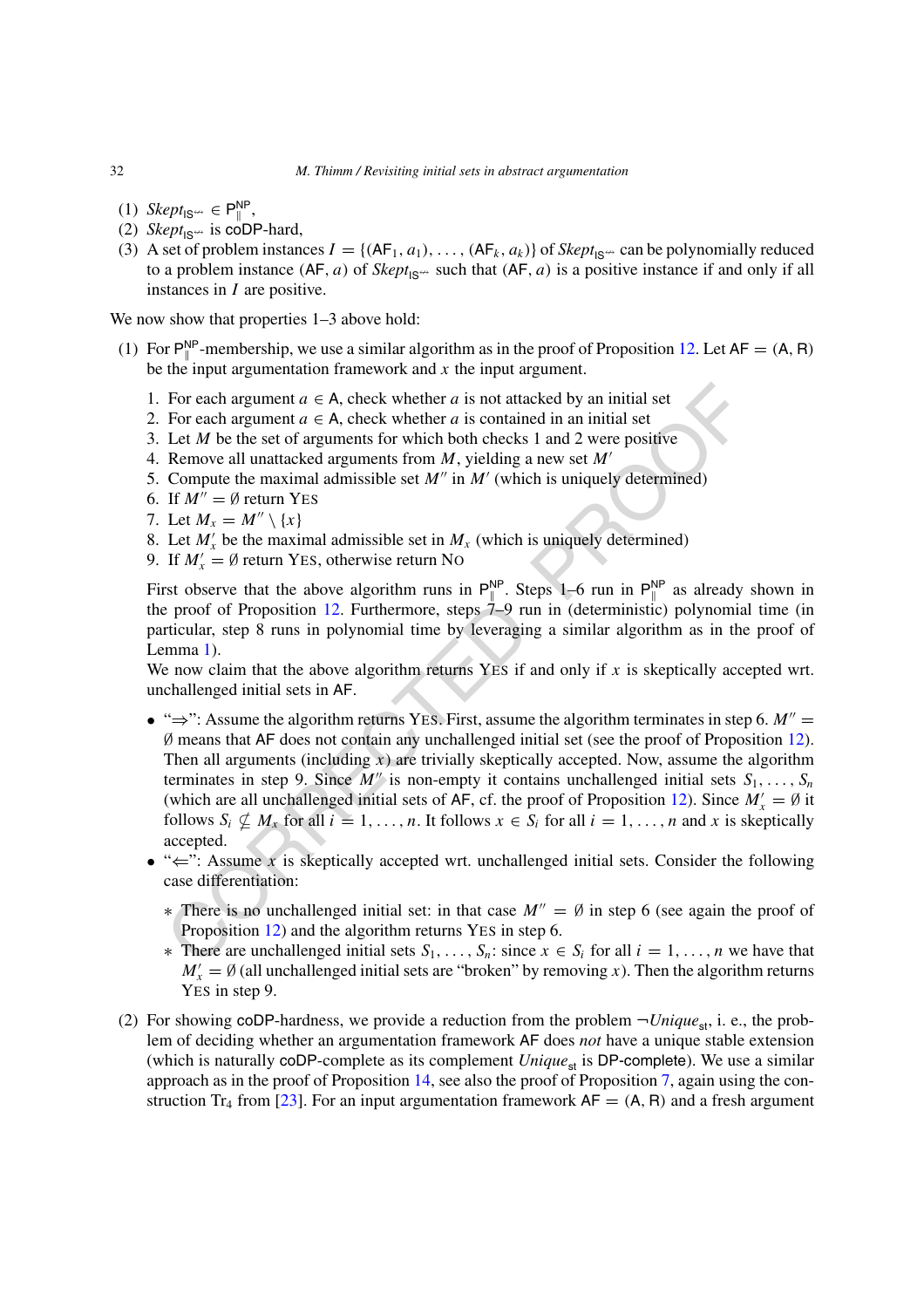(1) $Skept_{\mathsf{IS}^{\leftrightarrow}} \in \mathsf{P}^{\mathsf{NP}}_{\parallel}$,
(2) $Skept_{\mathsf{IS}^{\leftrightarrow}}$ is coDP-hard,
(3) A set of problem instances $I = \{(\mathsf{AF}_1, a_1), \ldots, (\mathsf{AF}_k, a_k)\}$ of $Skept_{\mathsf{IS}^{\leftrightarrow}}$ can be polynomially reduced to a problem instance $(\mathsf{AF}, a)$ of $Skept_{\mathsf{IS}^{\leftrightarrow}}$ such that $(\mathsf{AF}, a)$ is a positive instance if and only if all instances in $I$ are positive.

We now show that properties 1–3 above hold:

(1) For $\mathsf{P}^{\mathsf{NP}}_{\parallel}$-membership, we use a similar algorithm as in the proof of Proposition 12. Let $\mathsf{AF} = (\mathsf{A}, \mathsf{R})$ be the input argumentation framework and $x$ the input argument.

1. For each argument $a \in \mathsf{A}$, check whether $a$ is not attacked by an initial set
2. For each argument $a \in \mathsf{A}$, check whether $a$ is contained in an initial set
3. Let $M$ be the set of arguments for which both checks 1 and 2 were positive
4. Remove all unattacked arguments from $M$, yielding a new set $M'$
5. Compute the maximal admissible set $M''$ in $M'$ (which is uniquely determined)
6. If $M'' = \emptyset$ return YES
7. Let $M_x = M'' \setminus \{x\}$
8. Let $M'_x$ be the maximal admissible set in $M_x$ (which is uniquely determined)
9. If $M'_x = \emptyset$ return YES, otherwise return NO

First observe that the above algorithm runs in $\mathsf{P}^{\mathsf{NP}}_{\parallel}$. Steps 1–6 run in $\mathsf{P}^{\mathsf{NP}}_{\parallel}$ as already shown in the proof of Proposition 12. Furthermore, steps 7–9 run in (deterministic) polynomial time (in particular, step 8 runs in polynomial time by leveraging a similar algorithm as in the proof of Lemma 1).

We now claim that the above algorithm returns YES if and only if $x$ is skeptically accepted wrt. unchallenged initial sets in $\mathsf{AF}$.

- "$\Rightarrow$": Assume the algorithm returns YES. First, assume the algorithm terminates in step 6. $M'' = \emptyset$ means that $\mathsf{AF}$ does not contain any unchallenged initial set (see the proof of Proposition 12). Then all arguments (including $x$) are trivially skeptically accepted. Now, assume the algorithm terminates in step 9. Since $M''$ is non-empty it contains unchallenged initial sets $S_1, \ldots, S_n$ (which are all unchallenged initial sets of $\mathsf{AF}$, cf. the proof of Proposition 12). Since $M'_x = \emptyset$ it follows $S_i \nsubseteq M_x$ for all $i = 1, \ldots, n$. It follows $x \in S_i$ for all $i = 1, \ldots, n$ and $x$ is skeptically accepted.
- "$\Leftarrow$": Assume $x$ is skeptically accepted wrt. unchallenged initial sets. Consider the following case differentiation:
  - There is no unchallenged initial set: in that case $M'' = \emptyset$ in step 6 (see again the proof of Proposition 12) and the algorithm returns YES in step 6.
  - There are unchallenged initial sets $S_1, \ldots, S_n$: since $x \in S_i$ for all $i = 1, \ldots, n$ we have that $M'_x = \emptyset$ (all unchallenged initial sets are "broken" by removing $x$). Then the algorithm returns YES in step 9.

(2) For showing coDP-hardness, we provide a reduction from the problem $\neg Unique_{\mathsf{st}}$, i. e., the problem of deciding whether an argumentation framework $\mathsf{AF}$ does *not* have a unique stable extension (which is naturally coDP-complete as its complement $Unique_{\mathsf{st}}$ is DP-complete). We use a similar approach as in the proof of Proposition 14, see also the proof of Proposition 7, again using the construction $\mathrm{Tr}_4$ from [23]. For an input argumentation framework $\mathsf{AF} = (\mathsf{A}, \mathsf{R})$ and a fresh argument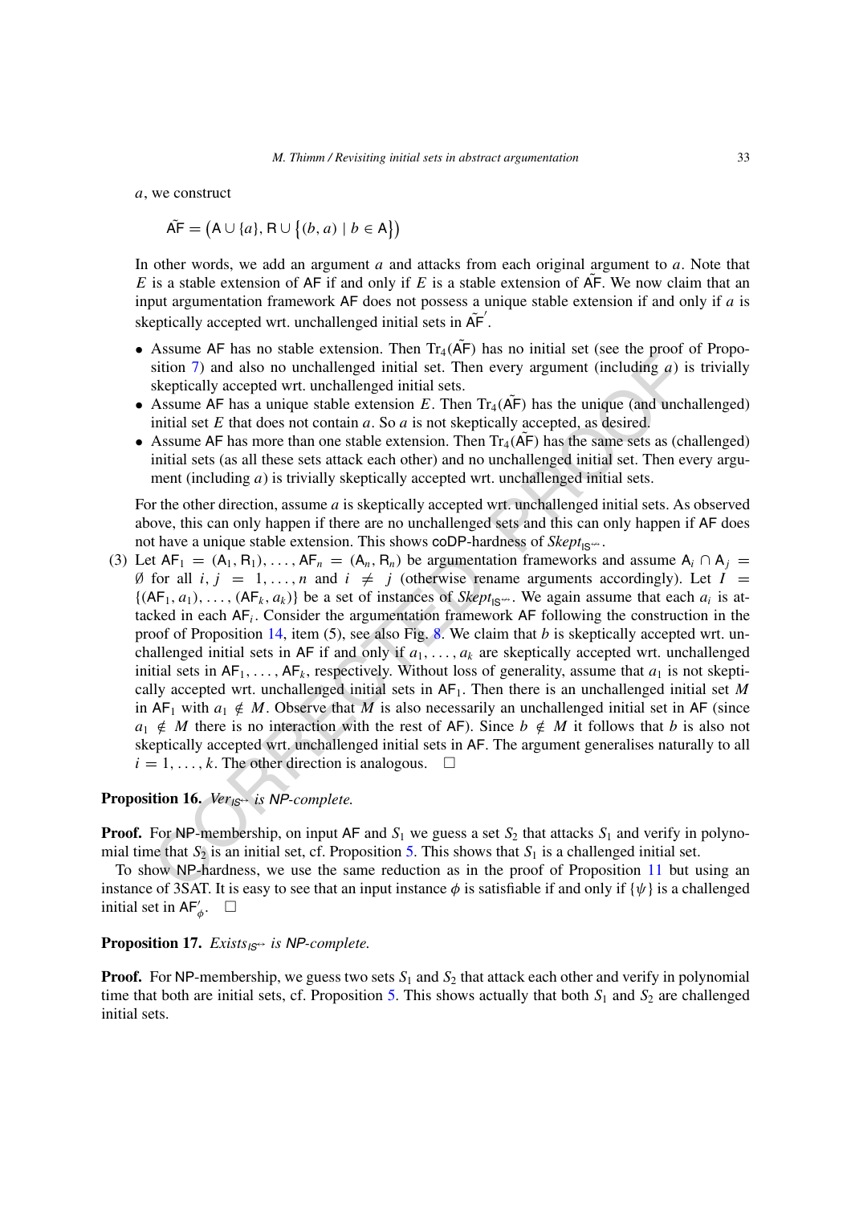$a$, we construct

$$\tilde{\mathsf{AF}} = \left(\mathsf{A} \cup \{a\}, \mathsf{R} \cup \left\{(b, a) \mid b \in \mathsf{A}\right\}\right)$$

In other words, we add an argument $a$ and attacks from each original argument to $a$. Note that $E$ is a stable extension of $\mathsf{AF}$ if and only if $E$ is a stable extension of $\tilde{\mathsf{AF}}$. We now claim that an input argumentation framework $\mathsf{AF}$ does not possess a unique stable extension if and only if $a$ is skeptically accepted wrt. unchallenged initial sets in $\tilde{\mathsf{AF}}'$.

- Assume $\mathsf{AF}$ has no stable extension. Then $\mathrm{Tr}_4(\tilde{\mathsf{AF}})$ has no initial set (see the proof of Proposition 7) and also no unchallenged initial set. Then every argument (including $a$) is trivially skeptically accepted wrt. unchallenged initial sets.
- Assume $\mathsf{AF}$ has a unique stable extension $E$. Then $\mathrm{Tr}_4(\tilde{\mathsf{AF}})$ has the unique (and unchallenged) initial set $E$ that does not contain $a$. So $a$ is not skeptically accepted, as desired.
- Assume $\mathsf{AF}$ has more than one stable extension. Then $\mathrm{Tr}_4(\tilde{\mathsf{AF}})$ has the same sets as (challenged) initial sets (as all these sets attack each other) and no unchallenged initial set. Then every argument (including $a$) is trivially skeptically accepted wrt. unchallenged initial sets.

For the other direction, assume $a$ is skeptically accepted wrt. unchallenged initial sets. As observed above, this can only happen if there are no unchallenged sets and this can only happen if $\mathsf{AF}$ does not have a unique stable extension. This shows coDP-hardness of $\mathit{Skept}_{\mathsf{IS}^{\not\leftrightarrow}}$.

(3) Let $\mathsf{AF}_1 = (\mathsf{A}_1, \mathsf{R}_1), \ldots, \mathsf{AF}_n = (\mathsf{A}_n, \mathsf{R}_n)$ be argumentation frameworks and assume $\mathsf{A}_i \cap \mathsf{A}_j = \emptyset$ for all $i, j = 1, \ldots, n$ and $i \neq j$ (otherwise rename arguments accordingly). Let $I = \{(\mathsf{AF}_1, a_1), \ldots, (\mathsf{AF}_k, a_k)\}$ be a set of instances of $\mathit{Skept}_{\mathsf{IS}^{\not\leftrightarrow}}$. We again assume that each $a_i$ is attacked in each $\mathsf{AF}_i$. Consider the argumentation framework $\mathsf{AF}$ following the construction in the proof of Proposition 14, item (5), see also Fig. 8. We claim that $b$ is skeptically accepted wrt. unchallenged initial sets in $\mathsf{AF}$ if and only if $a_1, \ldots, a_k$ are skeptically accepted wrt. unchallenged initial sets in $\mathsf{AF}_1, \ldots, \mathsf{AF}_k$, respectively. Without loss of generality, assume that $a_1$ is not skeptically accepted wrt. unchallenged initial sets in $\mathsf{AF}_1$. Then there is an unchallenged initial set $M$ in $\mathsf{AF}_1$ with $a_1 \notin M$. Observe that $M$ is also necessarily an unchallenged initial set in $\mathsf{AF}$ (since $a_1 \notin M$ there is no interaction with the rest of $\mathsf{AF}$). Since $b \notin M$ it follows that $b$ is also not skeptically accepted wrt. unchallenged initial sets in $\mathsf{AF}$. The argument generalises naturally to all $i = 1, \ldots, k$. The other direction is analogous. □

**Proposition 16.** *$\mathit{Ver}_{\mathsf{IS}^{\leftrightarrow}}$ is NP-complete.*

**Proof.** For NP-membership, on input $\mathsf{AF}$ and $S_1$ we guess a set $S_2$ that attacks $S_1$ and verify in polynomial time that $S_2$ is an initial set, cf. Proposition 5. This shows that $S_1$ is a challenged initial set.

To show NP-hardness, we use the same reduction as in the proof of Proposition 11 but using an instance of 3SAT. It is easy to see that an input instance $\phi$ is satisfiable if and only if $\{\psi\}$ is a challenged initial set in $\mathsf{AF}'_\phi$. □

**Proposition 17.** *$\mathit{Exists}_{\mathsf{IS}^{\leftrightarrow}}$ is NP-complete.*

**Proof.** For NP-membership, we guess two sets $S_1$ and $S_2$ that attack each other and verify in polynomial time that both are initial sets, cf. Proposition 5. This shows actually that both $S_1$ and $S_2$ are challenged initial sets.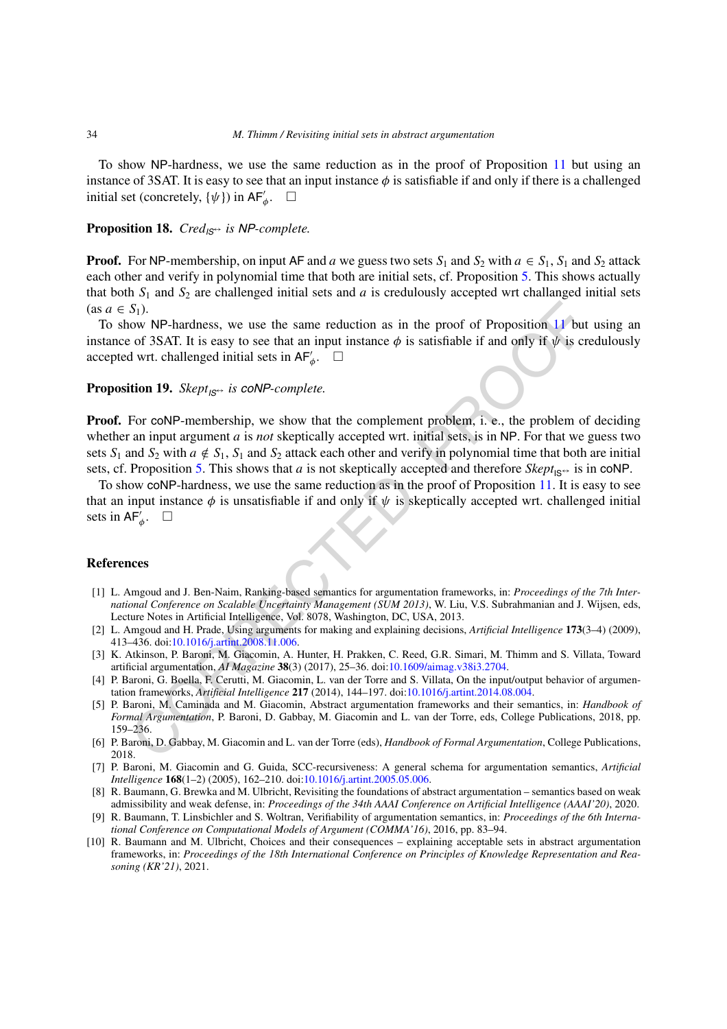To show NP-hardness, we use the same reduction as in the proof of Proposition 11 but using an instance of 3SAT. It is easy to see that an input instance $\phi$ is satisfiable if and only if there is a challenged initial set (concretely, $\{\psi\}$) in $\mathsf{AF}'_\phi$. $\square$

**Proposition 18.** *$Cred_{IS^{\leftrightarrow}}$ is NP-complete.*

**Proof.** For NP-membership, on input AF and $a$ we guess two sets $S_1$ and $S_2$ with $a \in S_1$, $S_1$ and $S_2$ attack each other and verify in polynomial time that both are initial sets, cf. Proposition 5. This shows actually that both $S_1$ and $S_2$ are challenged initial sets and $a$ is credulously accepted wrt challenged initial sets (as $a \in S_1$).

To show NP-hardness, we use the same reduction as in the proof of Proposition 11 but using an instance of 3SAT. It is easy to see that an input instance $\phi$ is satisfiable if and only if $\psi$ is credulously accepted wrt. challenged initial sets in $\mathsf{AF}'_\phi$. $\square$

**Proposition 19.** *$Skept_{IS^{\leftrightarrow}}$ is coNP-complete.*

**Proof.** For coNP-membership, we show that the complement problem, i. e., the problem of deciding whether an input argument $a$ is *not* skeptically accepted wrt. initial sets, is in NP. For that we guess two sets $S_1$ and $S_2$ with $a \notin S_1$, $S_1$ and $S_2$ attack each other and verify in polynomial time that both are initial sets, cf. Proposition 5. This shows that $a$ is not skeptically accepted and therefore $Skept_{IS^{\leftrightarrow}}$ is in coNP.

To show coNP-hardness, we use the same reduction as in the proof of Proposition 11. It is easy to see that an input instance $\phi$ is unsatisfiable if and only if $\psi$ is skeptically accepted wrt. challenged initial sets in $\mathsf{AF}'_\phi$. $\square$

## References

[1] L. Amgoud and J. Ben-Naim, Ranking-based semantics for argumentation frameworks, in: *Proceedings of the 7th International Conference on Scalable Uncertainty Management (SUM 2013)*, W. Liu, V.S. Subrahmanian and J. Wijsen, eds, Lecture Notes in Artificial Intelligence, Vol. 8078, Washington, DC, USA, 2013.

[2] L. Amgoud and H. Prade, Using arguments for making and explaining decisions, *Artificial Intelligence* **173**(3–4) (2009), 413–436. doi:10.1016/j.artint.2008.11.006.

[3] K. Atkinson, P. Baroni, M. Giacomin, A. Hunter, H. Prakken, C. Reed, G.R. Simari, M. Thimm and S. Villata, Toward artificial argumentation, *AI Magazine* **38**(3) (2017), 25–36. doi:10.1609/aimag.v38i3.2704.

[4] P. Baroni, G. Boella, F. Cerutti, M. Giacomin, L. van der Torre and S. Villata, On the input/output behavior of argumentation frameworks, *Artificial Intelligence* **217** (2014), 144–197. doi:10.1016/j.artint.2014.08.004.

[5] P. Baroni, M. Caminada and M. Giacomin, Abstract argumentation frameworks and their semantics, in: *Handbook of Formal Argumentation*, P. Baroni, D. Gabbay, M. Giacomin and L. van der Torre, eds, College Publications, 2018, pp. 159–236.

[6] P. Baroni, D. Gabbay, M. Giacomin and L. van der Torre (eds), *Handbook of Formal Argumentation*, College Publications, 2018.

[7] P. Baroni, M. Giacomin and G. Guida, SCC-recursiveness: A general schema for argumentation semantics, *Artificial Intelligence* **168**(1–2) (2005), 162–210. doi:10.1016/j.artint.2005.05.006.

[8] R. Baumann, G. Brewka and M. Ulbricht, Revisiting the foundations of abstract argumentation – semantics based on weak admissibility and weak defense, in: *Proceedings of the 34th AAAI Conference on Artificial Intelligence (AAAI'20)*, 2020.

[9] R. Baumann, T. Linsbichler and S. Woltran, Verifiability of argumentation semantics, in: *Proceedings of the 6th International Conference on Computational Models of Argument (COMMA'16)*, 2016, pp. 83–94.

[10] R. Baumann and M. Ulbricht, Choices and their consequences – explaining acceptable sets in abstract argumentation frameworks, in: *Proceedings of the 18th International Conference on Principles of Knowledge Representation and Reasoning (KR'21)*, 2021.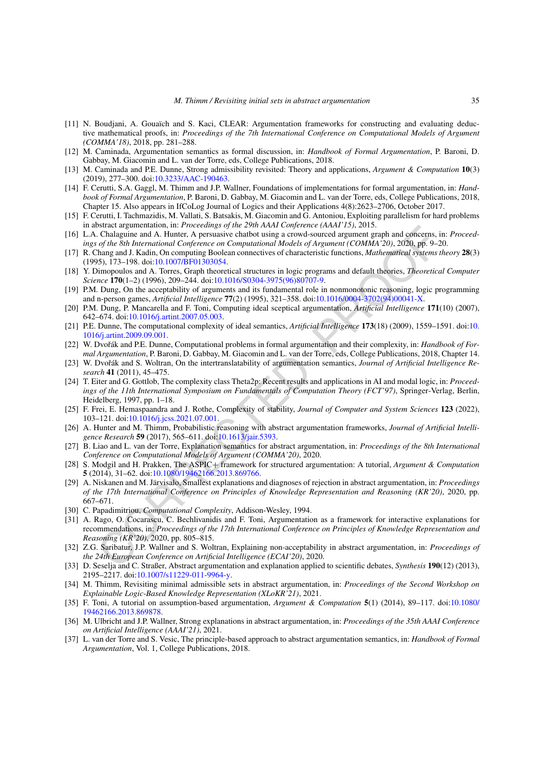[11] N. Boudjani, A. Gouaïch and S. Kaci, CLEAR: Argumentation frameworks for constructing and evaluating deductive mathematical proofs, in: *Proceedings of the 7th International Conference on Computational Models of Argument (COMMA'18)*, 2018, pp. 281–288.

[12] M. Caminada, Argumentation semantics as formal discussion, in: *Handbook of Formal Argumentation*, P. Baroni, D. Gabbay, M. Giacomin and L. van der Torre, eds, College Publications, 2018.

[13] M. Caminada and P.E. Dunne, Strong admissibility revisited: Theory and applications, *Argument & Computation* **10**(3) (2019), 277–300. doi:10.3233/AAC-190463.

[14] F. Cerutti, S.A. Gaggl, M. Thimm and J.P. Wallner, Foundations of implementations for formal argumentation, in: *Handbook of Formal Argumentation*, P. Baroni, D. Gabbay, M. Giacomin and L. van der Torre, eds, College Publications, 2018, Chapter 15. Also appears in IfCoLog Journal of Logics and their Applications 4(8):2623–2706, October 2017.

[15] F. Cerutti, I. Tachmazidis, M. Vallati, S. Batsakis, M. Giacomin and G. Antoniou, Exploiting parallelism for hard problems in abstract argumentation, in: *Proceedings of the 29th AAAI Conference (AAAI'15)*, 2015.

[16] L.A. Chalaguine and A. Hunter, A persuasive chatbot using a crowd-sourced argument graph and concerns, in: *Proceedings of the 8th International Conference on Computational Models of Argument (COMMA'20)*, 2020, pp. 9–20.

[17] R. Chang and J. Kadin, On computing Boolean connectives of characteristic functions, *Mathematical systems theory* **28**(3) (1995), 173–198. doi:10.1007/BF01303054.

[18] Y. Dimopoulos and A. Torres, Graph theoretical structures in logic programs and default theories, *Theoretical Computer Science* **170**(1–2) (1996), 209–244. doi:10.1016/S0304-3975(96)80707-9.

[19] P.M. Dung, On the acceptability of arguments and its fundamental role in nonmonotonic reasoning, logic programming and n-person games, *Artificial Intelligence* **77**(2) (1995), 321–358. doi:10.1016/0004-3702(94)00041-X.

[20] P.M. Dung, P. Mancarella and F. Toni, Computing ideal sceptical argumentation, *Artificial Intelligence* **171**(10) (2007), 642–674. doi:10.1016/j.artint.2007.05.003.

[21] P.E. Dunne, The computational complexity of ideal semantics, *Artificial Intelligence* **173**(18) (2009), 1559–1591. doi:10.1016/j.artint.2009.09.001.

[22] W. Dvořák and P.E. Dunne, Computational problems in formal argumentation and their complexity, in: *Handbook of Formal Argumentation*, P. Baroni, D. Gabbay, M. Giacomin and L. van der Torre, eds, College Publications, 2018, Chapter 14.

[23] W. Dvořák and S. Woltran, On the intertranslatability of argumentation semantics, *Journal of Artificial Intelligence Research* **41** (2011), 45–475.

[24] T. Eiter and G. Gottlob, The complexity class Theta2p: Recent results and applications in AI and modal logic, in: *Proceedings of the 11th International Symposium on Fundamentals of Computation Theory (FCT'97)*, Springer-Verlag, Berlin, Heidelberg, 1997, pp. 1–18.

[25] F. Frei, E. Hemaspaandra and J. Rothe, Complexity of stability, *Journal of Computer and System Sciences* **123** (2022), 103–121. doi:10.1016/j.jcss.2021.07.001.

[26] A. Hunter and M. Thimm, Probabilistic reasoning with abstract argumentation frameworks, *Journal of Artificial Intelligence Research* **59** (2017), 565–611. doi:10.1613/jair.5393.

[27] B. Liao and L. van der Torre, Explanation semantics for abstract argumentation, in: *Proceedings of the 8th International Conference on Computational Models of Argument (COMMA'20)*, 2020.

[28] S. Modgil and H. Prakken, The ASPIC+ framework for structured argumentation: A tutorial, *Argument & Computation* **5** (2014), 31–62. doi:10.1080/19462166.2013.869766.

[29] A. Niskanen and M. Järvisalo, Smallest explanations and diagnoses of rejection in abstract argumentation, in: *Proceedings of the 17th International Conference on Principles of Knowledge Representation and Reasoning (KR'20)*, 2020, pp. 667–671.

[30] C. Papadimitriou, *Computational Complexity*, Addison-Wesley, 1994.

[31] A. Rago, O. Cocarascu, C. Bechlivanidis and F. Toni, Argumentation as a framework for interactive explanations for recommendations, in: *Proceedings of the 17th International Conference on Principles of Knowledge Representation and Reasoning (KR'20)*, 2020, pp. 805–815.

[32] Z.G. Saribatur, J.P. Wallner and S. Woltran, Explaining non-acceptability in abstract argumentation, in: *Proceedings of the 24th European Conference on Artificial Intelligence (ECAI'20)*, 2020.

[33] D. Seselja and C. Straßer, Abstract argumentation and explanation applied to scientific debates, *Synthesis* **190**(12) (2013), 2195–2217. doi:10.1007/s11229-011-9964-y.

[34] M. Thimm, Revisiting minimal admissible sets in abstract argumentation, in: *Proceedings of the Second Workshop on Explainable Logic-Based Knowledge Representation (XLoKR'21)*, 2021.

[35] F. Toni, A tutorial on assumption-based argumentation, *Argument & Computation* **5**(1) (2014), 89–117. doi:10.1080/19462166.2013.869878.

[36] M. Ulbricht and J.P. Wallner, Strong explanations in abstract argumentation, in: *Proceedings of the 35th AAAI Conference on Artificial Intelligence (AAAI'21)*, 2021.

[37] L. van der Torre and S. Vesic, The principle-based approach to abstract argumentation semantics, in: *Handbook of Formal Argumentation*, Vol. 1, College Publications, 2018.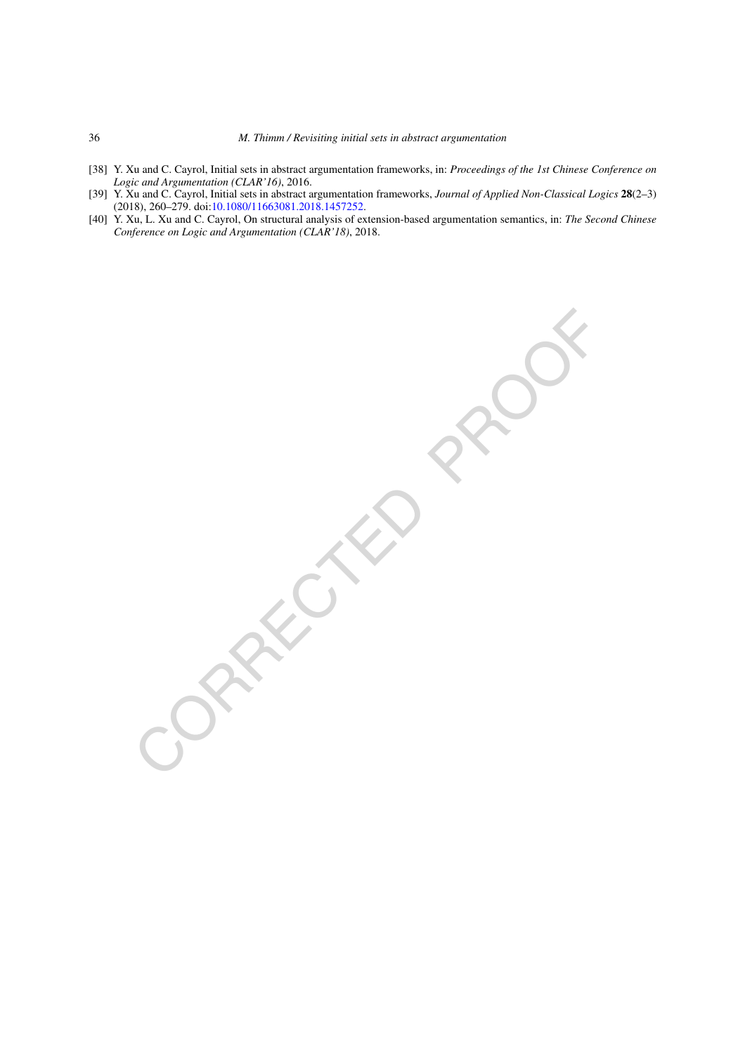[38] Y. Xu and C. Cayrol, Initial sets in abstract argumentation frameworks, in: *Proceedings of the 1st Chinese Conference on Logic and Argumentation (CLAR'16)*, 2016.

[39] Y. Xu and C. Cayrol, Initial sets in abstract argumentation frameworks, *Journal of Applied Non-Classical Logics* **28**(2–3) (2018), 260–279. doi:10.1080/11663081.2018.1457252.

[40] Y. Xu, L. Xu and C. Cayrol, On structural analysis of extension-based argumentation semantics, in: *The Second Chinese Conference on Logic and Argumentation (CLAR'18)*, 2018.